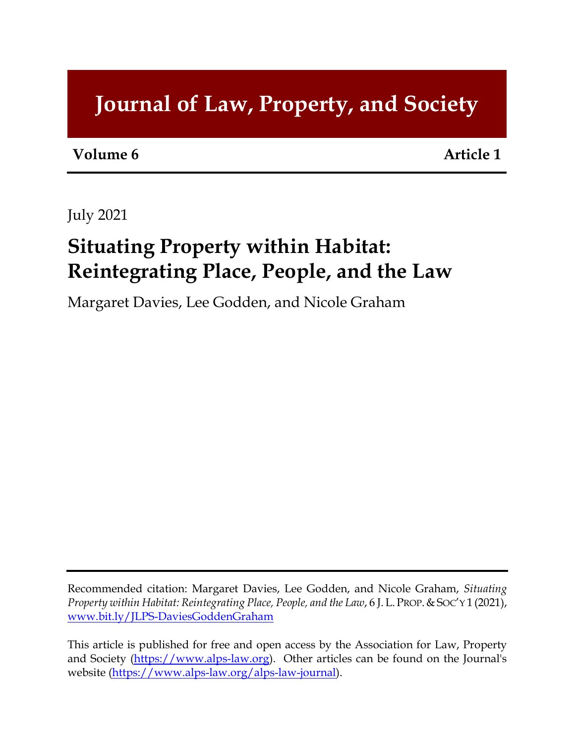# Journal of Law, Property, and Society

**Volume 6** **Article 1**

July 2021

## Situating Property within Habitat: Reintegrating Place, People, and the Law

Margaret Davies, Lee Godden, and Nicole Graham

Recommended citation: Margaret Davies, Lee Godden, and Nicole Graham, *Situating Property within Habitat: Reintegrating Place, People, and the Law*, 6 J. L. PROP. & SOC'Y 1 (2021), www.bit.ly/JLPS-DaviesGoddenGraham

This article is published for free and open access by the Association for Law, Property and Society (https://www.alps-law.org). Other articles can be found on the Journal's website (https://www.alps-law.org/alps-law-journal).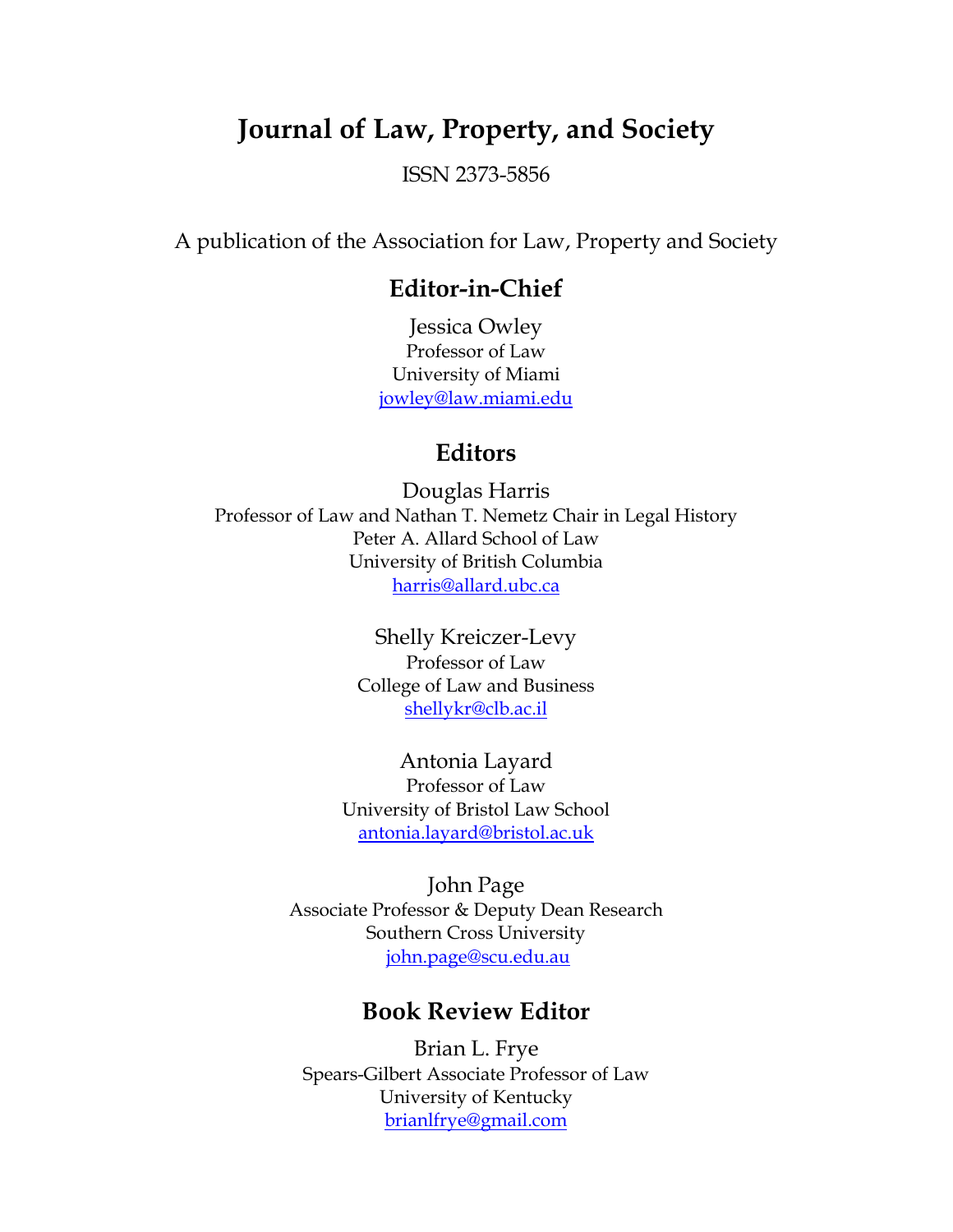# Journal of Law, Property, and Society

ISSN 2373-5856

A publication of the Association for Law, Property and Society

## Editor-in-Chief

Jessica Owley
Professor of Law
University of Miami
jowley@law.miami.edu

## Editors

Douglas Harris
Professor of Law and Nathan T. Nemetz Chair in Legal History
Peter A. Allard School of Law
University of British Columbia
harris@allard.ubc.ca

Shelly Kreiczer-Levy
Professor of Law
College of Law and Business
shellykr@clb.ac.il

Antonia Layard
Professor of Law
University of Bristol Law School
antonia.layard@bristol.ac.uk

John Page
Associate Professor & Deputy Dean Research
Southern Cross University
john.page@scu.edu.au

## Book Review Editor

Brian L. Frye
Spears-Gilbert Associate Professor of Law
University of Kentucky
brianlfrye@gmail.com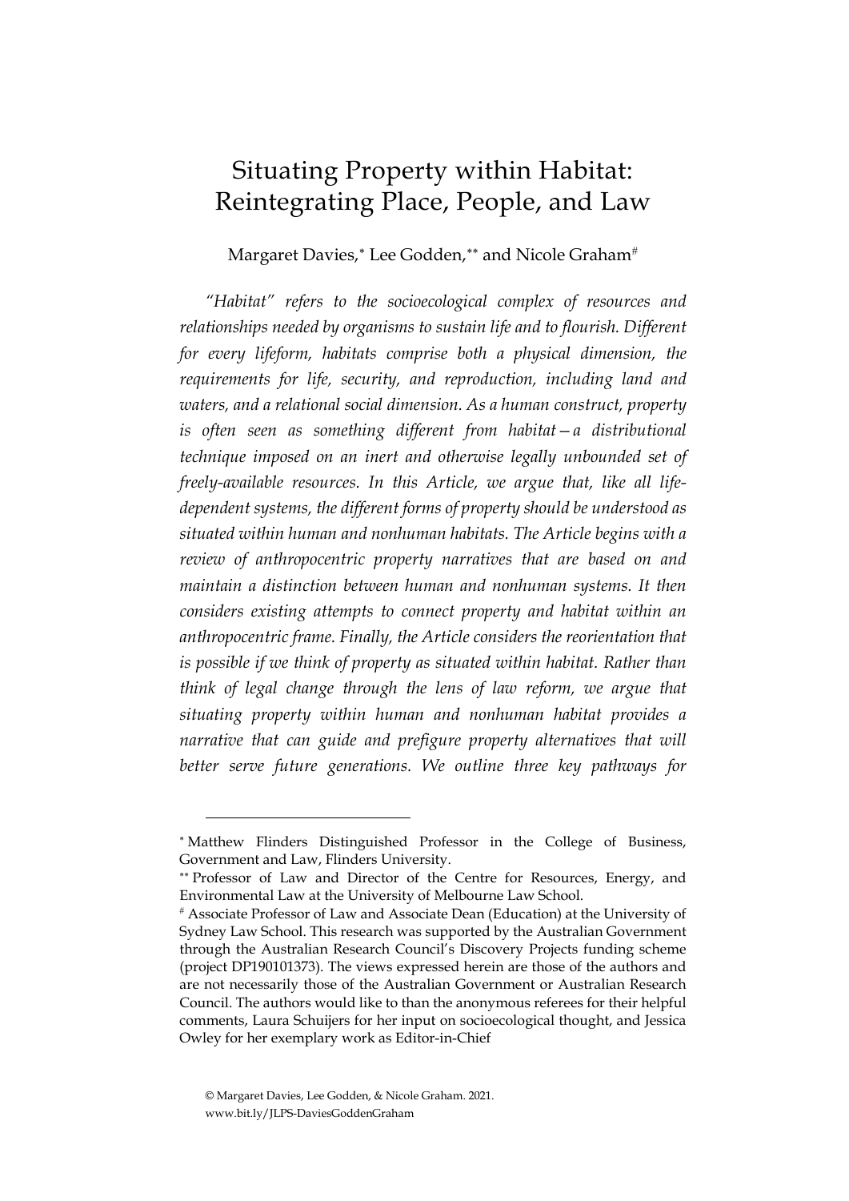# Situating Property within Habitat: Reintegrating Place, People, and Law

Margaret Davies,[*] Lee Godden,[**] and Nicole Graham[#]

*"Habitat" refers to the socioecological complex of resources and relationships needed by organisms to sustain life and to flourish. Different for every lifeform, habitats comprise both a physical dimension, the requirements for life, security, and reproduction, including land and waters, and a relational social dimension. As a human construct, property is often seen as something different from habitat—a distributional technique imposed on an inert and otherwise legally unbounded set of freely-available resources. In this Article, we argue that, like all life-dependent systems, the different forms of property should be understood as situated within human and nonhuman habitats. The Article begins with a review of anthropocentric property narratives that are based on and maintain a distinction between human and nonhuman systems. It then considers existing attempts to connect property and habitat within an anthropocentric frame. Finally, the Article considers the reorientation that is possible if we think of property as situated within habitat. Rather than think of legal change through the lens of law reform, we argue that situating property within human and nonhuman habitat provides a narrative that can guide and prefigure property alternatives that will better serve future generations. We outline three key pathways for*

---

[*] Matthew Flinders Distinguished Professor in the College of Business, Government and Law, Flinders University.

[**] Professor of Law and Director of the Centre for Resources, Energy, and Environmental Law at the University of Melbourne Law School.

[#] Associate Professor of Law and Associate Dean (Education) at the University of Sydney Law School. This research was supported by the Australian Government through the Australian Research Council's Discovery Projects funding scheme (project DP190101373). The views expressed herein are those of the authors and are not necessarily those of the Australian Government or Australian Research Council. The authors would like to than the anonymous referees for their helpful comments, Laura Schuijers for her input on socioecological thought, and Jessica Owley for her exemplary work as Editor-in-Chief

© Margaret Davies, Lee Godden, & Nicole Graham. 2021.
www.bit.ly/JLPS-DaviesGoddenGraham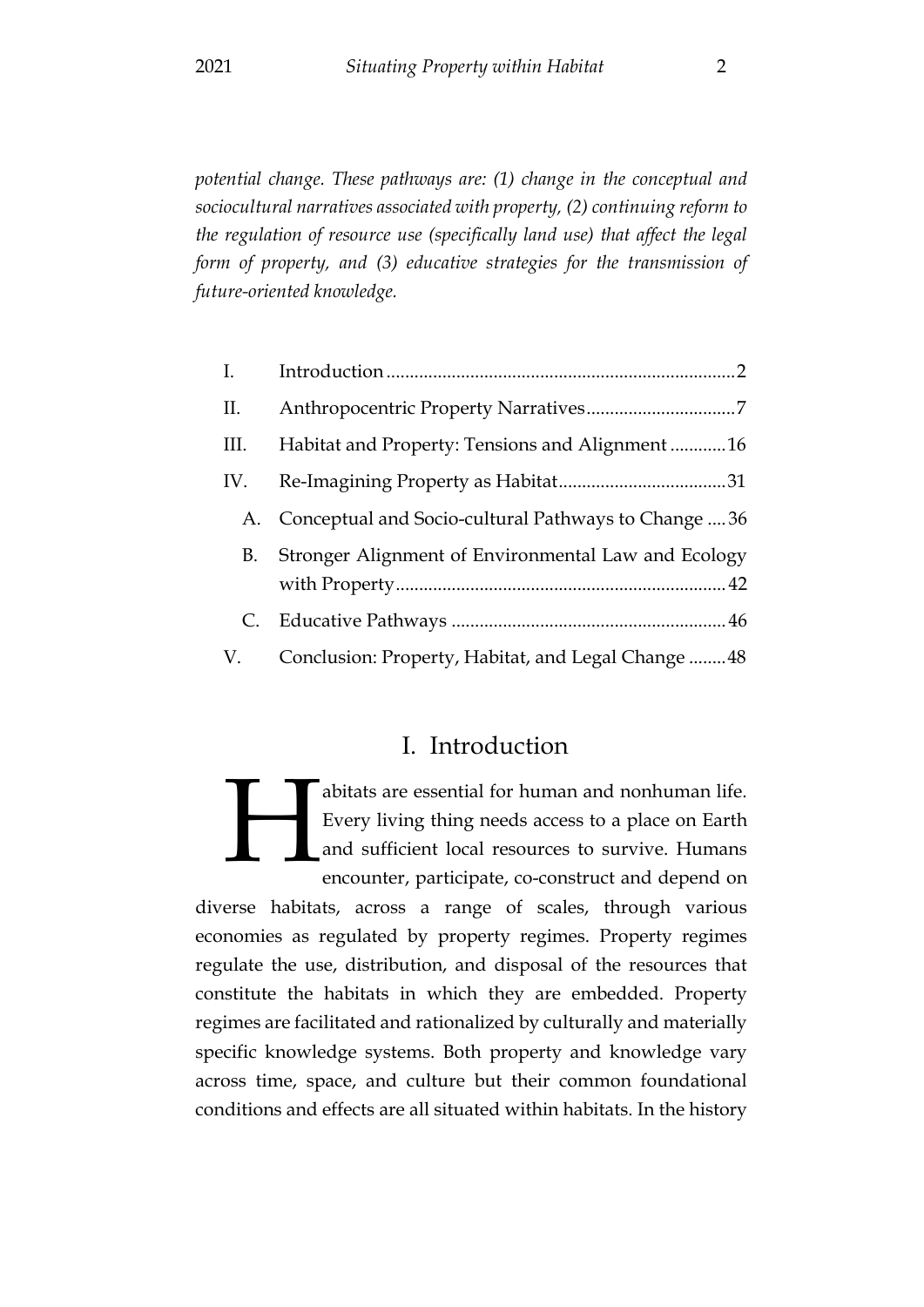*potential change. These pathways are: (1) change in the conceptual and sociocultural narratives associated with property, (2) continuing reform to the regulation of resource use (specifically land use) that affect the legal form of property, and (3) educative strategies for the transmission of future-oriented knowledge.*

| | | |
|---|---|---|
| I. | Introduction | 2 |
| II. | Anthropocentric Property Narratives | 7 |
| III. | Habitat and Property: Tensions and Alignment | 16 |
| IV. | Re-Imagining Property as Habitat | 31 |
| A. | Conceptual and Socio-cultural Pathways to Change | 36 |
| B. | Stronger Alignment of Environmental Law and Ecology with Property | 42 |
| C. | Educative Pathways | 46 |
| V. | Conclusion: Property, Habitat, and Legal Change | 48 |

# I. Introduction

Habitats are essential for human and nonhuman life. Every living thing needs access to a place on Earth and sufficient local resources to survive. Humans encounter, participate, co-construct and depend on diverse habitats, across a range of scales, through various economies as regulated by property regimes. Property regimes regulate the use, distribution, and disposal of the resources that constitute the habitats in which they are embedded. Property regimes are facilitated and rationalized by culturally and materially specific knowledge systems. Both property and knowledge vary across time, space, and culture but their common foundational conditions and effects are all situated within habitats. In the history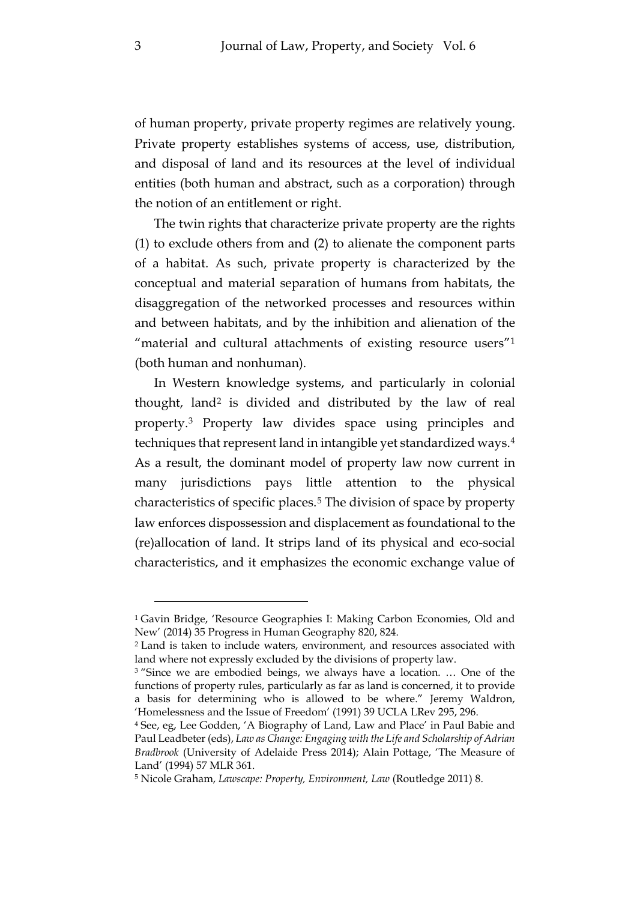of human property, private property regimes are relatively young. Private property establishes systems of access, use, distribution, and disposal of land and its resources at the level of individual entities (both human and abstract, such as a corporation) through the notion of an entitlement or right.

The twin rights that characterize private property are the rights (1) to exclude others from and (2) to alienate the component parts of a habitat. As such, private property is characterized by the conceptual and material separation of humans from habitats, the disaggregation of the networked processes and resources within and between habitats, and by the inhibition and alienation of the "material and cultural attachments of existing resource users"[1] (both human and nonhuman).

In Western knowledge systems, and particularly in colonial thought, land[2] is divided and distributed by the law of real property.[3] Property law divides space using principles and techniques that represent land in intangible yet standardized ways.[4] As a result, the dominant model of property law now current in many jurisdictions pays little attention to the physical characteristics of specific places.[5] The division of space by property law enforces dispossession and displacement as foundational to the (re)allocation of land. It strips land of its physical and eco-social characteristics, and it emphasizes the economic exchange value of

---

[1] Gavin Bridge, 'Resource Geographies I: Making Carbon Economies, Old and New' (2014) 35 Progress in Human Geography 820, 824.

[2] Land is taken to include waters, environment, and resources associated with land where not expressly excluded by the divisions of property law.

[3] "Since we are embodied beings, we always have a location. … One of the functions of property rules, particularly as far as land is concerned, it to provide a basis for determining who is allowed to be where." Jeremy Waldron, 'Homelessness and the Issue of Freedom' (1991) 39 UCLA LRev 295, 296.

[4] See, eg, Lee Godden, 'A Biography of Land, Law and Place' in Paul Babie and Paul Leadbeter (eds), *Law as Change: Engaging with the Life and Scholarship of Adrian Bradbrook* (University of Adelaide Press 2014); Alain Pottage, 'The Measure of Land' (1994) 57 MLR 361.

[5] Nicole Graham, *Lawscape: Property, Environment, Law* (Routledge 2011) 8.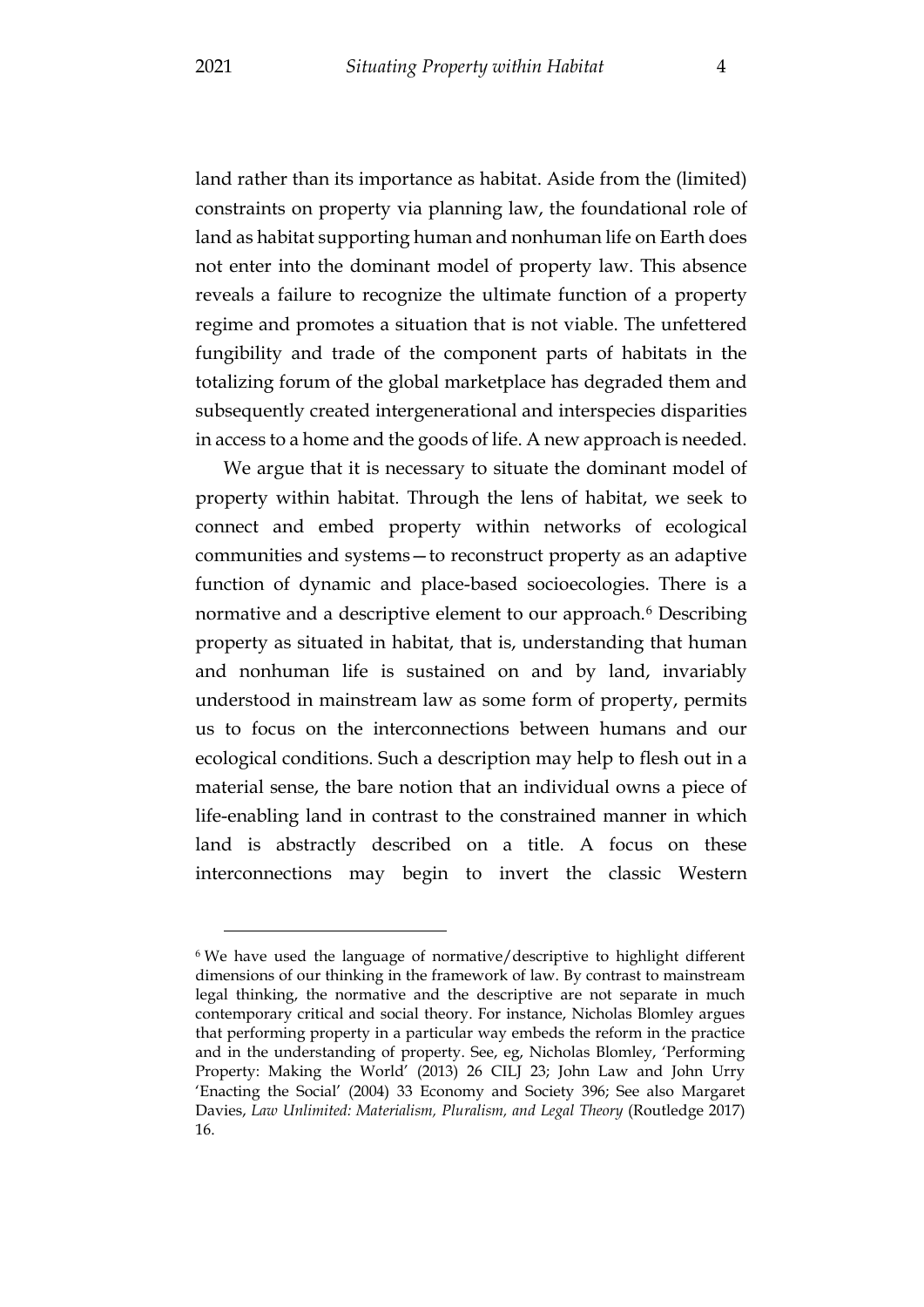land rather than its importance as habitat. Aside from the (limited) constraints on property via planning law, the foundational role of land as habitat supporting human and nonhuman life on Earth does not enter into the dominant model of property law. This absence reveals a failure to recognize the ultimate function of a property regime and promotes a situation that is not viable. The unfettered fungibility and trade of the component parts of habitats in the totalizing forum of the global marketplace has degraded them and subsequently created intergenerational and interspecies disparities in access to a home and the goods of life. A new approach is needed.

We argue that it is necessary to situate the dominant model of property within habitat. Through the lens of habitat, we seek to connect and embed property within networks of ecological communities and systems—to reconstruct property as an adaptive function of dynamic and place-based socioecologies. There is a normative and a descriptive element to our approach.[6] Describing property as situated in habitat, that is, understanding that human and nonhuman life is sustained on and by land, invariably understood in mainstream law as some form of property, permits us to focus on the interconnections between humans and our ecological conditions. Such a description may help to flesh out in a material sense, the bare notion that an individual owns a piece of life-enabling land in contrast to the constrained manner in which land is abstractly described on a title. A focus on these interconnections may begin to invert the classic Western

---

[6] We have used the language of normative/descriptive to highlight different dimensions of our thinking in the framework of law. By contrast to mainstream legal thinking, the normative and the descriptive are not separate in much contemporary critical and social theory. For instance, Nicholas Blomley argues that performing property in a particular way embeds the reform in the practice and in the understanding of property. See, eg, Nicholas Blomley, 'Performing Property: Making the World' (2013) 26 CILJ 23; John Law and John Urry 'Enacting the Social' (2004) 33 Economy and Society 396; See also Margaret Davies, *Law Unlimited: Materialism, Pluralism, and Legal Theory* (Routledge 2017) 16.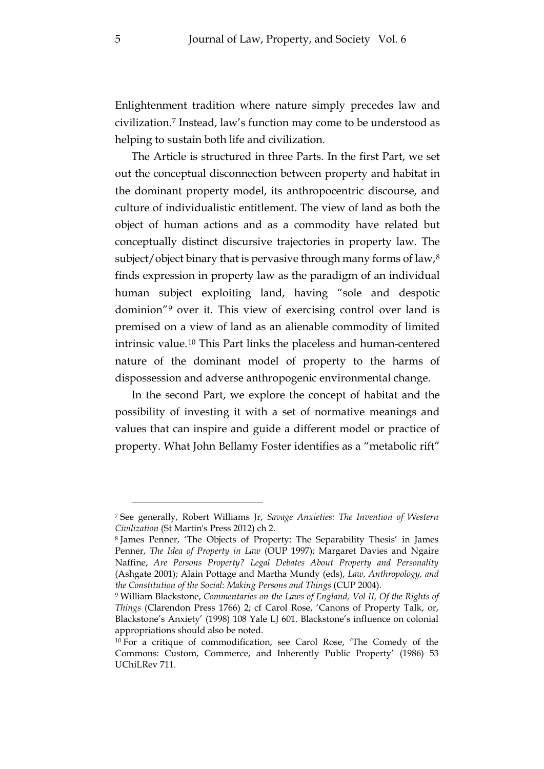Enlightenment tradition where nature simply precedes law and civilization.[7] Instead, law's function may come to be understood as helping to sustain both life and civilization.

The Article is structured in three Parts. In the first Part, we set out the conceptual disconnection between property and habitat in the dominant property model, its anthropocentric discourse, and culture of individualistic entitlement. The view of land as both the object of human actions and as a commodity have related but conceptually distinct discursive trajectories in property law. The subject/object binary that is pervasive through many forms of law,[8] finds expression in property law as the paradigm of an individual human subject exploiting land, having "sole and despotic dominion"[9] over it. This view of exercising control over land is premised on a view of land as an alienable commodity of limited intrinsic value.[10] This Part links the placeless and human-centered nature of the dominant model of property to the harms of dispossession and adverse anthropogenic environmental change.

In the second Part, we explore the concept of habitat and the possibility of investing it with a set of normative meanings and values that can inspire and guide a different model or practice of property. What John Bellamy Foster identifies as a "metabolic rift"

---

[7] See generally, Robert Williams Jr, *Savage Anxieties: The Invention of Western Civilization* (St Martin's Press 2012) ch 2.

[8] James Penner, 'The Objects of Property: The Separability Thesis' in James Penner, *The Idea of Property in Law* (OUP 1997); Margaret Davies and Ngaire Naffine, *Are Persons Property? Legal Debates About Property and Personality* (Ashgate 2001); Alain Pottage and Martha Mundy (eds), *Law, Anthropology, and the Constitution of the Social: Making Persons and Things* (CUP 2004).

[9] William Blackstone, *Commentaries on the Laws of England, Vol II, Of the Rights of Things* (Clarendon Press 1766) 2; cf Carol Rose, 'Canons of Property Talk, or, Blackstone's Anxiety' (1998) 108 Yale LJ 601. Blackstone's influence on colonial appropriations should also be noted.

[10] For a critique of commodification, see Carol Rose, 'The Comedy of the Commons: Custom, Commerce, and Inherently Public Property' (1986) 53 UChiLRev 711.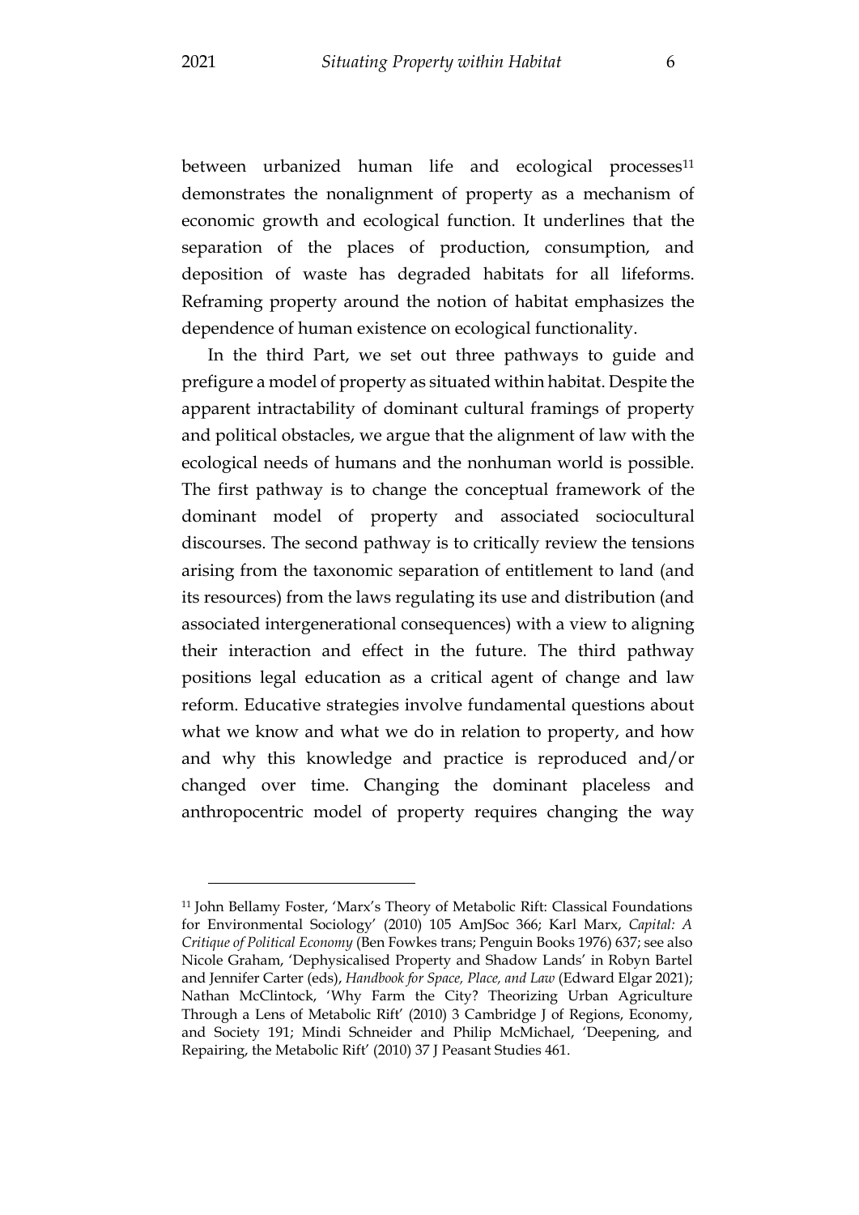between urbanized human life and ecological processes[11] demonstrates the nonalignment of property as a mechanism of economic growth and ecological function. It underlines that the separation of the places of production, consumption, and deposition of waste has degraded habitats for all lifeforms. Reframing property around the notion of habitat emphasizes the dependence of human existence on ecological functionality.

In the third Part, we set out three pathways to guide and prefigure a model of property as situated within habitat. Despite the apparent intractability of dominant cultural framings of property and political obstacles, we argue that the alignment of law with the ecological needs of humans and the nonhuman world is possible. The first pathway is to change the conceptual framework of the dominant model of property and associated sociocultural discourses. The second pathway is to critically review the tensions arising from the taxonomic separation of entitlement to land (and its resources) from the laws regulating its use and distribution (and associated intergenerational consequences) with a view to aligning their interaction and effect in the future. The third pathway positions legal education as a critical agent of change and law reform. Educative strategies involve fundamental questions about what we know and what we do in relation to property, and how and why this knowledge and practice is reproduced and/or changed over time. Changing the dominant placeless and anthropocentric model of property requires changing the way

---

[11] John Bellamy Foster, 'Marx's Theory of Metabolic Rift: Classical Foundations for Environmental Sociology' (2010) 105 AmJSoc 366; Karl Marx, *Capital: A Critique of Political Economy* (Ben Fowkes trans; Penguin Books 1976) 637; see also Nicole Graham, 'Dephysicalised Property and Shadow Lands' in Robyn Bartel and Jennifer Carter (eds), *Handbook for Space, Place, and Law* (Edward Elgar 2021); Nathan McClintock, 'Why Farm the City? Theorizing Urban Agriculture Through a Lens of Metabolic Rift' (2010) 3 Cambridge J of Regions, Economy, and Society 191; Mindi Schneider and Philip McMichael, 'Deepening, and Repairing, the Metabolic Rift' (2010) 37 J Peasant Studies 461.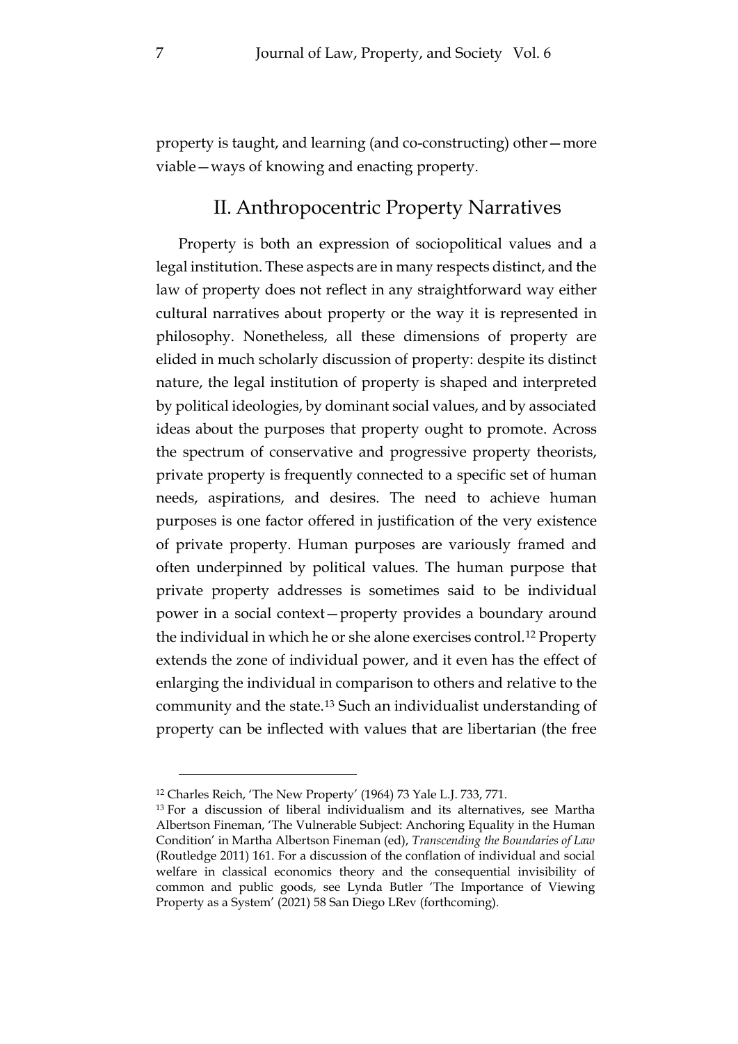property is taught, and learning (and co-constructing) other—more viable—ways of knowing and enacting property.

## II. Anthropocentric Property Narratives

Property is both an expression of sociopolitical values and a legal institution. These aspects are in many respects distinct, and the law of property does not reflect in any straightforward way either cultural narratives about property or the way it is represented in philosophy. Nonetheless, all these dimensions of property are elided in much scholarly discussion of property: despite its distinct nature, the legal institution of property is shaped and interpreted by political ideologies, by dominant social values, and by associated ideas about the purposes that property ought to promote. Across the spectrum of conservative and progressive property theorists, private property is frequently connected to a specific set of human needs, aspirations, and desires. The need to achieve human purposes is one factor offered in justification of the very existence of private property. Human purposes are variously framed and often underpinned by political values. The human purpose that private property addresses is sometimes said to be individual power in a social context—property provides a boundary around the individual in which he or she alone exercises control.[12] Property extends the zone of individual power, and it even has the effect of enlarging the individual in comparison to others and relative to the community and the state.[13] Such an individualist understanding of property can be inflected with values that are libertarian (the free

---

[12] Charles Reich, 'The New Property' (1964) 73 Yale L.J. 733, 771.

[13] For a discussion of liberal individualism and its alternatives, see Martha Albertson Fineman, 'The Vulnerable Subject: Anchoring Equality in the Human Condition' in Martha Albertson Fineman (ed), *Transcending the Boundaries of Law* (Routledge 2011) 161. For a discussion of the conflation of individual and social welfare in classical economics theory and the consequential invisibility of common and public goods, see Lynda Butler 'The Importance of Viewing Property as a System' (2021) 58 San Diego LRev (forthcoming).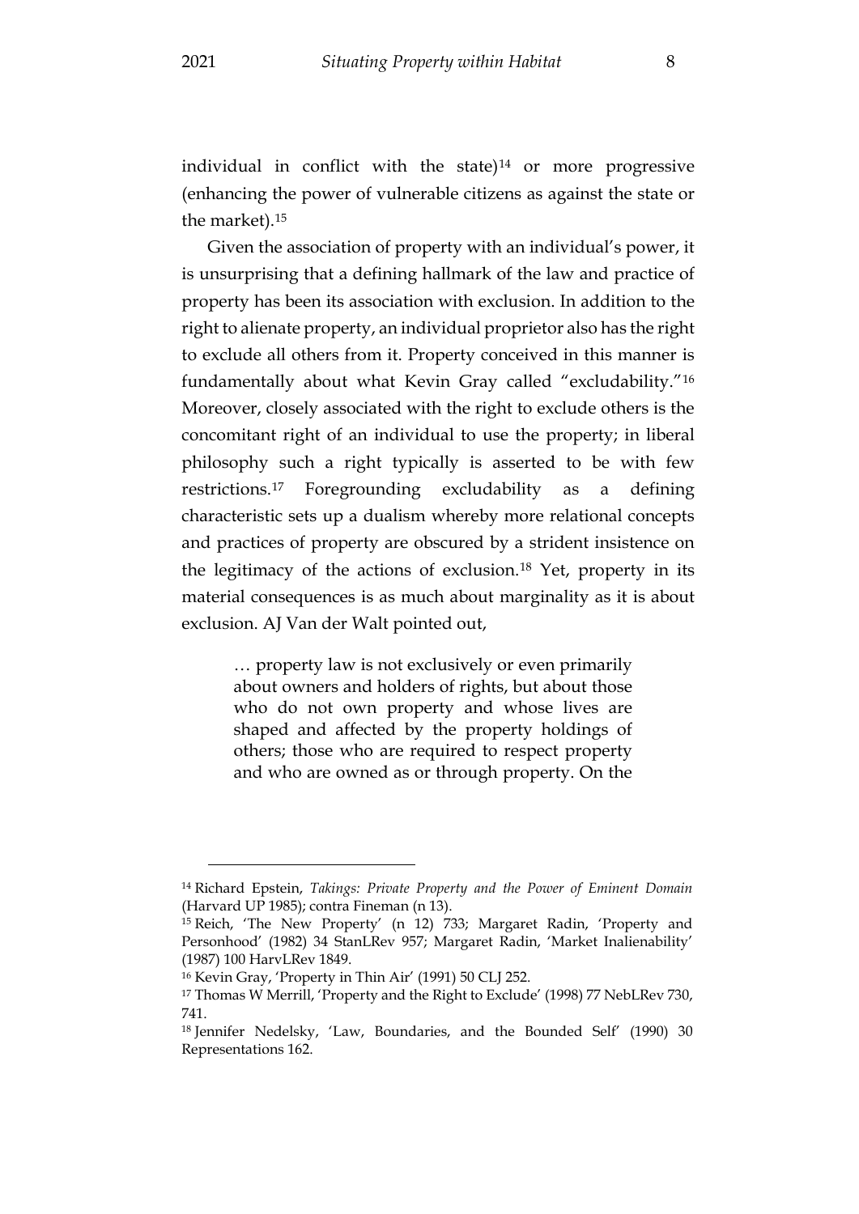individual in conflict with the state)[14] or more progressive (enhancing the power of vulnerable citizens as against the state or the market).[15]

Given the association of property with an individual's power, it is unsurprising that a defining hallmark of the law and practice of property has been its association with exclusion. In addition to the right to alienate property, an individual proprietor also has the right to exclude all others from it. Property conceived in this manner is fundamentally about what Kevin Gray called "excludability."[16] Moreover, closely associated with the right to exclude others is the concomitant right of an individual to use the property; in liberal philosophy such a right typically is asserted to be with few restrictions.[17] Foregrounding excludability as a defining characteristic sets up a dualism whereby more relational concepts and practices of property are obscured by a strident insistence on the legitimacy of the actions of exclusion.[18] Yet, property in its material consequences is as much about marginality as it is about exclusion. AJ Van der Walt pointed out,

> … property law is not exclusively or even primarily about owners and holders of rights, but about those who do not own property and whose lives are shaped and affected by the property holdings of others; those who are required to respect property and who are owned as or through property. On the

---

[14] Richard Epstein, *Takings: Private Property and the Power of Eminent Domain* (Harvard UP 1985); contra Fineman (n 13).

[15] Reich, 'The New Property' (n 12) 733; Margaret Radin, 'Property and Personhood' (1982) 34 StanLRev 957; Margaret Radin, 'Market Inalienability' (1987) 100 HarvLRev 1849.

[16] Kevin Gray, 'Property in Thin Air' (1991) 50 CLJ 252.

[17] Thomas W Merrill, 'Property and the Right to Exclude' (1998) 77 NebLRev 730, 741.

[18] Jennifer Nedelsky, 'Law, Boundaries, and the Bounded Self' (1990) 30 Representations 162.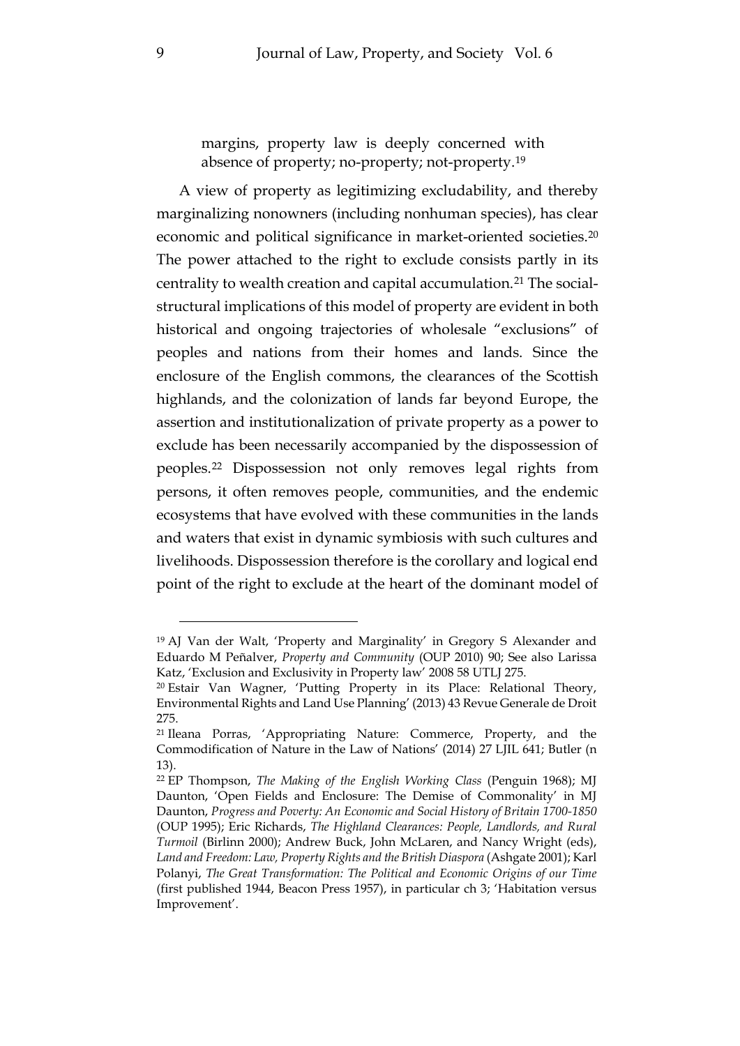> margins, property law is deeply concerned with absence of property; no-property; not-property.[19]

A view of property as legitimizing excludability, and thereby marginalizing nonowners (including nonhuman species), has clear economic and political significance in market-oriented societies.[20] The power attached to the right to exclude consists partly in its centrality to wealth creation and capital accumulation.[21] The social-structural implications of this model of property are evident in both historical and ongoing trajectories of wholesale "exclusions" of peoples and nations from their homes and lands. Since the enclosure of the English commons, the clearances of the Scottish highlands, and the colonization of lands far beyond Europe, the assertion and institutionalization of private property as a power to exclude has been necessarily accompanied by the dispossession of peoples.[22] Dispossession not only removes legal rights from persons, it often removes people, communities, and the endemic ecosystems that have evolved with these communities in the lands and waters that exist in dynamic symbiosis with such cultures and livelihoods. Dispossession therefore is the corollary and logical end point of the right to exclude at the heart of the dominant model of

---

[19] AJ Van der Walt, 'Property and Marginality' in Gregory S Alexander and Eduardo M Peñalver, *Property and Community* (OUP 2010) 90; See also Larissa Katz, 'Exclusion and Exclusivity in Property law' 2008 58 UTLJ 275.

[20] Estair Van Wagner, 'Putting Property in its Place: Relational Theory, Environmental Rights and Land Use Planning' (2013) 43 Revue Generale de Droit 275.

[21] Ileana Porras, 'Appropriating Nature: Commerce, Property, and the Commodification of Nature in the Law of Nations' (2014) 27 LJIL 641; Butler (n 13).

[22] EP Thompson, *The Making of the English Working Class* (Penguin 1968); MJ Daunton, 'Open Fields and Enclosure: The Demise of Commonality' in MJ Daunton, *Progress and Poverty: An Economic and Social History of Britain 1700-1850* (OUP 1995); Eric Richards, *The Highland Clearances: People, Landlords, and Rural Turmoil* (Birlinn 2000); Andrew Buck, John McLaren, and Nancy Wright (eds), *Land and Freedom: Law, Property Rights and the British Diaspora* (Ashgate 2001); Karl Polanyi, *The Great Transformation: The Political and Economic Origins of our Time* (first published 1944, Beacon Press 1957), in particular ch 3; 'Habitation versus Improvement'.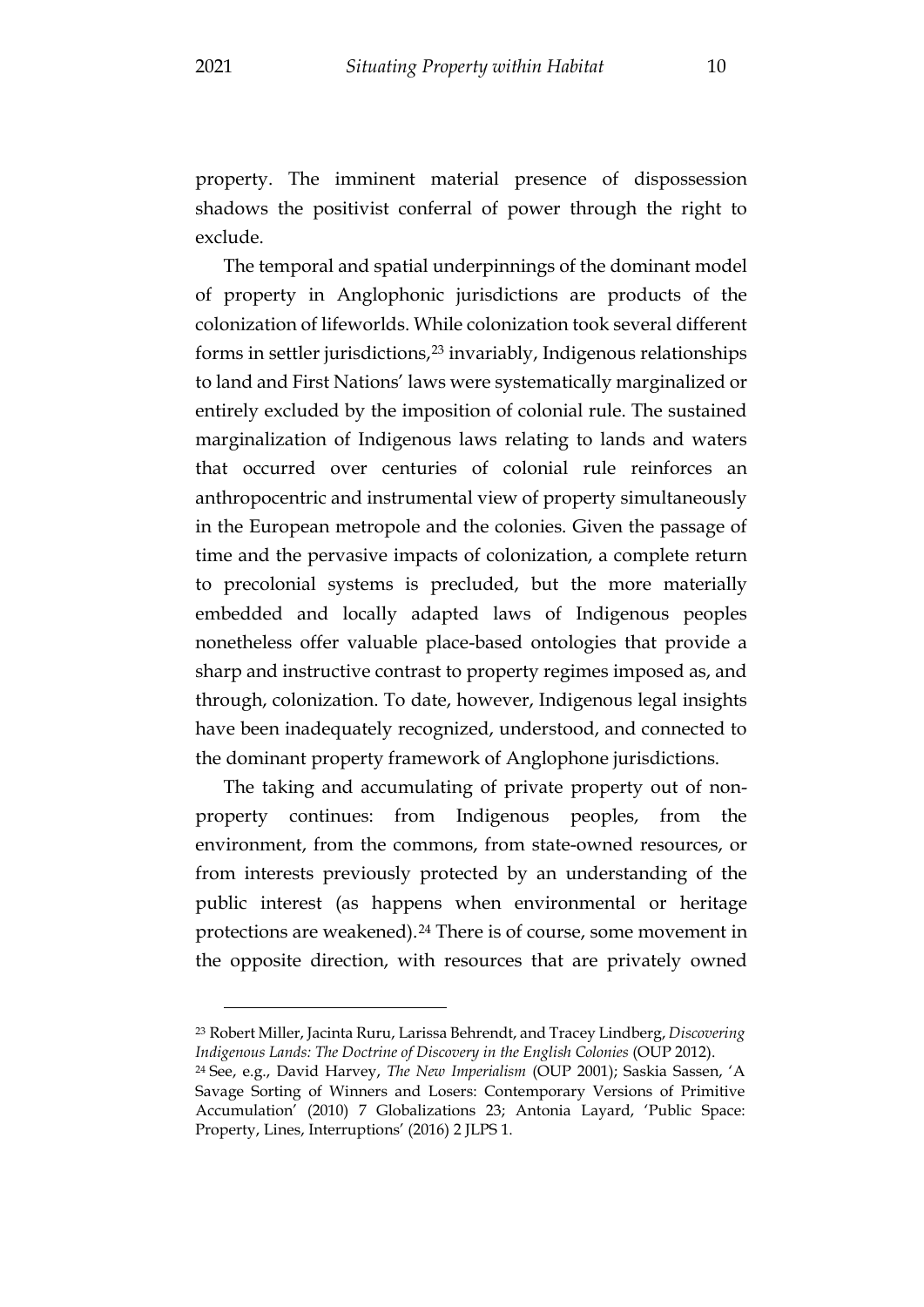property. The imminent material presence of dispossession shadows the positivist conferral of power through the right to exclude.

The temporal and spatial underpinnings of the dominant model of property in Anglophonic jurisdictions are products of the colonization of lifeworlds. While colonization took several different forms in settler jurisdictions,[23] invariably, Indigenous relationships to land and First Nations' laws were systematically marginalized or entirely excluded by the imposition of colonial rule. The sustained marginalization of Indigenous laws relating to lands and waters that occurred over centuries of colonial rule reinforces an anthropocentric and instrumental view of property simultaneously in the European metropole and the colonies. Given the passage of time and the pervasive impacts of colonization, a complete return to precolonial systems is precluded, but the more materially embedded and locally adapted laws of Indigenous peoples nonetheless offer valuable place-based ontologies that provide a sharp and instructive contrast to property regimes imposed as, and through, colonization. To date, however, Indigenous legal insights have been inadequately recognized, understood, and connected to the dominant property framework of Anglophone jurisdictions.

The taking and accumulating of private property out of non-property continues: from Indigenous peoples, from the environment, from the commons, from state-owned resources, or from interests previously protected by an understanding of the public interest (as happens when environmental or heritage protections are weakened).[24] There is of course, some movement in the opposite direction, with resources that are privately owned

---

[23] Robert Miller, Jacinta Ruru, Larissa Behrendt, and Tracey Lindberg, *Discovering Indigenous Lands: The Doctrine of Discovery in the English Colonies* (OUP 2012).

[24] See, e.g., David Harvey, *The New Imperialism* (OUP 2001); Saskia Sassen, 'A Savage Sorting of Winners and Losers: Contemporary Versions of Primitive Accumulation' (2010) 7 Globalizations 23; Antonia Layard, 'Public Space: Property, Lines, Interruptions' (2016) 2 JLPS 1.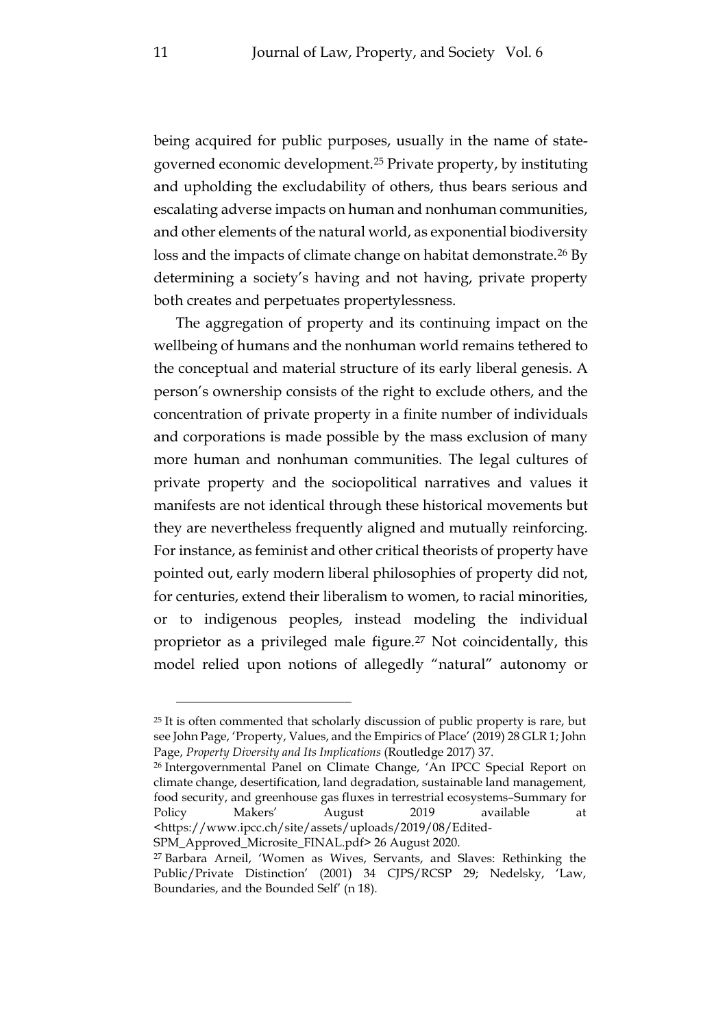being acquired for public purposes, usually in the name of state-governed economic development.[25] Private property, by instituting and upholding the excludability of others, thus bears serious and escalating adverse impacts on human and nonhuman communities, and other elements of the natural world, as exponential biodiversity loss and the impacts of climate change on habitat demonstrate.[26] By determining a society's having and not having, private property both creates and perpetuates propertylessness.

The aggregation of property and its continuing impact on the wellbeing of humans and the nonhuman world remains tethered to the conceptual and material structure of its early liberal genesis. A person's ownership consists of the right to exclude others, and the concentration of private property in a finite number of individuals and corporations is made possible by the mass exclusion of many more human and nonhuman communities. The legal cultures of private property and the sociopolitical narratives and values it manifests are not identical through these historical movements but they are nevertheless frequently aligned and mutually reinforcing. For instance, as feminist and other critical theorists of property have pointed out, early modern liberal philosophies of property did not, for centuries, extend their liberalism to women, to racial minorities, or to indigenous peoples, instead modeling the individual proprietor as a privileged male figure.[27] Not coincidentally, this model relied upon notions of allegedly "natural" autonomy or

---

[25] It is often commented that scholarly discussion of public property is rare, but see John Page, 'Property, Values, and the Empirics of Place' (2019) 28 GLR 1; John Page, *Property Diversity and Its Implications* (Routledge 2017) 37.

[26] Intergovernmental Panel on Climate Change, 'An IPCC Special Report on climate change, desertification, land degradation, sustainable land management, food security, and greenhouse gas fluxes in terrestrial ecosystems–Summary for Policy Makers' August 2019 available at <https://www.ipcc.ch/site/assets/uploads/2019/08/Edited-SPM_Approved_Microsite_FINAL.pdf> 26 August 2020.

[27] Barbara Arneil, 'Women as Wives, Servants, and Slaves: Rethinking the Public/Private Distinction' (2001) 34 CJPS/RCSP 29; Nedelsky, 'Law, Boundaries, and the Bounded Self' (n 18).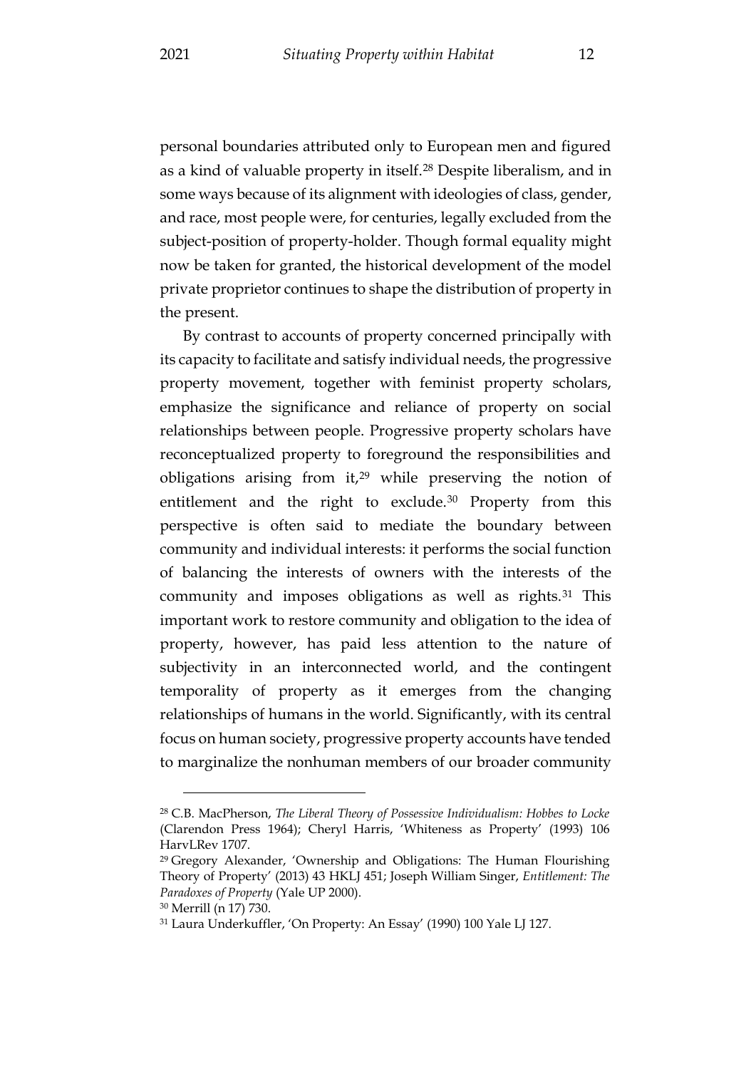personal boundaries attributed only to European men and figured as a kind of valuable property in itself.[28] Despite liberalism, and in some ways because of its alignment with ideologies of class, gender, and race, most people were, for centuries, legally excluded from the subject-position of property-holder. Though formal equality might now be taken for granted, the historical development of the model private proprietor continues to shape the distribution of property in the present.

By contrast to accounts of property concerned principally with its capacity to facilitate and satisfy individual needs, the progressive property movement, together with feminist property scholars, emphasize the significance and reliance of property on social relationships between people. Progressive property scholars have reconceptualized property to foreground the responsibilities and obligations arising from it,[29] while preserving the notion of entitlement and the right to exclude.[30] Property from this perspective is often said to mediate the boundary between community and individual interests: it performs the social function of balancing the interests of owners with the interests of the community and imposes obligations as well as rights.[31] This important work to restore community and obligation to the idea of property, however, has paid less attention to the nature of subjectivity in an interconnected world, and the contingent temporality of property as it emerges from the changing relationships of humans in the world. Significantly, with its central focus on human society, progressive property accounts have tended to marginalize the nonhuman members of our broader community

---

[28] C.B. MacPherson, *The Liberal Theory of Possessive Individualism: Hobbes to Locke* (Clarendon Press 1964); Cheryl Harris, 'Whiteness as Property' (1993) 106 HarvLRev 1707.

[29] Gregory Alexander, 'Ownership and Obligations: The Human Flourishing Theory of Property' (2013) 43 HKLJ 451; Joseph William Singer, *Entitlement: The Paradoxes of Property* (Yale UP 2000).

[30] Merrill (n 17) 730.

[31] Laura Underkuffler, 'On Property: An Essay' (1990) 100 Yale LJ 127.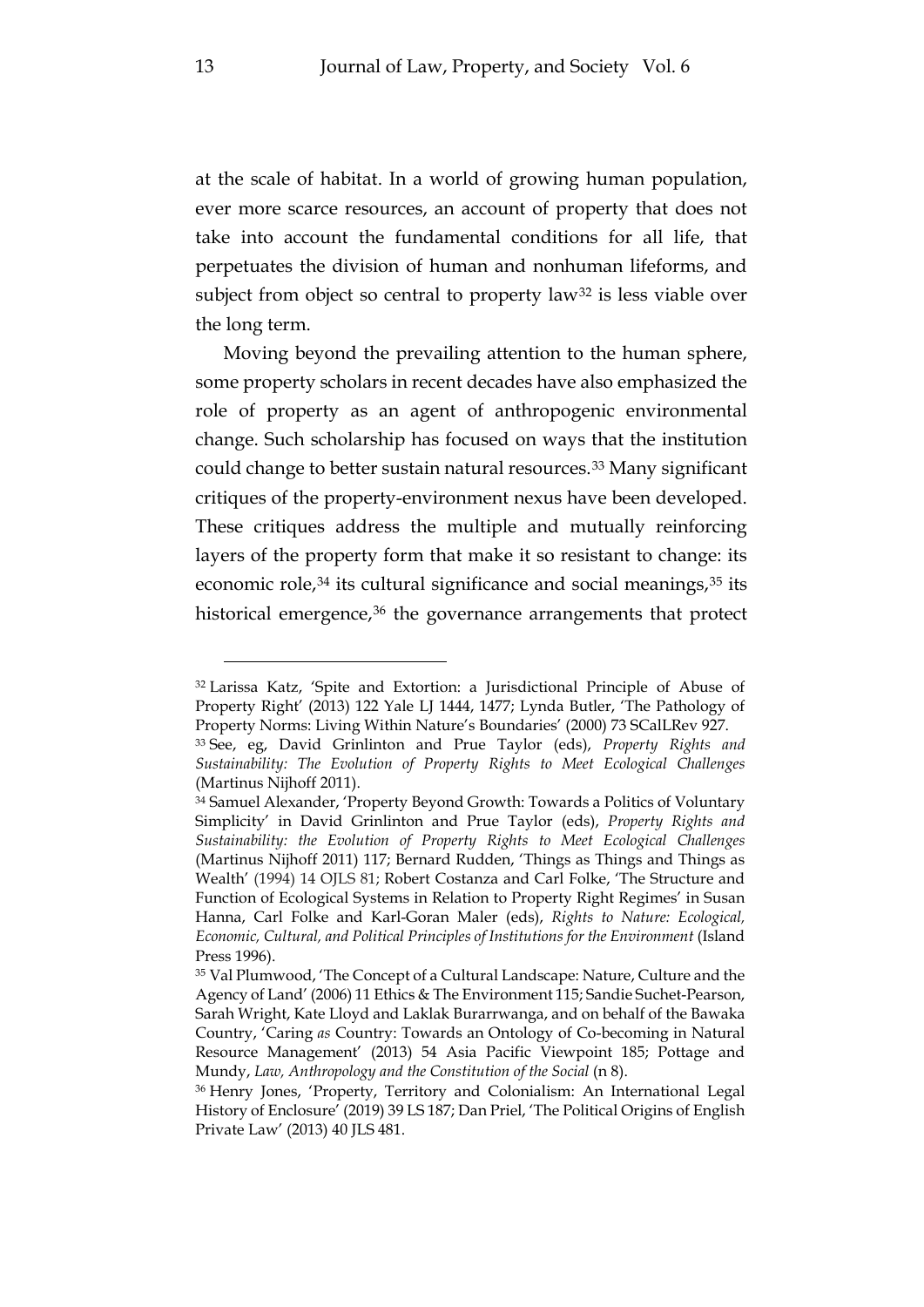at the scale of habitat. In a world of growing human population, ever more scarce resources, an account of property that does not take into account the fundamental conditions for all life, that perpetuates the division of human and nonhuman lifeforms, and subject from object so central to property law[32] is less viable over the long term.

Moving beyond the prevailing attention to the human sphere, some property scholars in recent decades have also emphasized the role of property as an agent of anthropogenic environmental change. Such scholarship has focused on ways that the institution could change to better sustain natural resources.[33] Many significant critiques of the property-environment nexus have been developed. These critiques address the multiple and mutually reinforcing layers of the property form that make it so resistant to change: its economic role,[34] its cultural significance and social meanings,[35] its historical emergence,[36] the governance arrangements that protect

---

[32] Larissa Katz, 'Spite and Extortion: a Jurisdictional Principle of Abuse of Property Right' (2013) 122 Yale LJ 1444, 1477; Lynda Butler, 'The Pathology of Property Norms: Living Within Nature's Boundaries' (2000) 73 SCalLRev 927.

[33] See, eg, David Grinlinton and Prue Taylor (eds), *Property Rights and Sustainability: The Evolution of Property Rights to Meet Ecological Challenges* (Martinus Nijhoff 2011).

[34] Samuel Alexander, 'Property Beyond Growth: Towards a Politics of Voluntary Simplicity' in David Grinlinton and Prue Taylor (eds), *Property Rights and Sustainability: the Evolution of Property Rights to Meet Ecological Challenges* (Martinus Nijhoff 2011) 117; Bernard Rudden, 'Things as Things and Things as Wealth' (1994) 14 OJLS 81; Robert Costanza and Carl Folke, 'The Structure and Function of Ecological Systems in Relation to Property Right Regimes' in Susan Hanna, Carl Folke and Karl-Goran Maler (eds), *Rights to Nature: Ecological, Economic, Cultural, and Political Principles of Institutions for the Environment* (Island Press 1996).

[35] Val Plumwood, 'The Concept of a Cultural Landscape: Nature, Culture and the Agency of Land' (2006) 11 Ethics & The Environment 115; Sandie Suchet-Pearson, Sarah Wright, Kate Lloyd and Laklak Burarrwanga, and on behalf of the Bawaka Country, 'Caring *as* Country: Towards an Ontology of Co-becoming in Natural Resource Management' (2013) 54 Asia Pacific Viewpoint 185; Pottage and Mundy, *Law, Anthropology and the Constitution of the Social* (n 8).

[36] Henry Jones, 'Property, Territory and Colonialism: An International Legal History of Enclosure' (2019) 39 LS 187; Dan Priel, 'The Political Origins of English Private Law' (2013) 40 JLS 481.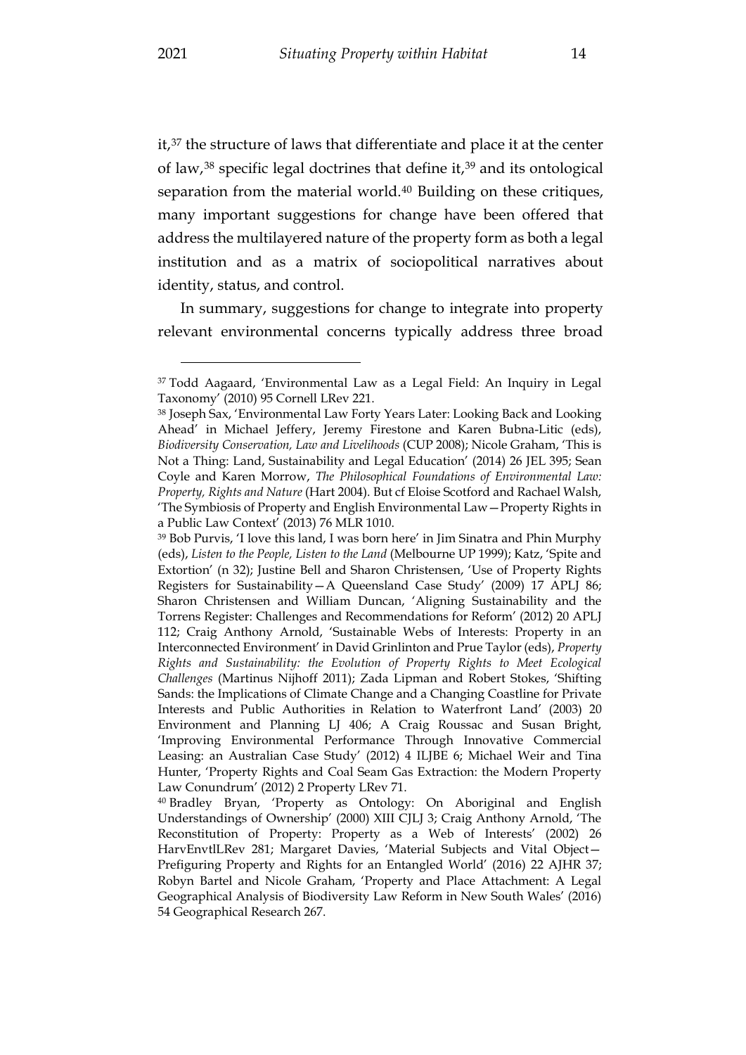it,[37] the structure of laws that differentiate and place it at the center of law,[38] specific legal doctrines that define it,[39] and its ontological separation from the material world.[40] Building on these critiques, many important suggestions for change have been offered that address the multilayered nature of the property form as both a legal institution and as a matrix of sociopolitical narratives about identity, status, and control.

In summary, suggestions for change to integrate into property relevant environmental concerns typically address three broad

---

[37] Todd Aagaard, 'Environmental Law as a Legal Field: An Inquiry in Legal Taxonomy' (2010) 95 Cornell LRev 221.

[38] Joseph Sax, 'Environmental Law Forty Years Later: Looking Back and Looking Ahead' in Michael Jeffery, Jeremy Firestone and Karen Bubna-Litic (eds), *Biodiversity Conservation, Law and Livelihoods* (CUP 2008); Nicole Graham, 'This is Not a Thing: Land, Sustainability and Legal Education' (2014) 26 JEL 395; Sean Coyle and Karen Morrow, *The Philosophical Foundations of Environmental Law: Property, Rights and Nature* (Hart 2004). But cf Eloise Scotford and Rachael Walsh, 'The Symbiosis of Property and English Environmental Law—Property Rights in a Public Law Context' (2013) 76 MLR 1010.

[39] Bob Purvis, 'I love this land, I was born here' in Jim Sinatra and Phin Murphy (eds), *Listen to the People, Listen to the Land* (Melbourne UP 1999); Katz, 'Spite and Extortion' (n 32); Justine Bell and Sharon Christensen, 'Use of Property Rights Registers for Sustainability—A Queensland Case Study' (2009) 17 APLJ 86; Sharon Christensen and William Duncan, 'Aligning Sustainability and the Torrens Register: Challenges and Recommendations for Reform' (2012) 20 APLJ 112; Craig Anthony Arnold, 'Sustainable Webs of Interests: Property in an Interconnected Environment' in David Grinlinton and Prue Taylor (eds), *Property Rights and Sustainability: the Evolution of Property Rights to Meet Ecological Challenges* (Martinus Nijhoff 2011); Zada Lipman and Robert Stokes, 'Shifting Sands: the Implications of Climate Change and a Changing Coastline for Private Interests and Public Authorities in Relation to Waterfront Land' (2003) 20 Environment and Planning LJ 406; A Craig Roussac and Susan Bright, 'Improving Environmental Performance Through Innovative Commercial Leasing: an Australian Case Study' (2012) 4 ILJBE 6; Michael Weir and Tina Hunter, 'Property Rights and Coal Seam Gas Extraction: the Modern Property Law Conundrum' (2012) 2 Property LRev 71.

[40] Bradley Bryan, 'Property as Ontology: On Aboriginal and English Understandings of Ownership' (2000) XIII CJLJ 3; Craig Anthony Arnold, 'The Reconstitution of Property: Property as a Web of Interests' (2002) 26 HarvEnvtlLRev 281; Margaret Davies, 'Material Subjects and Vital Object—Prefiguring Property and Rights for an Entangled World' (2016) 22 AJHR 37; Robyn Bartel and Nicole Graham, 'Property and Place Attachment: A Legal Geographical Analysis of Biodiversity Law Reform in New South Wales' (2016) 54 Geographical Research 267.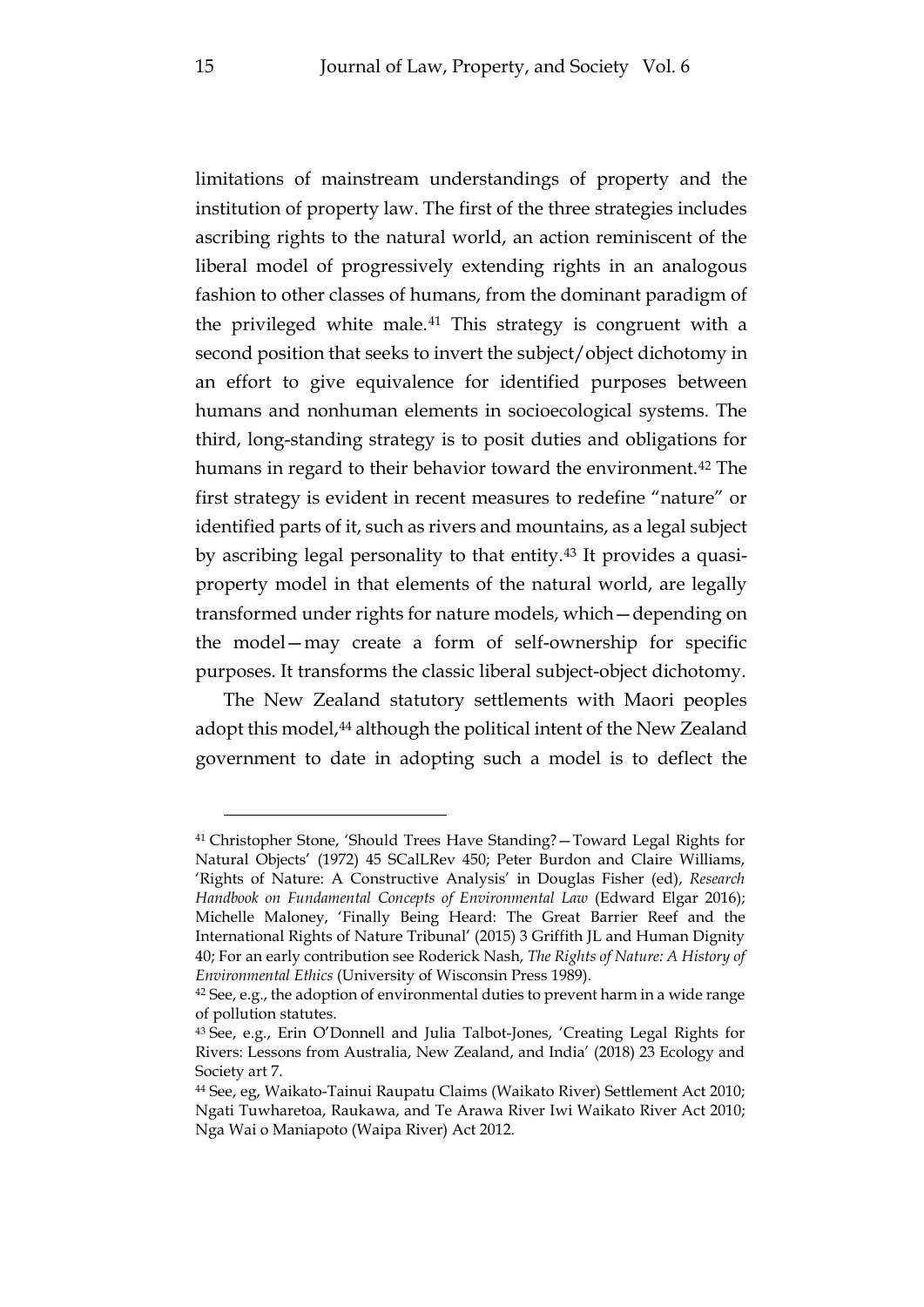limitations of mainstream understandings of property and the institution of property law. The first of the three strategies includes ascribing rights to the natural world, an action reminiscent of the liberal model of progressively extending rights in an analogous fashion to other classes of humans, from the dominant paradigm of the privileged white male.[41] This strategy is congruent with a second position that seeks to invert the subject/object dichotomy in an effort to give equivalence for identified purposes between humans and nonhuman elements in socioecological systems. The third, long-standing strategy is to posit duties and obligations for humans in regard to their behavior toward the environment.[42] The first strategy is evident in recent measures to redefine "nature" or identified parts of it, such as rivers and mountains, as a legal subject by ascribing legal personality to that entity.[43] It provides a quasi-property model in that elements of the natural world, are legally transformed under rights for nature models, which—depending on the model—may create a form of self-ownership for specific purposes. It transforms the classic liberal subject-object dichotomy.

The New Zealand statutory settlements with Maori peoples adopt this model,[44] although the political intent of the New Zealand government to date in adopting such a model is to deflect the

---

[41] Christopher Stone, 'Should Trees Have Standing?—Toward Legal Rights for Natural Objects' (1972) 45 SCalLRev 450; Peter Burdon and Claire Williams, 'Rights of Nature: A Constructive Analysis' in Douglas Fisher (ed), *Research Handbook on Fundamental Concepts of Environmental Law* (Edward Elgar 2016); Michelle Maloney, 'Finally Being Heard: The Great Barrier Reef and the International Rights of Nature Tribunal' (2015) 3 Griffith JL and Human Dignity 40; For an early contribution see Roderick Nash, *The Rights of Nature: A History of Environmental Ethics* (University of Wisconsin Press 1989).

[42] See, e.g., the adoption of environmental duties to prevent harm in a wide range of pollution statutes.

[43] See, e.g., Erin O'Donnell and Julia Talbot-Jones, 'Creating Legal Rights for Rivers: Lessons from Australia, New Zealand, and India' (2018) 23 Ecology and Society art 7.

[44] See, eg, Waikato-Tainui Raupatu Claims (Waikato River) Settlement Act 2010; Ngati Tuwharetoa, Raukawa, and Te Arawa River Iwi Waikato River Act 2010; Nga Wai o Maniapoto (Waipa River) Act 2012.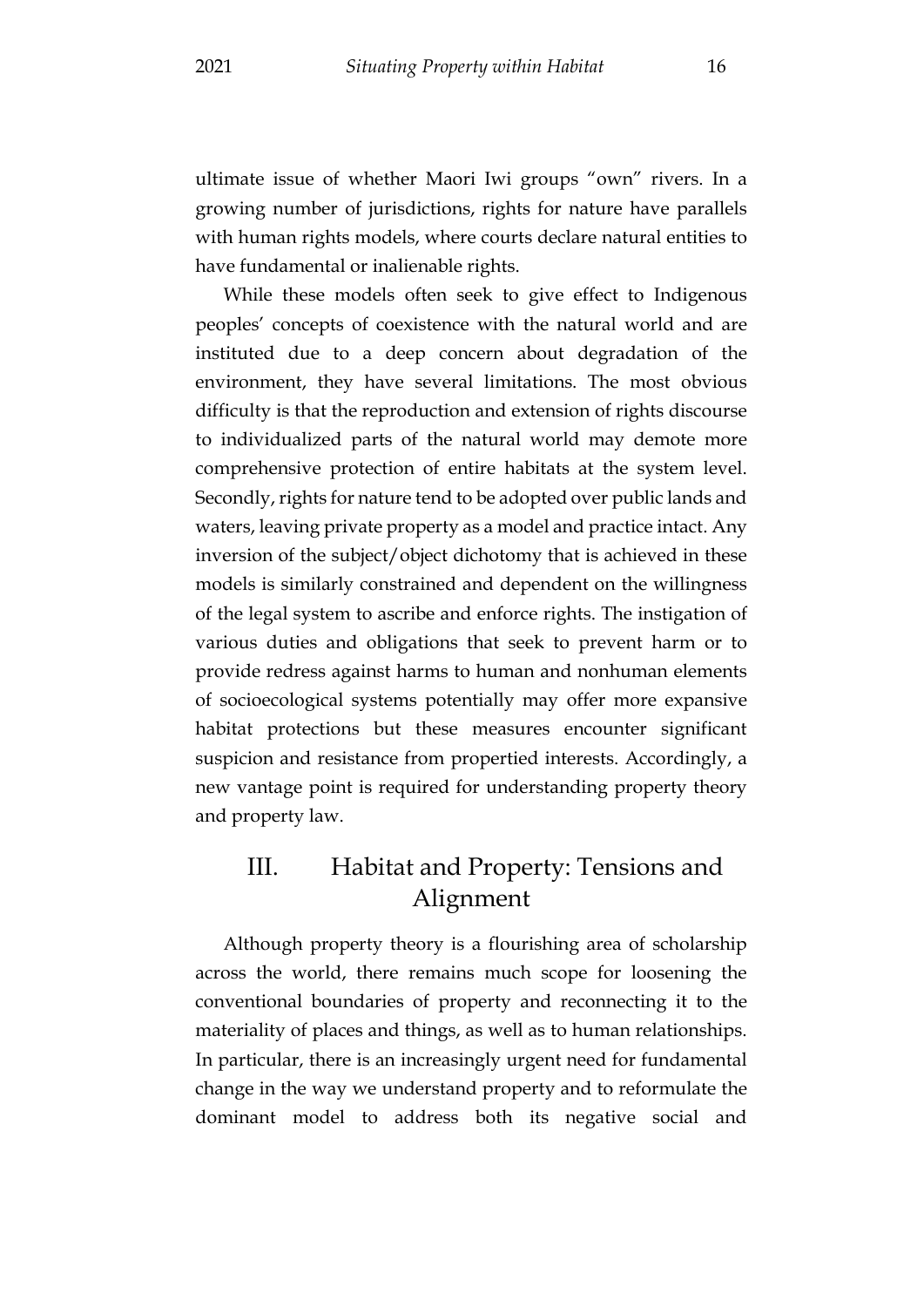ultimate issue of whether Maori Iwi groups "own" rivers. In a growing number of jurisdictions, rights for nature have parallels with human rights models, where courts declare natural entities to have fundamental or inalienable rights.

While these models often seek to give effect to Indigenous peoples' concepts of coexistence with the natural world and are instituted due to a deep concern about degradation of the environment, they have several limitations. The most obvious difficulty is that the reproduction and extension of rights discourse to individualized parts of the natural world may demote more comprehensive protection of entire habitats at the system level. Secondly, rights for nature tend to be adopted over public lands and waters, leaving private property as a model and practice intact. Any inversion of the subject/object dichotomy that is achieved in these models is similarly constrained and dependent on the willingness of the legal system to ascribe and enforce rights. The instigation of various duties and obligations that seek to prevent harm or to provide redress against harms to human and nonhuman elements of socioecological systems potentially may offer more expansive habitat protections but these measures encounter significant suspicion and resistance from propertied interests. Accordingly, a new vantage point is required for understanding property theory and property law.

## III. Habitat and Property: Tensions and Alignment

Although property theory is a flourishing area of scholarship across the world, there remains much scope for loosening the conventional boundaries of property and reconnecting it to the materiality of places and things, as well as to human relationships. In particular, there is an increasingly urgent need for fundamental change in the way we understand property and to reformulate the dominant model to address both its negative social and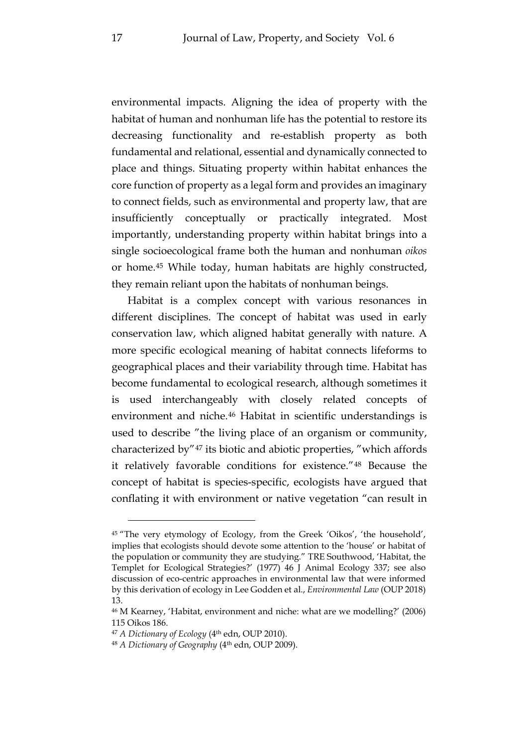environmental impacts. Aligning the idea of property with the habitat of human and nonhuman life has the potential to restore its decreasing functionality and re-establish property as both fundamental and relational, essential and dynamically connected to place and things. Situating property within habitat enhances the core function of property as a legal form and provides an imaginary to connect fields, such as environmental and property law, that are insufficiently conceptually or practically integrated. Most importantly, understanding property within habitat brings into a single socioecological frame both the human and nonhuman *oikos* or home.[45] While today, human habitats are highly constructed, they remain reliant upon the habitats of nonhuman beings.

Habitat is a complex concept with various resonances in different disciplines. The concept of habitat was used in early conservation law, which aligned habitat generally with nature. A more specific ecological meaning of habitat connects lifeforms to geographical places and their variability through time. Habitat has become fundamental to ecological research, although sometimes it is used interchangeably with closely related concepts of environment and niche.[46] Habitat in scientific understandings is used to describe "the living place of an organism or community, characterized by"[47] its biotic and abiotic properties, "which affords it relatively favorable conditions for existence."[48] Because the concept of habitat is species-specific, ecologists have argued that conflating it with environment or native vegetation "can result in

---

[45] "The very etymology of Ecology, from the Greek 'Oikos', 'the household', implies that ecologists should devote some attention to the 'house' or habitat of the population or community they are studying." TRE Southwood, 'Habitat, the Templet for Ecological Strategies?' (1977) 46 J Animal Ecology 337; see also discussion of eco-centric approaches in environmental law that were informed by this derivation of ecology in Lee Godden et al., *Environmental Law* (OUP 2018) 13.

[46] M Kearney, 'Habitat, environment and niche: what are we modelling?' (2006) 115 Oikos 186.

[47] *A Dictionary of Ecology* (4th edn, OUP 2010).

[48] *A Dictionary of Geography* (4th edn, OUP 2009).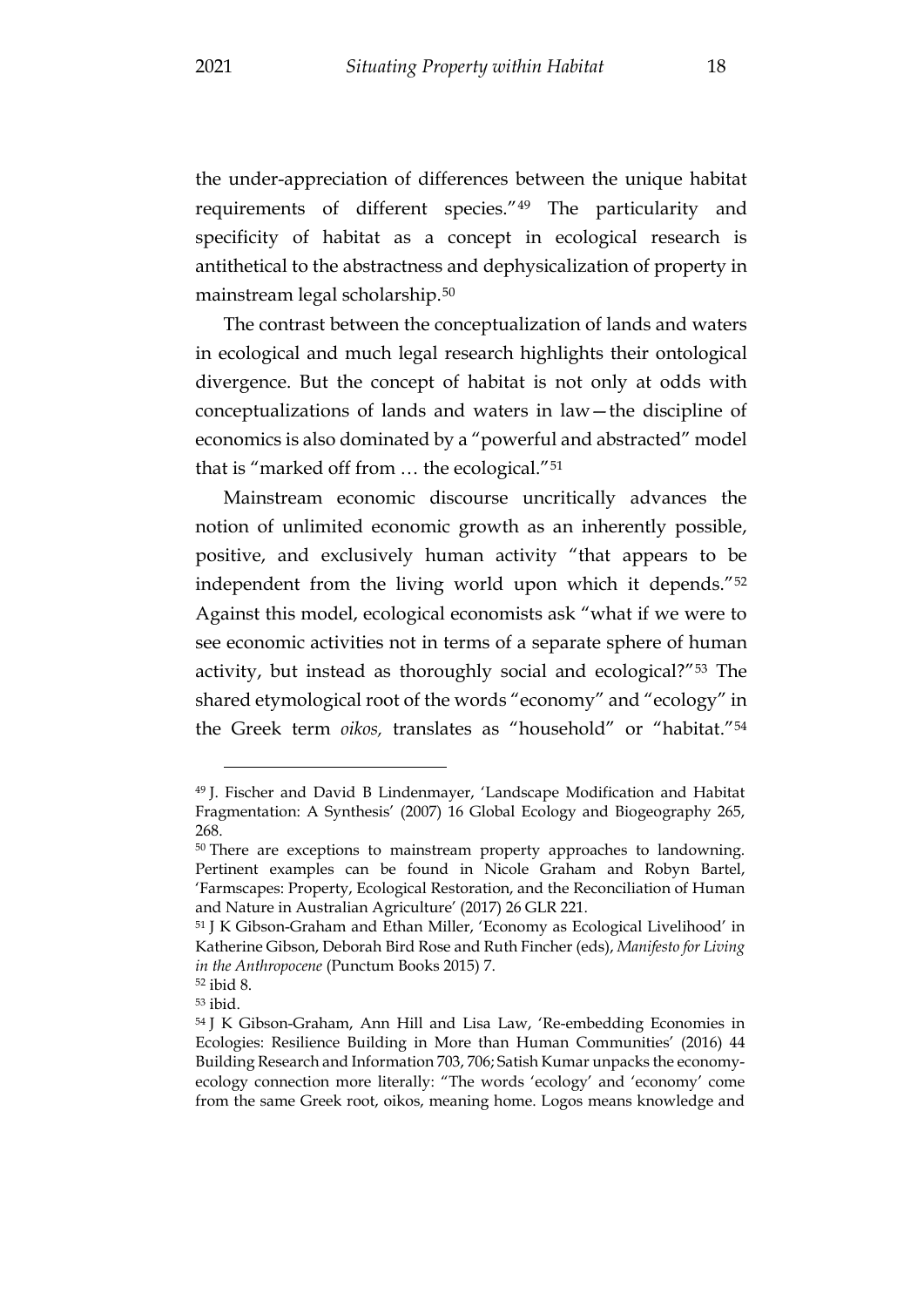the under-appreciation of differences between the unique habitat requirements of different species."[49] The particularity and specificity of habitat as a concept in ecological research is antithetical to the abstractness and dephysicalization of property in mainstream legal scholarship.[50]

The contrast between the conceptualization of lands and waters in ecological and much legal research highlights their ontological divergence. But the concept of habitat is not only at odds with conceptualizations of lands and waters in law—the discipline of economics is also dominated by a "powerful and abstracted" model that is "marked off from … the ecological."[51]

Mainstream economic discourse uncritically advances the notion of unlimited economic growth as an inherently possible, positive, and exclusively human activity "that appears to be independent from the living world upon which it depends."[52] Against this model, ecological economists ask "what if we were to see economic activities not in terms of a separate sphere of human activity, but instead as thoroughly social and ecological?"[53] The shared etymological root of the words "economy" and "ecology" in the Greek term *oikos,* translates as "household" or "habitat."[54]

---

[49] J. Fischer and David B Lindenmayer, 'Landscape Modification and Habitat Fragmentation: A Synthesis' (2007) 16 Global Ecology and Biogeography 265, 268.

[50] There are exceptions to mainstream property approaches to landowning. Pertinent examples can be found in Nicole Graham and Robyn Bartel, 'Farmscapes: Property, Ecological Restoration, and the Reconciliation of Human and Nature in Australian Agriculture' (2017) 26 GLR 221.

[51] J K Gibson-Graham and Ethan Miller, 'Economy as Ecological Livelihood' in Katherine Gibson, Deborah Bird Rose and Ruth Fincher (eds), *Manifesto for Living in the Anthropocene* (Punctum Books 2015) 7.

[52] ibid 8.

[53] ibid.

[54] J K Gibson-Graham, Ann Hill and Lisa Law, 'Re-embedding Economies in Ecologies: Resilience Building in More than Human Communities' (2016) 44 Building Research and Information 703, 706; Satish Kumar unpacks the economy-ecology connection more literally: "The words 'ecology' and 'economy' come from the same Greek root, oikos, meaning home. Logos means knowledge and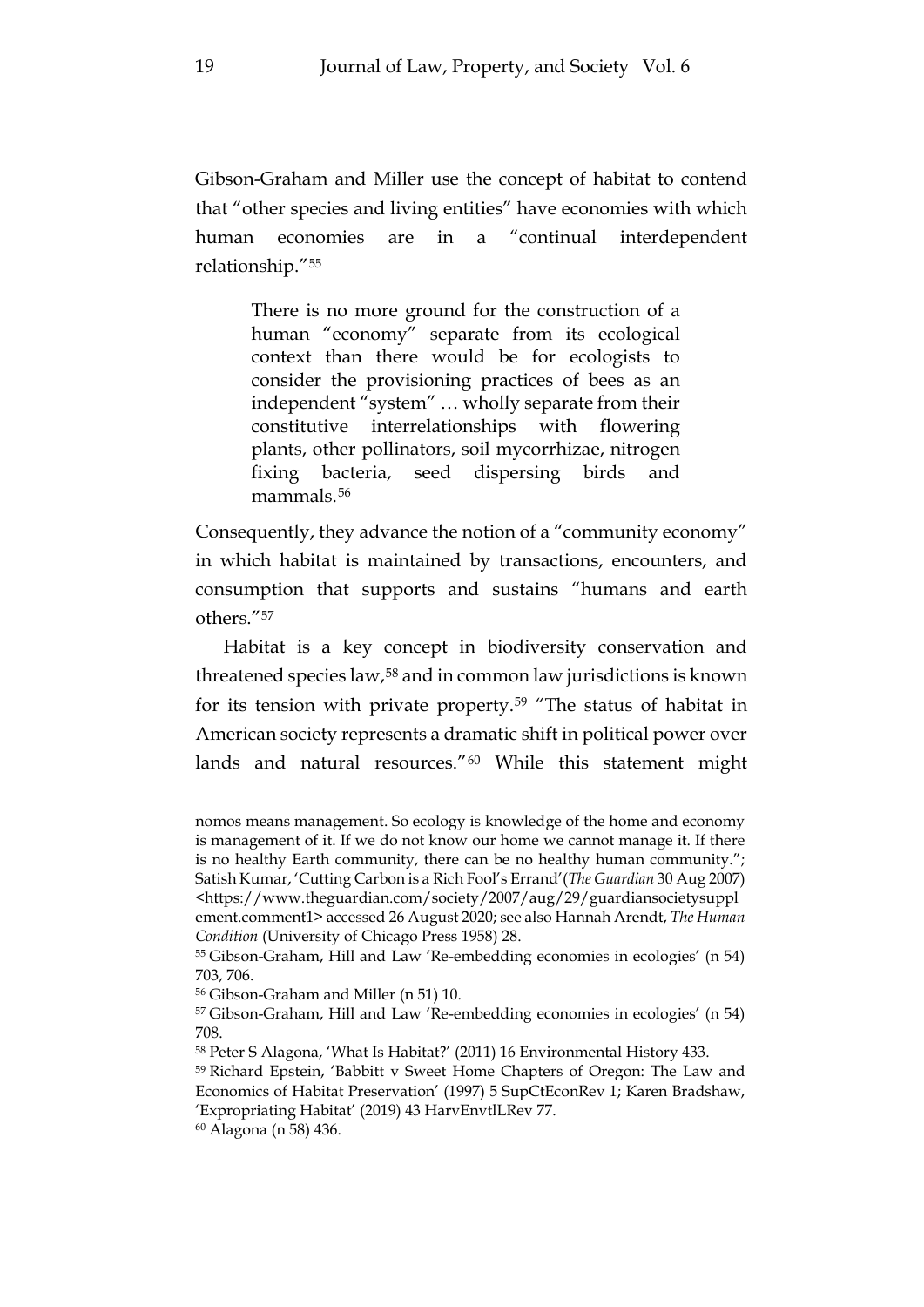Gibson-Graham and Miller use the concept of habitat to contend that "other species and living entities" have economies with which human economies are in a "continual interdependent relationship."[55]

> There is no more ground for the construction of a human "economy" separate from its ecological context than there would be for ecologists to consider the provisioning practices of bees as an independent "system" … wholly separate from their constitutive interrelationships with flowering plants, other pollinators, soil mycorrhizae, nitrogen fixing bacteria, seed dispersing birds and mammals.[56]

Consequently, they advance the notion of a "community economy" in which habitat is maintained by transactions, encounters, and consumption that supports and sustains "humans and earth others."[57]

Habitat is a key concept in biodiversity conservation and threatened species law,[58] and in common law jurisdictions is known for its tension with private property.[59] "The status of habitat in American society represents a dramatic shift in political power over lands and natural resources."[60] While this statement might

---

nomos means management. So ecology is knowledge of the home and economy is management of it. If we do not know our home we cannot manage it. If there is no healthy Earth community, there can be no healthy human community."; Satish Kumar, 'Cutting Carbon is a Rich Fool's Errand' (*The Guardian* 30 Aug 2007) <https://www.theguardian.com/society/2007/aug/29/guardiansocietysupplement.comment1> accessed 26 August 2020; see also Hannah Arendt, *The Human Condition* (University of Chicago Press 1958) 28.

[55] Gibson-Graham, Hill and Law 'Re-embedding economies in ecologies' (n 54) 703, 706.

[56] Gibson-Graham and Miller (n 51) 10.

[57] Gibson-Graham, Hill and Law 'Re-embedding economies in ecologies' (n 54) 708.

[58] Peter S Alagona, 'What Is Habitat?' (2011) 16 Environmental History 433.

[59] Richard Epstein, 'Babbitt v Sweet Home Chapters of Oregon: The Law and Economics of Habitat Preservation' (1997) 5 SupCtEconRev 1; Karen Bradshaw, 'Expropriating Habitat' (2019) 43 HarvEnvtlLRev 77.

[60] Alagona (n 58) 436.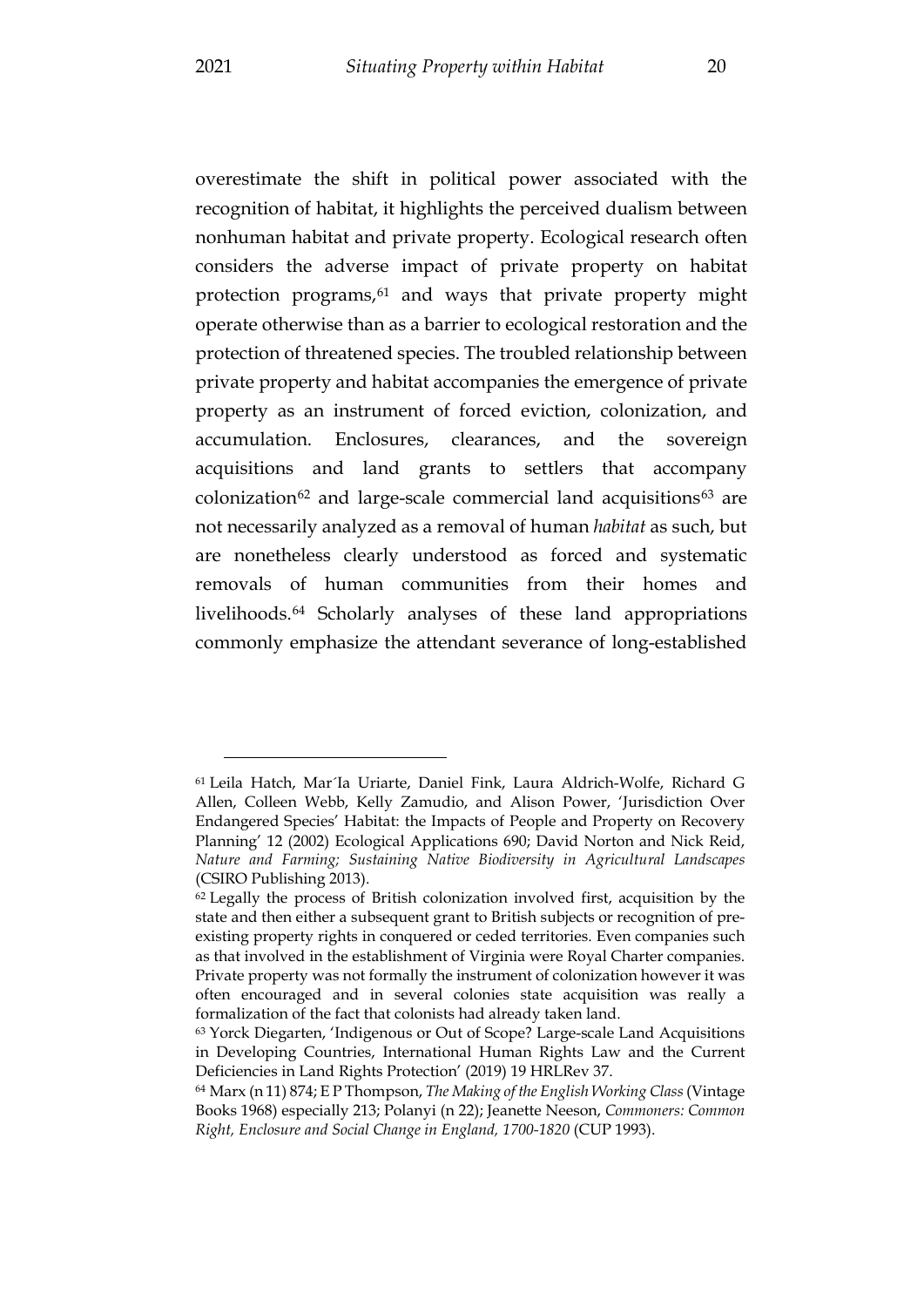overestimate the shift in political power associated with the recognition of habitat, it highlights the perceived dualism between nonhuman habitat and private property. Ecological research often considers the adverse impact of private property on habitat protection programs,[61] and ways that private property might operate otherwise than as a barrier to ecological restoration and the protection of threatened species. The troubled relationship between private property and habitat accompanies the emergence of private property as an instrument of forced eviction, colonization, and accumulation. Enclosures, clearances, and the sovereign acquisitions and land grants to settlers that accompany colonization[62] and large-scale commercial land acquisitions[63] are not necessarily analyzed as a removal of human *habitat* as such, but are nonetheless clearly understood as forced and systematic removals of human communities from their homes and livelihoods.[64] Scholarly analyses of these land appropriations commonly emphasize the attendant severance of long-established

---

[61] Leila Hatch, Mar´Ia Uriarte, Daniel Fink, Laura Aldrich-Wolfe, Richard G Allen, Colleen Webb, Kelly Zamudio, and Alison Power, 'Jurisdiction Over Endangered Species' Habitat: the Impacts of People and Property on Recovery Planning' 12 (2002) Ecological Applications 690; David Norton and Nick Reid, *Nature and Farming; Sustaining Native Biodiversity in Agricultural Landscapes* (CSIRO Publishing 2013).

[62] Legally the process of British colonization involved first, acquisition by the state and then either a subsequent grant to British subjects or recognition of pre-existing property rights in conquered or ceded territories. Even companies such as that involved in the establishment of Virginia were Royal Charter companies. Private property was not formally the instrument of colonization however it was often encouraged and in several colonies state acquisition was really a formalization of the fact that colonists had already taken land.

[63] Yorck Diegarten, 'Indigenous or Out of Scope? Large-scale Land Acquisitions in Developing Countries, International Human Rights Law and the Current Deficiencies in Land Rights Protection' (2019) 19 HRLRev 37.

[64] Marx (n 11) 874; E P Thompson, *The Making of the English Working Class* (Vintage Books 1968) especially 213; Polanyi (n 22); Jeanette Neeson, *Commoners: Common Right, Enclosure and Social Change in England, 1700-1820* (CUP 1993).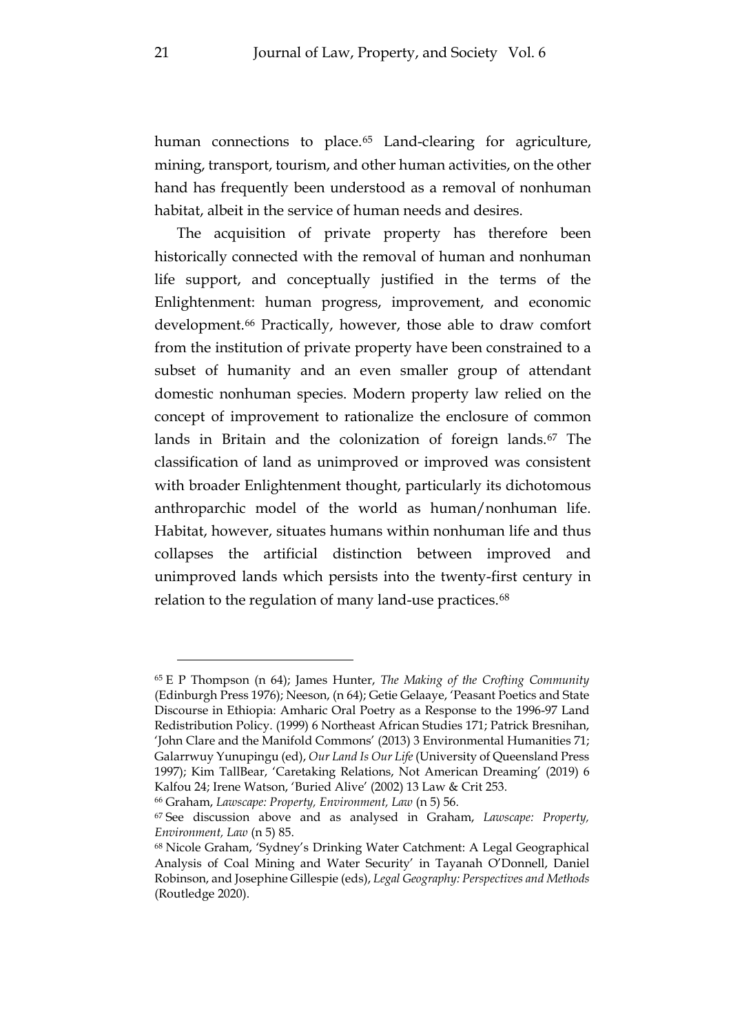human connections to place.[65] Land-clearing for agriculture, mining, transport, tourism, and other human activities, on the other hand has frequently been understood as a removal of nonhuman habitat, albeit in the service of human needs and desires.

The acquisition of private property has therefore been historically connected with the removal of human and nonhuman life support, and conceptually justified in the terms of the Enlightenment: human progress, improvement, and economic development.[66] Practically, however, those able to draw comfort from the institution of private property have been constrained to a subset of humanity and an even smaller group of attendant domestic nonhuman species. Modern property law relied on the concept of improvement to rationalize the enclosure of common lands in Britain and the colonization of foreign lands.[67] The classification of land as unimproved or improved was consistent with broader Enlightenment thought, particularly its dichotomous anthroparchic model of the world as human/nonhuman life. Habitat, however, situates humans within nonhuman life and thus collapses the artificial distinction between improved and unimproved lands which persists into the twenty-first century in relation to the regulation of many land-use practices.[68]

---

[65] E P Thompson (n 64); James Hunter, *The Making of the Crofting Community* (Edinburgh Press 1976); Neeson, (n 64); Getie Gelaaye, 'Peasant Poetics and State Discourse in Ethiopia: Amharic Oral Poetry as a Response to the 1996-97 Land Redistribution Policy. (1999) 6 Northeast African Studies 171; Patrick Bresnihan, 'John Clare and the Manifold Commons' (2013) 3 Environmental Humanities 71; Galarrwuy Yunupingu (ed), *Our Land Is Our Life* (University of Queensland Press 1997); Kim TallBear, 'Caretaking Relations, Not American Dreaming' (2019) 6 Kalfou 24; Irene Watson, 'Buried Alive' (2002) 13 Law & Crit 253.

[66] Graham, *Lawscape: Property, Environment, Law* (n 5) 56.

[67] See discussion above and as analysed in Graham, *Lawscape: Property, Environment, Law* (n 5) 85.

[68] Nicole Graham, 'Sydney's Drinking Water Catchment: A Legal Geographical Analysis of Coal Mining and Water Security' in Tayanah O'Donnell, Daniel Robinson, and Josephine Gillespie (eds), *Legal Geography: Perspectives and Methods* (Routledge 2020).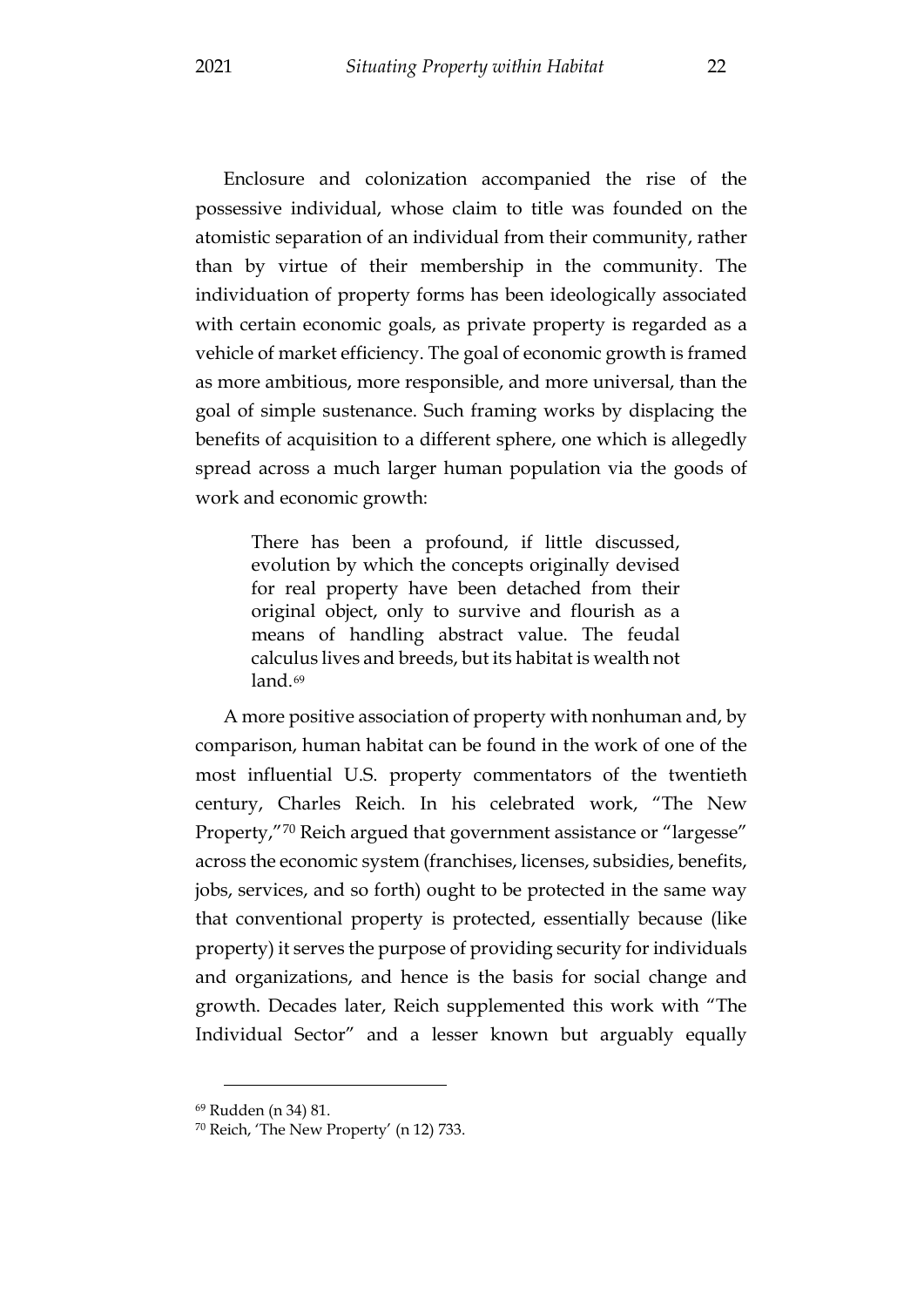Enclosure and colonization accompanied the rise of the possessive individual, whose claim to title was founded on the atomistic separation of an individual from their community, rather than by virtue of their membership in the community. The individuation of property forms has been ideologically associated with certain economic goals, as private property is regarded as a vehicle of market efficiency. The goal of economic growth is framed as more ambitious, more responsible, and more universal, than the goal of simple sustenance. Such framing works by displacing the benefits of acquisition to a different sphere, one which is allegedly spread across a much larger human population via the goods of work and economic growth:

> There has been a profound, if little discussed, evolution by which the concepts originally devised for real property have been detached from their original object, only to survive and flourish as a means of handling abstract value. The feudal calculus lives and breeds, but its habitat is wealth not land.[69]

A more positive association of property with nonhuman and, by comparison, human habitat can be found in the work of one of the most influential U.S. property commentators of the twentieth century, Charles Reich. In his celebrated work, "The New Property,"[70] Reich argued that government assistance or "largesse" across the economic system (franchises, licenses, subsidies, benefits, jobs, services, and so forth) ought to be protected in the same way that conventional property is protected, essentially because (like property) it serves the purpose of providing security for individuals and organizations, and hence is the basis for social change and growth. Decades later, Reich supplemented this work with "The Individual Sector" and a lesser known but arguably equally

---

[69] Rudden (n 34) 81.

[70] Reich, 'The New Property' (n 12) 733.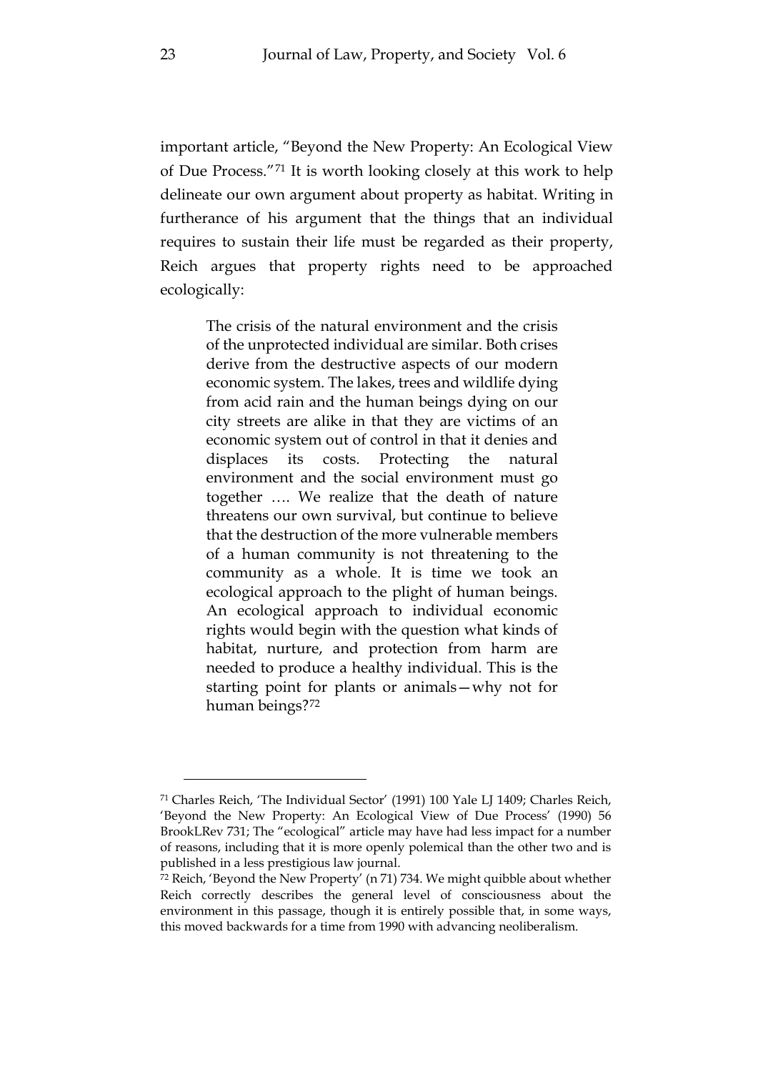important article, "Beyond the New Property: An Ecological View of Due Process."[71] It is worth looking closely at this work to help delineate our own argument about property as habitat. Writing in furtherance of his argument that the things that an individual requires to sustain their life must be regarded as their property, Reich argues that property rights need to be approached ecologically:

> The crisis of the natural environment and the crisis of the unprotected individual are similar. Both crises derive from the destructive aspects of our modern economic system. The lakes, trees and wildlife dying from acid rain and the human beings dying on our city streets are alike in that they are victims of an economic system out of control in that it denies and displaces its costs. Protecting the natural environment and the social environment must go together …. We realize that the death of nature threatens our own survival, but continue to believe that the destruction of the more vulnerable members of a human community is not threatening to the community as a whole. It is time we took an ecological approach to the plight of human beings. An ecological approach to individual economic rights would begin with the question what kinds of habitat, nurture, and protection from harm are needed to produce a healthy individual. This is the starting point for plants or animals—why not for human beings?[72]

---

[71] Charles Reich, 'The Individual Sector' (1991) 100 Yale LJ 1409; Charles Reich, 'Beyond the New Property: An Ecological View of Due Process' (1990) 56 BrookLRev 731; The "ecological" article may have had less impact for a number of reasons, including that it is more openly polemical than the other two and is published in a less prestigious law journal.

[72] Reich, 'Beyond the New Property' (n 71) 734. We might quibble about whether Reich correctly describes the general level of consciousness about the environment in this passage, though it is entirely possible that, in some ways, this moved backwards for a time from 1990 with advancing neoliberalism.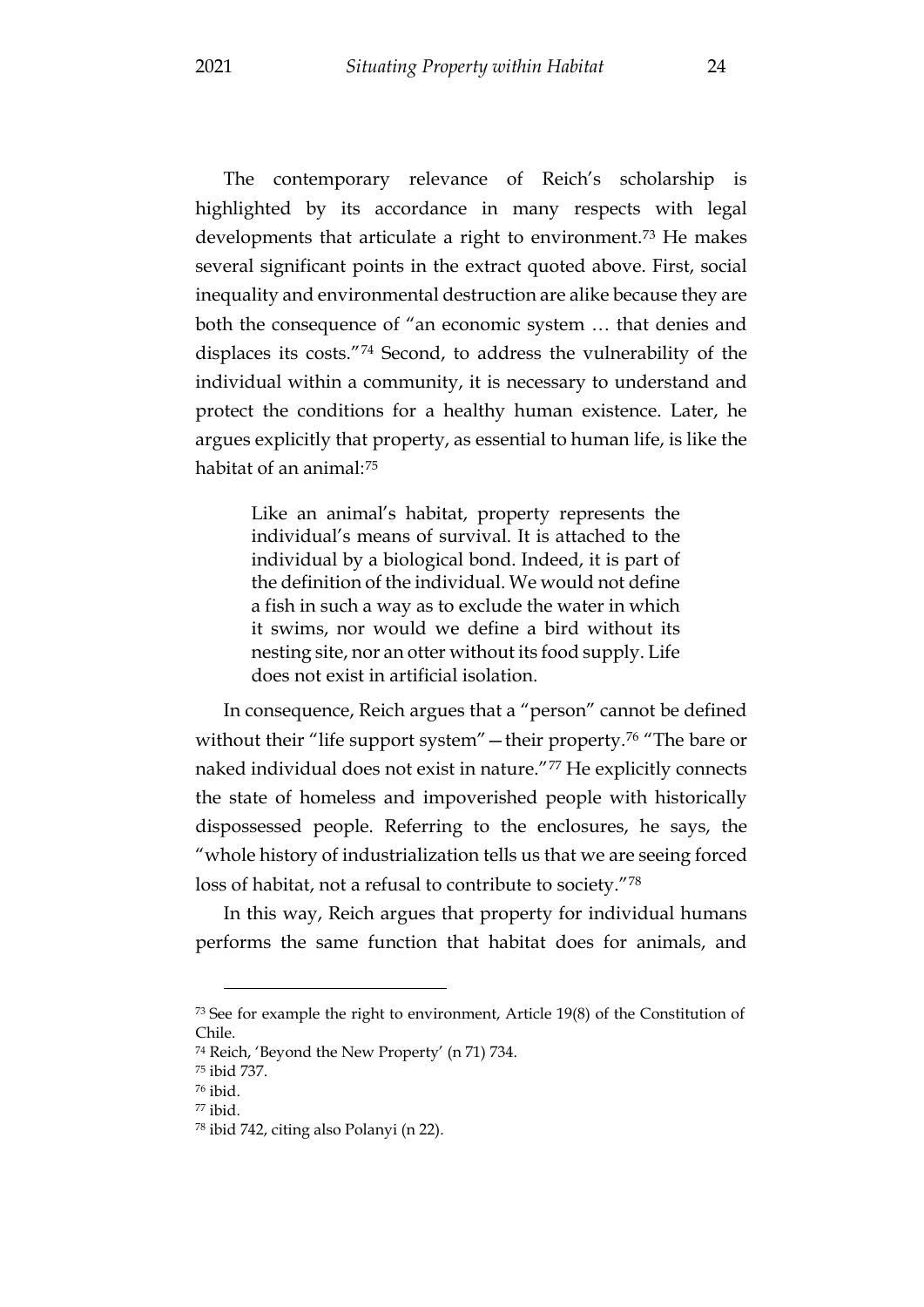The contemporary relevance of Reich's scholarship is highlighted by its accordance in many respects with legal developments that articulate a right to environment.[73] He makes several significant points in the extract quoted above. First, social inequality and environmental destruction are alike because they are both the consequence of "an economic system … that denies and displaces its costs."[74] Second, to address the vulnerability of the individual within a community, it is necessary to understand and protect the conditions for a healthy human existence. Later, he argues explicitly that property, as essential to human life, is like the habitat of an animal:[75]

> Like an animal's habitat, property represents the individual's means of survival. It is attached to the individual by a biological bond. Indeed, it is part of the definition of the individual. We would not define a fish in such a way as to exclude the water in which it swims, nor would we define a bird without its nesting site, nor an otter without its food supply. Life does not exist in artificial isolation.

In consequence, Reich argues that a "person" cannot be defined without their "life support system"—their property.[76] "The bare or naked individual does not exist in nature."[77] He explicitly connects the state of homeless and impoverished people with historically dispossessed people. Referring to the enclosures, he says, the "whole history of industrialization tells us that we are seeing forced loss of habitat, not a refusal to contribute to society."[78]

In this way, Reich argues that property for individual humans performs the same function that habitat does for animals, and

---

[73] See for example the right to environment, Article 19(8) of the Constitution of Chile.

[74] Reich, 'Beyond the New Property' (n 71) 734.

[75] ibid 737.

[76] ibid.

[77] ibid.

[78] ibid 742, citing also Polanyi (n 22).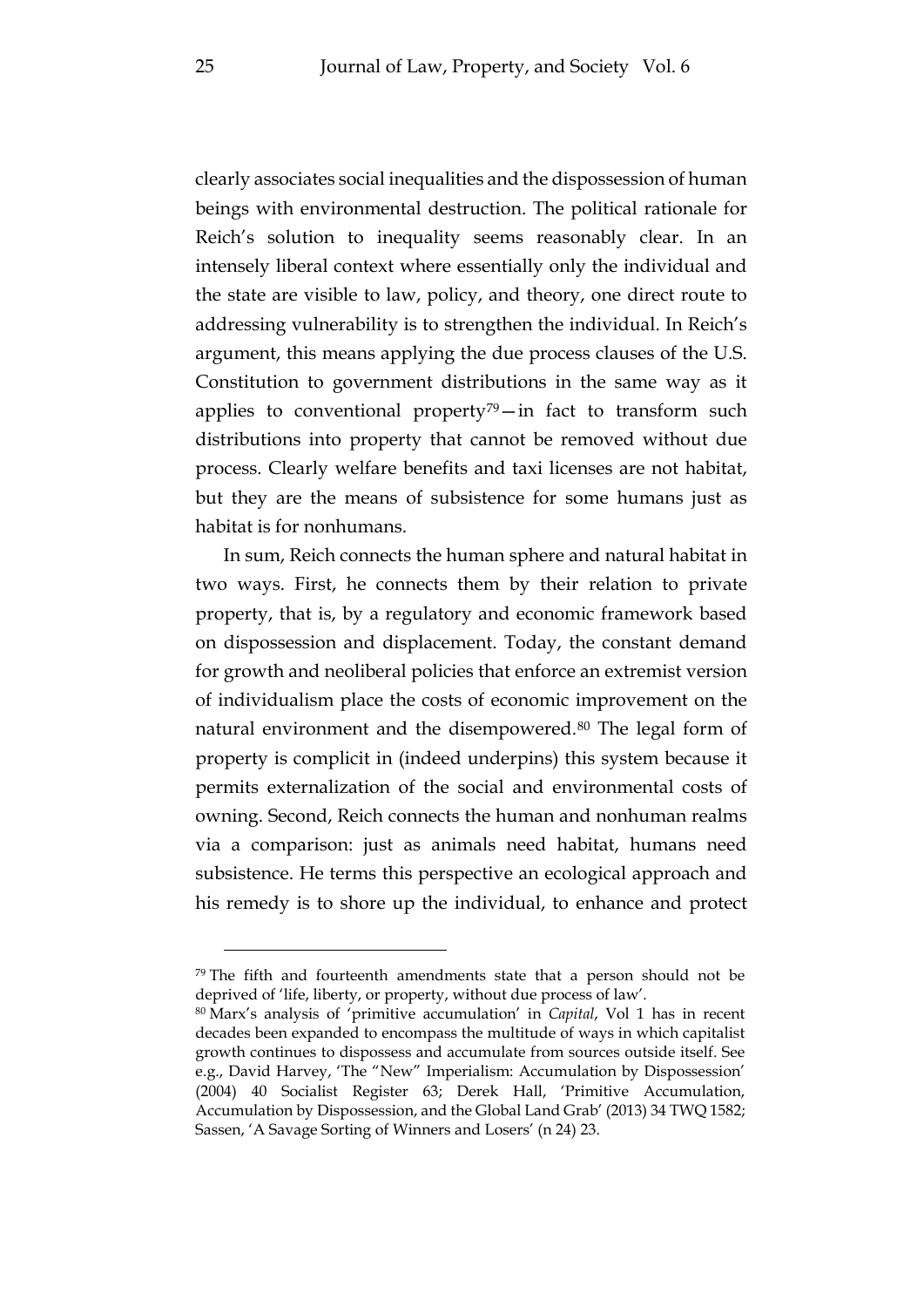clearly associates social inequalities and the dispossession of human beings with environmental destruction. The political rationale for Reich's solution to inequality seems reasonably clear. In an intensely liberal context where essentially only the individual and the state are visible to law, policy, and theory, one direct route to addressing vulnerability is to strengthen the individual. In Reich's argument, this means applying the due process clauses of the U.S. Constitution to government distributions in the same way as it applies to conventional property[79]—in fact to transform such distributions into property that cannot be removed without due process. Clearly welfare benefits and taxi licenses are not habitat, but they are the means of subsistence for some humans just as habitat is for nonhumans.

In sum, Reich connects the human sphere and natural habitat in two ways. First, he connects them by their relation to private property, that is, by a regulatory and economic framework based on dispossession and displacement. Today, the constant demand for growth and neoliberal policies that enforce an extremist version of individualism place the costs of economic improvement on the natural environment and the disempowered.[80] The legal form of property is complicit in (indeed underpins) this system because it permits externalization of the social and environmental costs of owning. Second, Reich connects the human and nonhuman realms via a comparison: just as animals need habitat, humans need subsistence. He terms this perspective an ecological approach and his remedy is to shore up the individual, to enhance and protect

---

[79] The fifth and fourteenth amendments state that a person should not be deprived of 'life, liberty, or property, without due process of law'.

[80] Marx's analysis of 'primitive accumulation' in *Capital*, Vol 1 has in recent decades been expanded to encompass the multitude of ways in which capitalist growth continues to dispossess and accumulate from sources outside itself. See e.g., David Harvey, 'The "New" Imperialism: Accumulation by Dispossession' (2004) 40 Socialist Register 63; Derek Hall, 'Primitive Accumulation, Accumulation by Dispossession, and the Global Land Grab' (2013) 34 TWQ 1582; Sassen, 'A Savage Sorting of Winners and Losers' (n 24) 23.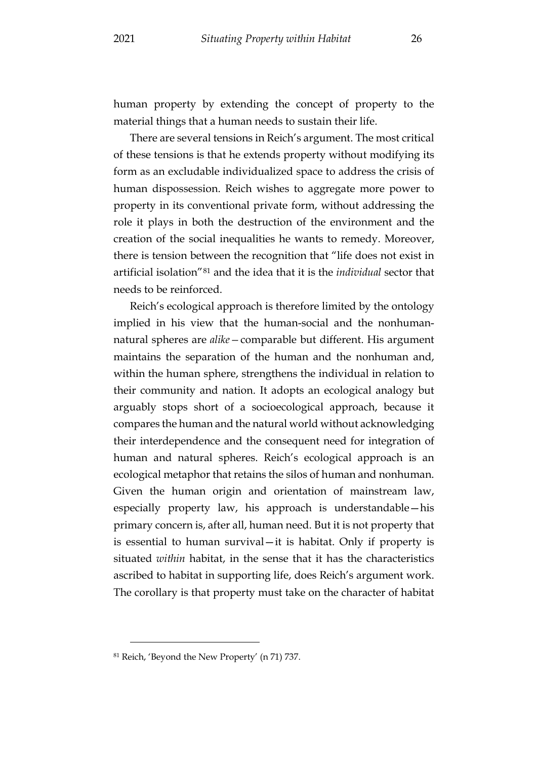human property by extending the concept of property to the material things that a human needs to sustain their life.

There are several tensions in Reich's argument. The most critical of these tensions is that he extends property without modifying its form as an excludable individualized space to address the crisis of human dispossession. Reich wishes to aggregate more power to property in its conventional private form, without addressing the role it plays in both the destruction of the environment and the creation of the social inequalities he wants to remedy. Moreover, there is tension between the recognition that "life does not exist in artificial isolation"[81] and the idea that it is the *individual* sector that needs to be reinforced.

Reich's ecological approach is therefore limited by the ontology implied in his view that the human-social and the nonhuman-natural spheres are *alike*—comparable but different. His argument maintains the separation of the human and the nonhuman and, within the human sphere, strengthens the individual in relation to their community and nation. It adopts an ecological analogy but arguably stops short of a socioecological approach, because it compares the human and the natural world without acknowledging their interdependence and the consequent need for integration of human and natural spheres. Reich's ecological approach is an ecological metaphor that retains the silos of human and nonhuman. Given the human origin and orientation of mainstream law, especially property law, his approach is understandable—his primary concern is, after all, human need. But it is not property that is essential to human survival—it is habitat. Only if property is situated *within* habitat, in the sense that it has the characteristics ascribed to habitat in supporting life, does Reich's argument work. The corollary is that property must take on the character of habitat

[81] Reich, 'Beyond the New Property' (n 71) 737.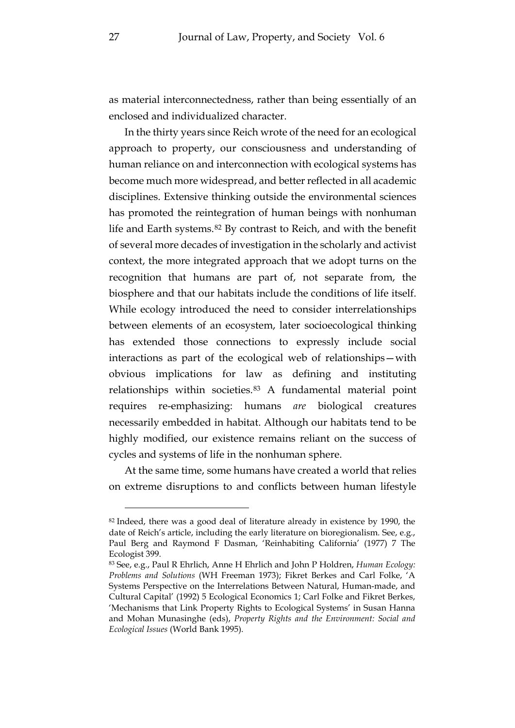as material interconnectedness, rather than being essentially of an enclosed and individualized character.

In the thirty years since Reich wrote of the need for an ecological approach to property, our consciousness and understanding of human reliance on and interconnection with ecological systems has become much more widespread, and better reflected in all academic disciplines. Extensive thinking outside the environmental sciences has promoted the reintegration of human beings with nonhuman life and Earth systems.[82] By contrast to Reich, and with the benefit of several more decades of investigation in the scholarly and activist context, the more integrated approach that we adopt turns on the recognition that humans are part of, not separate from, the biosphere and that our habitats include the conditions of life itself. While ecology introduced the need to consider interrelationships between elements of an ecosystem, later socioecological thinking has extended those connections to expressly include social interactions as part of the ecological web of relationships—with obvious implications for law as defining and instituting relationships within societies.[83] A fundamental material point requires re-emphasizing: humans *are* biological creatures necessarily embedded in habitat. Although our habitats tend to be highly modified, our existence remains reliant on the success of cycles and systems of life in the nonhuman sphere.

At the same time, some humans have created a world that relies on extreme disruptions to and conflicts between human lifestyle

---

[82] Indeed, there was a good deal of literature already in existence by 1990, the date of Reich's article, including the early literature on bioregionalism. See, e.g., Paul Berg and Raymond F Dasman, 'Reinhabiting California' (1977) 7 The Ecologist 399.

[83] See, e.g., Paul R Ehrlich, Anne H Ehrlich and John P Holdren, *Human Ecology: Problems and Solutions* (WH Freeman 1973); Fikret Berkes and Carl Folke, 'A Systems Perspective on the Interrelations Between Natural, Human-made, and Cultural Capital' (1992) 5 Ecological Economics 1; Carl Folke and Fikret Berkes, 'Mechanisms that Link Property Rights to Ecological Systems' in Susan Hanna and Mohan Munasinghe (eds), *Property Rights and the Environment: Social and Ecological Issues* (World Bank 1995).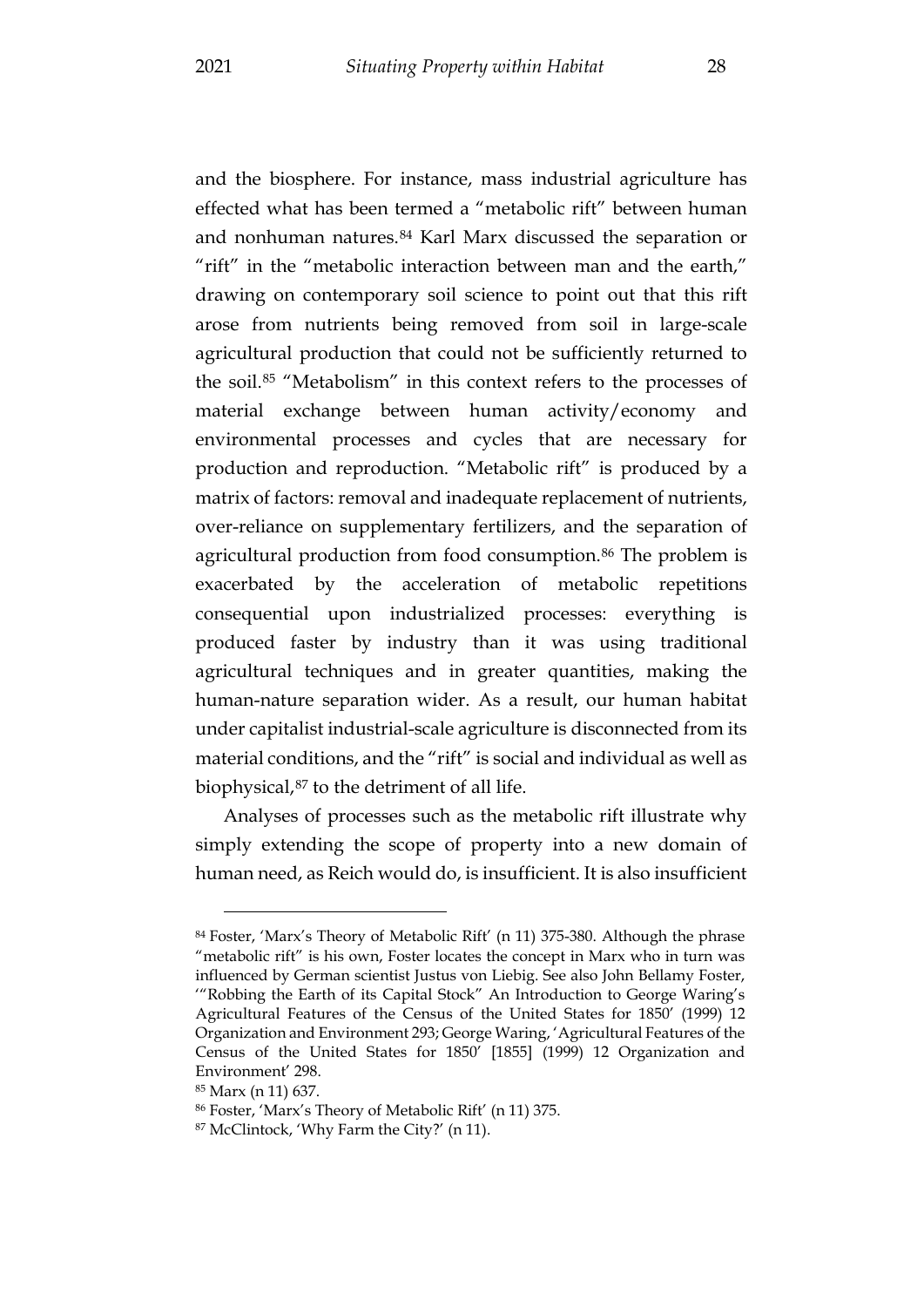and the biosphere. For instance, mass industrial agriculture has effected what has been termed a "metabolic rift" between human and nonhuman natures.[84] Karl Marx discussed the separation or "rift" in the "metabolic interaction between man and the earth," drawing on contemporary soil science to point out that this rift arose from nutrients being removed from soil in large-scale agricultural production that could not be sufficiently returned to the soil.[85] "Metabolism" in this context refers to the processes of material exchange between human activity/economy and environmental processes and cycles that are necessary for production and reproduction. "Metabolic rift" is produced by a matrix of factors: removal and inadequate replacement of nutrients, over-reliance on supplementary fertilizers, and the separation of agricultural production from food consumption.[86] The problem is exacerbated by the acceleration of metabolic repetitions consequential upon industrialized processes: everything is produced faster by industry than it was using traditional agricultural techniques and in greater quantities, making the human-nature separation wider. As a result, our human habitat under capitalist industrial-scale agriculture is disconnected from its material conditions, and the "rift" is social and individual as well as biophysical,[87] to the detriment of all life.

Analyses of processes such as the metabolic rift illustrate why simply extending the scope of property into a new domain of human need, as Reich would do, is insufficient. It is also insufficient

---

[84] Foster, 'Marx's Theory of Metabolic Rift' (n 11) 375-380. Although the phrase "metabolic rift" is his own, Foster locates the concept in Marx who in turn was influenced by German scientist Justus von Liebig. See also John Bellamy Foster, '"Robbing the Earth of its Capital Stock" An Introduction to George Waring's Agricultural Features of the Census of the United States for 1850' (1999) 12 Organization and Environment 293; George Waring, 'Agricultural Features of the Census of the United States for 1850' [1855] (1999) 12 Organization and Environment' 298.

[85] Marx (n 11) 637.

[86] Foster, 'Marx's Theory of Metabolic Rift' (n 11) 375.

[87] McClintock, 'Why Farm the City?' (n 11).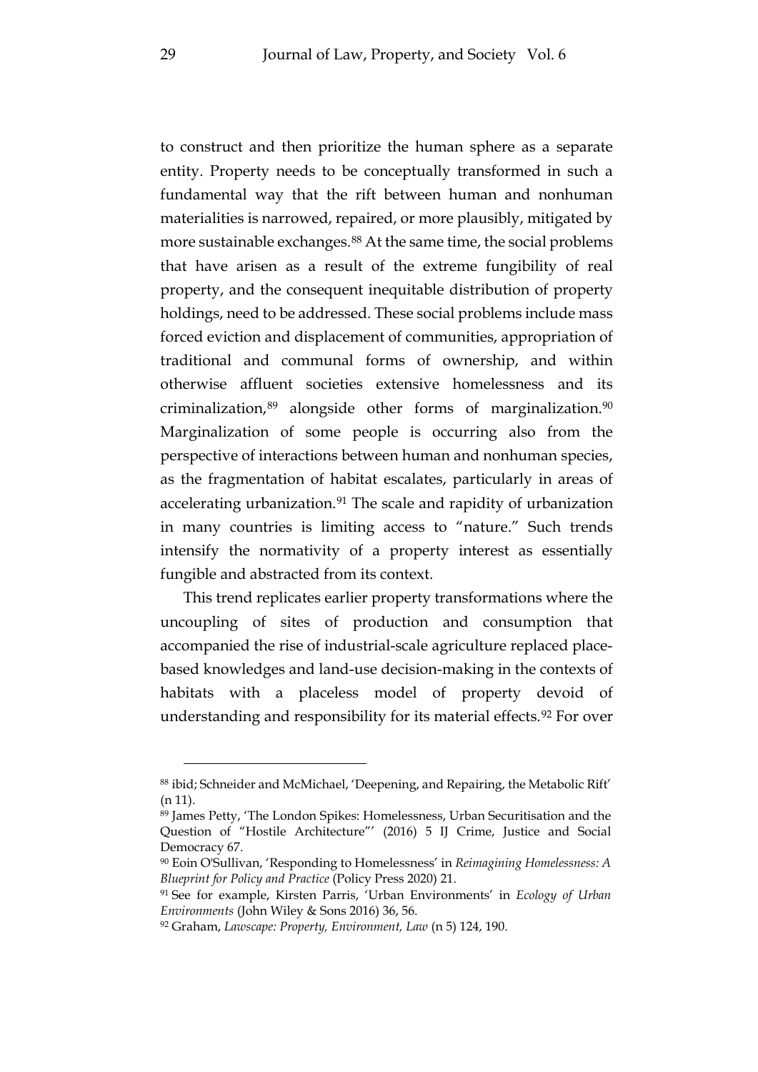to construct and then prioritize the human sphere as a separate entity. Property needs to be conceptually transformed in such a fundamental way that the rift between human and nonhuman materialities is narrowed, repaired, or more plausibly, mitigated by more sustainable exchanges.[88] At the same time, the social problems that have arisen as a result of the extreme fungibility of real property, and the consequent inequitable distribution of property holdings, need to be addressed. These social problems include mass forced eviction and displacement of communities, appropriation of traditional and communal forms of ownership, and within otherwise affluent societies extensive homelessness and its criminalization,[89] alongside other forms of marginalization.[90] Marginalization of some people is occurring also from the perspective of interactions between human and nonhuman species, as the fragmentation of habitat escalates, particularly in areas of accelerating urbanization.[91] The scale and rapidity of urbanization in many countries is limiting access to "nature." Such trends intensify the normativity of a property interest as essentially fungible and abstracted from its context.

This trend replicates earlier property transformations where the uncoupling of sites of production and consumption that accompanied the rise of industrial-scale agriculture replaced place-based knowledges and land-use decision-making in the contexts of habitats with a placeless model of property devoid of understanding and responsibility for its material effects.[92] For over

---

[88] ibid; Schneider and McMichael, 'Deepening, and Repairing, the Metabolic Rift' (n 11).

[89] James Petty, 'The London Spikes: Homelessness, Urban Securitisation and the Question of "Hostile Architecture"' (2016) 5 IJ Crime, Justice and Social Democracy 67.

[90] Eoin O'Sullivan, 'Responding to Homelessness' in *Reimagining Homelessness: A Blueprint for Policy and Practice* (Policy Press 2020) 21.

[91] See for example, Kirsten Parris, 'Urban Environments' in *Ecology of Urban Environments* (John Wiley & Sons 2016) 36, 56.

[92] Graham, *Lawscape: Property, Environment, Law* (n 5) 124, 190.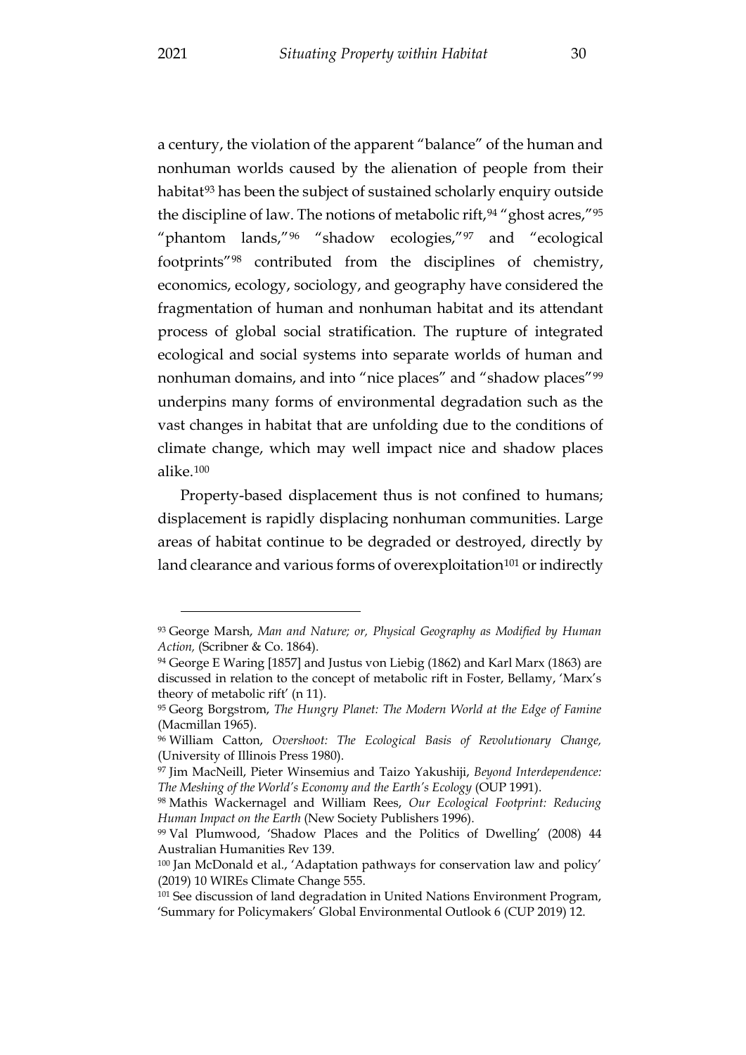a century, the violation of the apparent "balance" of the human and nonhuman worlds caused by the alienation of people from their habitat[93] has been the subject of sustained scholarly enquiry outside the discipline of law. The notions of metabolic rift,[94] "ghost acres,"[95] "phantom lands,"[96] "shadow ecologies,"[97] and "ecological footprints"[98] contributed from the disciplines of chemistry, economics, ecology, sociology, and geography have considered the fragmentation of human and nonhuman habitat and its attendant process of global social stratification. The rupture of integrated ecological and social systems into separate worlds of human and nonhuman domains, and into "nice places" and "shadow places"[99] underpins many forms of environmental degradation such as the vast changes in habitat that are unfolding due to the conditions of climate change, which may well impact nice and shadow places alike.[100]

Property-based displacement thus is not confined to humans; displacement is rapidly displacing nonhuman communities. Large areas of habitat continue to be degraded or destroyed, directly by land clearance and various forms of overexploitation[101] or indirectly

---

[93] George Marsh, *Man and Nature; or, Physical Geography as Modified by Human Action,* (Scribner & Co. 1864).

[94] George E Waring [1857] and Justus von Liebig (1862) and Karl Marx (1863) are discussed in relation to the concept of metabolic rift in Foster, Bellamy, 'Marx's theory of metabolic rift' (n 11).

[95] Georg Borgstrom, *The Hungry Planet: The Modern World at the Edge of Famine* (Macmillan 1965).

[96] William Catton, *Overshoot: The Ecological Basis of Revolutionary Change,* (University of Illinois Press 1980).

[97] Jim MacNeill, Pieter Winsemius and Taizo Yakushiji, *Beyond Interdependence: The Meshing of the World's Economy and the Earth's Ecology* (OUP 1991).

[98] Mathis Wackernagel and William Rees, *Our Ecological Footprint: Reducing Human Impact on the Earth* (New Society Publishers 1996).

[99] Val Plumwood, 'Shadow Places and the Politics of Dwelling' (2008) 44 Australian Humanities Rev 139.

[100] Jan McDonald et al., 'Adaptation pathways for conservation law and policy' (2019) 10 WIREs Climate Change 555.

[101] See discussion of land degradation in United Nations Environment Program, 'Summary for Policymakers' Global Environmental Outlook 6 (CUP 2019) 12.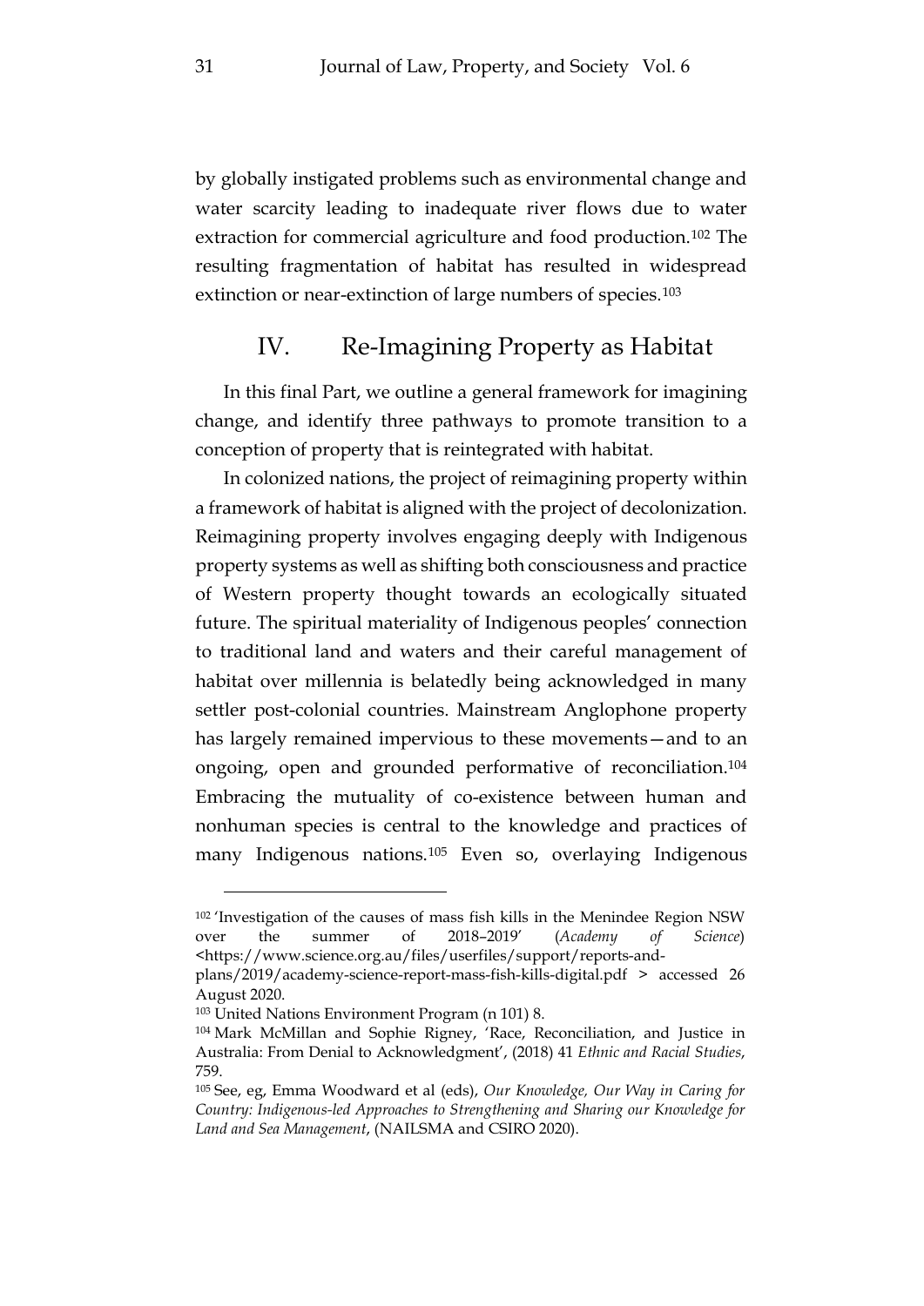by globally instigated problems such as environmental change and water scarcity leading to inadequate river flows due to water extraction for commercial agriculture and food production.[102] The resulting fragmentation of habitat has resulted in widespread extinction or near-extinction of large numbers of species.[103]

## IV. Re-Imagining Property as Habitat

In this final Part, we outline a general framework for imagining change, and identify three pathways to promote transition to a conception of property that is reintegrated with habitat.

In colonized nations, the project of reimagining property within a framework of habitat is aligned with the project of decolonization. Reimagining property involves engaging deeply with Indigenous property systems as well as shifting both consciousness and practice of Western property thought towards an ecologically situated future. The spiritual materiality of Indigenous peoples' connection to traditional land and waters and their careful management of habitat over millennia is belatedly being acknowledged in many settler post-colonial countries. Mainstream Anglophone property has largely remained impervious to these movements—and to an ongoing, open and grounded performative of reconciliation.[104] Embracing the mutuality of co-existence between human and nonhuman species is central to the knowledge and practices of many Indigenous nations.[105] Even so, overlaying Indigenous

---

[102] 'Investigation of the causes of mass fish kills in the Menindee Region NSW over the summer of 2018–2019' (*Academy of Science*) <https://www.science.org.au/files/userfiles/support/reports-and-plans/2019/academy-science-report-mass-fish-kills-digital.pdf > accessed 26 August 2020.

[103] United Nations Environment Program (n 101) 8.

[104] Mark McMillan and Sophie Rigney, 'Race, Reconciliation, and Justice in Australia: From Denial to Acknowledgment', (2018) 41 *Ethnic and Racial Studies*, 759.

[105] See, eg, Emma Woodward et al (eds), *Our Knowledge, Our Way in Caring for Country: Indigenous-led Approaches to Strengthening and Sharing our Knowledge for Land and Sea Management*, (NAILSMA and CSIRO 2020).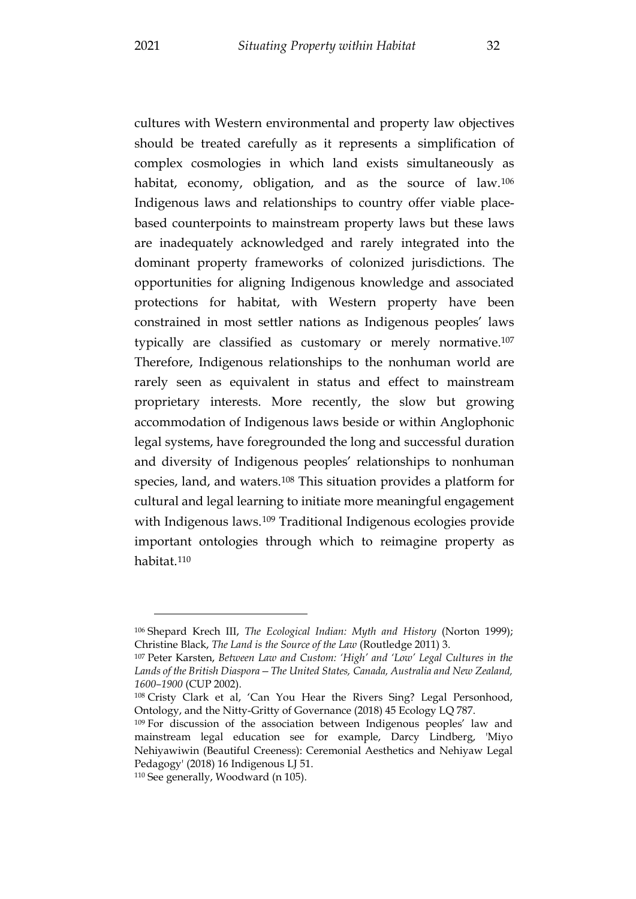cultures with Western environmental and property law objectives should be treated carefully as it represents a simplification of complex cosmologies in which land exists simultaneously as habitat, economy, obligation, and as the source of law.[106] Indigenous laws and relationships to country offer viable place-based counterpoints to mainstream property laws but these laws are inadequately acknowledged and rarely integrated into the dominant property frameworks of colonized jurisdictions. The opportunities for aligning Indigenous knowledge and associated protections for habitat, with Western property have been constrained in most settler nations as Indigenous peoples' laws typically are classified as customary or merely normative.[107] Therefore, Indigenous relationships to the nonhuman world are rarely seen as equivalent in status and effect to mainstream proprietary interests. More recently, the slow but growing accommodation of Indigenous laws beside or within Anglophonic legal systems, have foregrounded the long and successful duration and diversity of Indigenous peoples' relationships to nonhuman species, land, and waters.[108] This situation provides a platform for cultural and legal learning to initiate more meaningful engagement with Indigenous laws.[109] Traditional Indigenous ecologies provide important ontologies through which to reimagine property as habitat.[110]

---

[106] Shepard Krech III, *The Ecological Indian: Myth and History* (Norton 1999); Christine Black, *The Land is the Source of the Law* (Routledge 2011) 3.

[107] Peter Karsten, *Between Law and Custom: 'High' and 'Low' Legal Cultures in the Lands of the British Diaspora—The United States, Canada, Australia and New Zealand, 1600–1900* (CUP 2002).

[108] Cristy Clark et al, 'Can You Hear the Rivers Sing? Legal Personhood, Ontology, and the Nitty-Gritty of Governance (2018) 45 Ecology LQ 787.

[109] For discussion of the association between Indigenous peoples' law and mainstream legal education see for example, Darcy Lindberg, 'Miyo Nehiyawiwin (Beautiful Creeness): Ceremonial Aesthetics and Nehiyaw Legal Pedagogy' (2018) 16 Indigenous LJ 51.

[110] See generally, Woodward (n 105).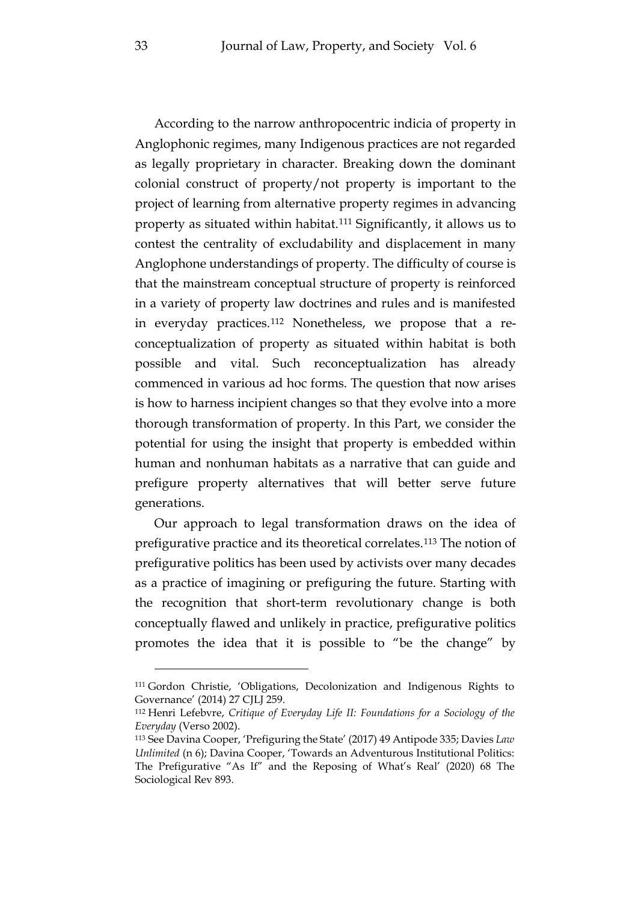According to the narrow anthropocentric indicia of property in Anglophonic regimes, many Indigenous practices are not regarded as legally proprietary in character. Breaking down the dominant colonial construct of property/not property is important to the project of learning from alternative property regimes in advancing property as situated within habitat.[111] Significantly, it allows us to contest the centrality of excludability and displacement in many Anglophone understandings of property. The difficulty of course is that the mainstream conceptual structure of property is reinforced in a variety of property law doctrines and rules and is manifested in everyday practices.[112] Nonetheless, we propose that a re-conceptualization of property as situated within habitat is both possible and vital. Such reconceptualization has already commenced in various ad hoc forms. The question that now arises is how to harness incipient changes so that they evolve into a more thorough transformation of property. In this Part, we consider the potential for using the insight that property is embedded within human and nonhuman habitats as a narrative that can guide and prefigure property alternatives that will better serve future generations.

Our approach to legal transformation draws on the idea of prefigurative practice and its theoretical correlates.[113] The notion of prefigurative politics has been used by activists over many decades as a practice of imagining or prefiguring the future. Starting with the recognition that short-term revolutionary change is both conceptually flawed and unlikely in practice, prefigurative politics promotes the idea that it is possible to "be the change" by

---

[111] Gordon Christie, 'Obligations, Decolonization and Indigenous Rights to Governance' (2014) 27 CJLJ 259.

[112] Henri Lefebvre, *Critique of Everyday Life II: Foundations for a Sociology of the Everyday* (Verso 2002).

[113] See Davina Cooper, 'Prefiguring the State' (2017) 49 Antipode 335; Davies *Law Unlimited* (n 6); Davina Cooper, 'Towards an Adventurous Institutional Politics: The Prefigurative "As If" and the Reposing of What's Real' (2020) 68 The Sociological Rev 893.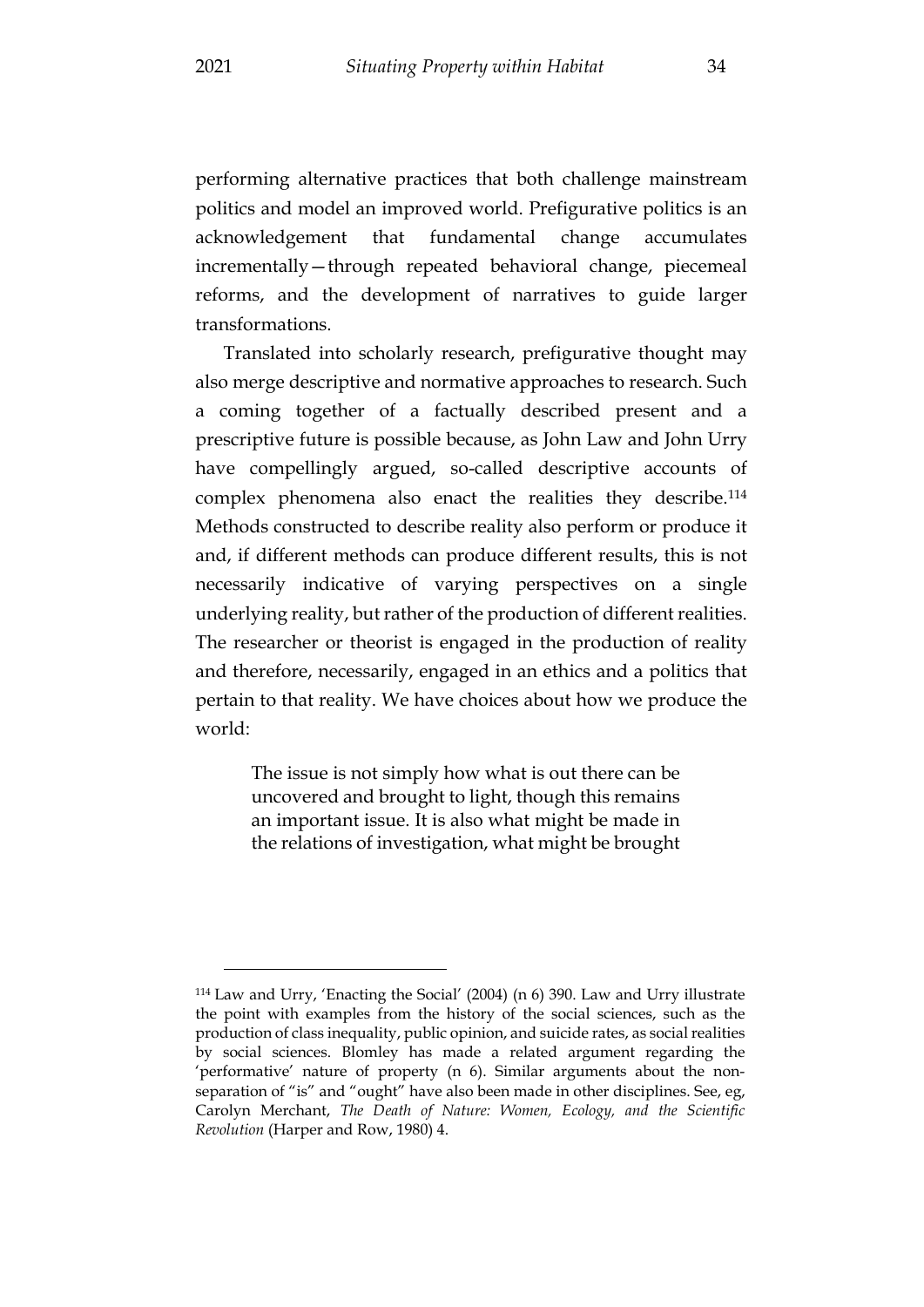performing alternative practices that both challenge mainstream politics and model an improved world. Prefigurative politics is an acknowledgement that fundamental change accumulates incrementally—through repeated behavioral change, piecemeal reforms, and the development of narratives to guide larger transformations.

Translated into scholarly research, prefigurative thought may also merge descriptive and normative approaches to research. Such a coming together of a factually described present and a prescriptive future is possible because, as John Law and John Urry have compellingly argued, so-called descriptive accounts of complex phenomena also enact the realities they describe.[114] Methods constructed to describe reality also perform or produce it and, if different methods can produce different results, this is not necessarily indicative of varying perspectives on a single underlying reality, but rather of the production of different realities. The researcher or theorist is engaged in the production of reality and therefore, necessarily, engaged in an ethics and a politics that pertain to that reality. We have choices about how we produce the world:

> The issue is not simply how what is out there can be uncovered and brought to light, though this remains an important issue. It is also what might be made in the relations of investigation, what might be brought

---

[114] Law and Urry, 'Enacting the Social' (2004) (n 6) 390. Law and Urry illustrate the point with examples from the history of the social sciences, such as the production of class inequality, public opinion, and suicide rates, as social realities by social sciences. Blomley has made a related argument regarding the 'performative' nature of property (n 6). Similar arguments about the non-separation of "is" and "ought" have also been made in other disciplines. See, eg, Carolyn Merchant, *The Death of Nature: Women, Ecology, and the Scientific Revolution* (Harper and Row, 1980) 4.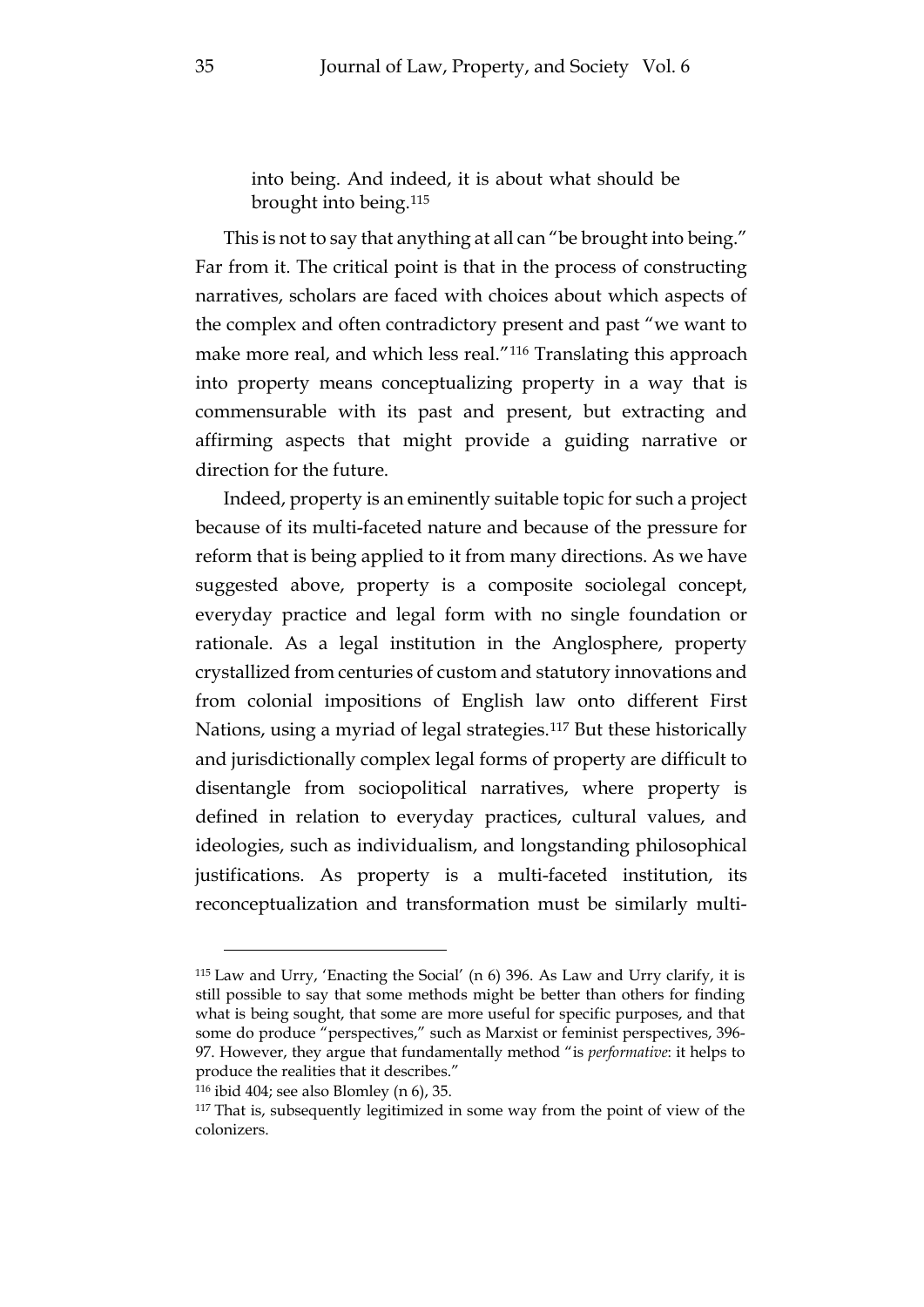> into being. And indeed, it is about what should be brought into being.[115]

This is not to say that anything at all can "be brought into being." Far from it. The critical point is that in the process of constructing narratives, scholars are faced with choices about which aspects of the complex and often contradictory present and past "we want to make more real, and which less real."[116] Translating this approach into property means conceptualizing property in a way that is commensurable with its past and present, but extracting and affirming aspects that might provide a guiding narrative or direction for the future.

Indeed, property is an eminently suitable topic for such a project because of its multi-faceted nature and because of the pressure for reform that is being applied to it from many directions. As we have suggested above, property is a composite sociolegal concept, everyday practice and legal form with no single foundation or rationale. As a legal institution in the Anglosphere, property crystallized from centuries of custom and statutory innovations and from colonial impositions of English law onto different First Nations, using a myriad of legal strategies.[117] But these historically and jurisdictionally complex legal forms of property are difficult to disentangle from sociopolitical narratives, where property is defined in relation to everyday practices, cultural values, and ideologies, such as individualism, and longstanding philosophical justifications. As property is a multi-faceted institution, its reconceptualization and transformation must be similarly multi-

---

[115] Law and Urry, 'Enacting the Social' (n 6) 396. As Law and Urry clarify, it is still possible to say that some methods might be better than others for finding what is being sought, that some are more useful for specific purposes, and that some do produce "perspectives," such as Marxist or feminist perspectives, 396-97. However, they argue that fundamentally method "is *performative*: it helps to produce the realities that it describes."

[116] ibid 404; see also Blomley (n 6), 35.

[117] That is, subsequently legitimized in some way from the point of view of the colonizers.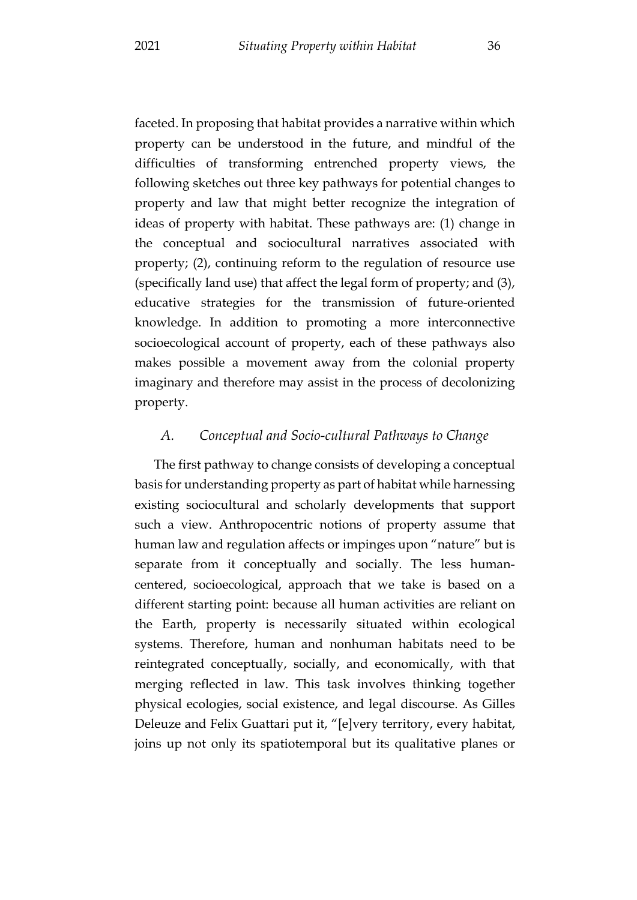faceted. In proposing that habitat provides a narrative within which property can be understood in the future, and mindful of the difficulties of transforming entrenched property views, the following sketches out three key pathways for potential changes to property and law that might better recognize the integration of ideas of property with habitat. These pathways are: (1) change in the conceptual and sociocultural narratives associated with property; (2), continuing reform to the regulation of resource use (specifically land use) that affect the legal form of property; and (3), educative strategies for the transmission of future-oriented knowledge. In addition to promoting a more interconnective socioecological account of property, each of these pathways also makes possible a movement away from the colonial property imaginary and therefore may assist in the process of decolonizing property.

### *A. Conceptual and Socio-cultural Pathways to Change*

The first pathway to change consists of developing a conceptual basis for understanding property as part of habitat while harnessing existing sociocultural and scholarly developments that support such a view. Anthropocentric notions of property assume that human law and regulation affects or impinges upon "nature" but is separate from it conceptually and socially. The less human-centered, socioecological, approach that we take is based on a different starting point: because all human activities are reliant on the Earth, property is necessarily situated within ecological systems. Therefore, human and nonhuman habitats need to be reintegrated conceptually, socially, and economically, with that merging reflected in law. This task involves thinking together physical ecologies, social existence, and legal discourse. As Gilles Deleuze and Felix Guattari put it, "[e]very territory, every habitat, joins up not only its spatiotemporal but its qualitative planes or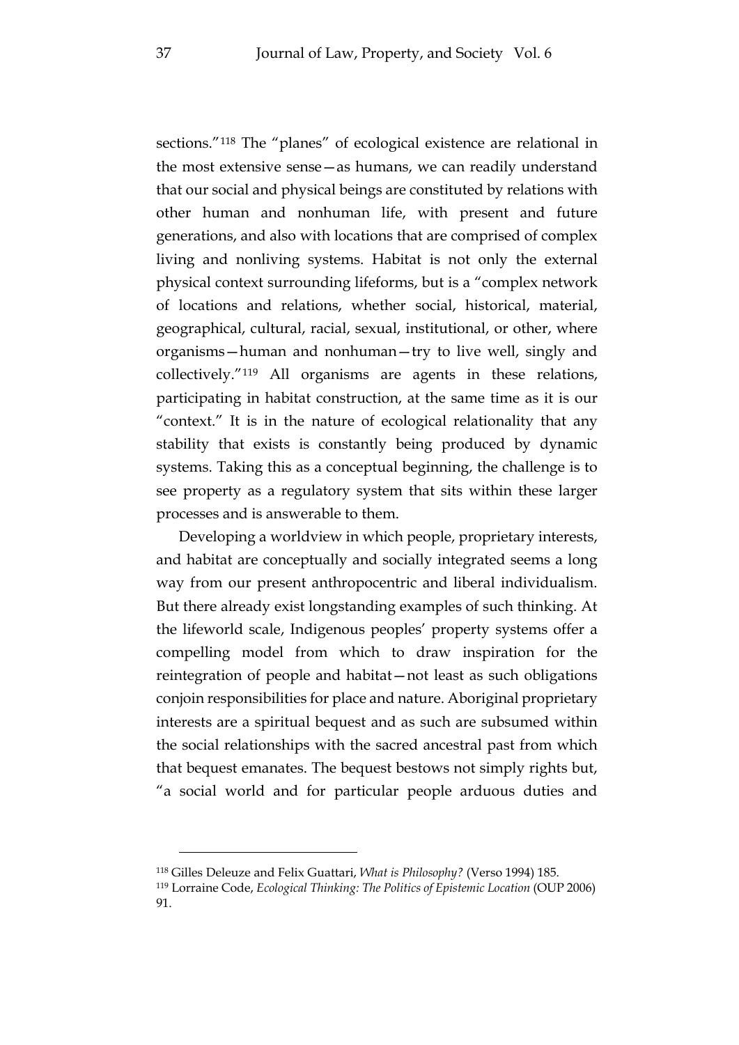sections."[118] The "planes" of ecological existence are relational in the most extensive sense—as humans, we can readily understand that our social and physical beings are constituted by relations with other human and nonhuman life, with present and future generations, and also with locations that are comprised of complex living and nonliving systems. Habitat is not only the external physical context surrounding lifeforms, but is a "complex network of locations and relations, whether social, historical, material, geographical, cultural, racial, sexual, institutional, or other, where organisms—human and nonhuman—try to live well, singly and collectively."[119] All organisms are agents in these relations, participating in habitat construction, at the same time as it is our "context." It is in the nature of ecological relationality that any stability that exists is constantly being produced by dynamic systems. Taking this as a conceptual beginning, the challenge is to see property as a regulatory system that sits within these larger processes and is answerable to them.

Developing a worldview in which people, proprietary interests, and habitat are conceptually and socially integrated seems a long way from our present anthropocentric and liberal individualism. But there already exist longstanding examples of such thinking. At the lifeworld scale, Indigenous peoples' property systems offer a compelling model from which to draw inspiration for the reintegration of people and habitat—not least as such obligations conjoin responsibilities for place and nature. Aboriginal proprietary interests are a spiritual bequest and as such are subsumed within the social relationships with the sacred ancestral past from which that bequest emanates. The bequest bestows not simply rights but, "a social world and for particular people arduous duties and

---

[118] Gilles Deleuze and Felix Guattari, *What is Philosophy?* (Verso 1994) 185.

[119] Lorraine Code, *Ecological Thinking: The Politics of Epistemic Location* (OUP 2006) 91.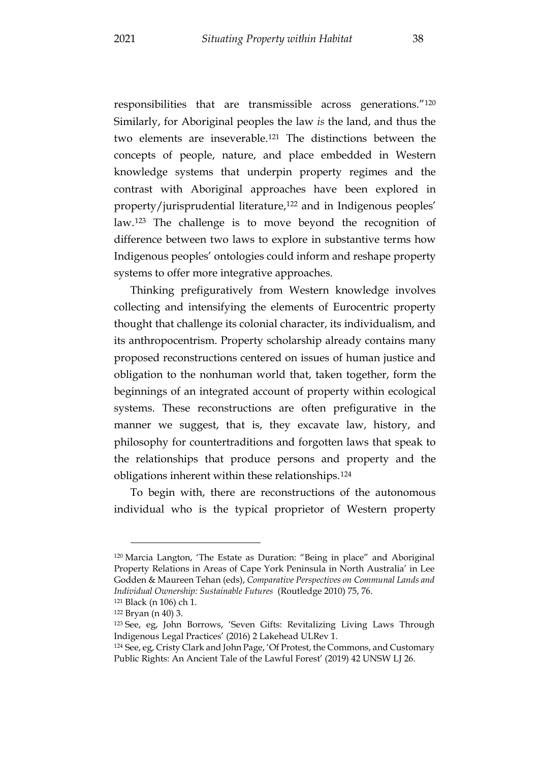responsibilities that are transmissible across generations."[120] Similarly, for Aboriginal peoples the law *is* the land, and thus the two elements are inseverable.[121] The distinctions between the concepts of people, nature, and place embedded in Western knowledge systems that underpin property regimes and the contrast with Aboriginal approaches have been explored in property/jurisprudential literature,[122] and in Indigenous peoples' law.[123] The challenge is to move beyond the recognition of difference between two laws to explore in substantive terms how Indigenous peoples' ontologies could inform and reshape property systems to offer more integrative approaches.

Thinking prefiguratively from Western knowledge involves collecting and intensifying the elements of Eurocentric property thought that challenge its colonial character, its individualism, and its anthropocentrism. Property scholarship already contains many proposed reconstructions centered on issues of human justice and obligation to the nonhuman world that, taken together, form the beginnings of an integrated account of property within ecological systems. These reconstructions are often prefigurative in the manner we suggest, that is, they excavate law, history, and philosophy for countertraditions and forgotten laws that speak to the relationships that produce persons and property and the obligations inherent within these relationships.[124]

To begin with, there are reconstructions of the autonomous individual who is the typical proprietor of Western property

---

[120] Marcia Langton, 'The Estate as Duration: "Being in place" and Aboriginal Property Relations in Areas of Cape York Peninsula in North Australia' in Lee Godden & Maureen Tehan (eds), *Comparative Perspectives on Communal Lands and Individual Ownership: Sustainable Futures* (Routledge 2010) 75, 76.

[121] Black (n 106) ch 1.

[122] Bryan (n 40) 3.

[123] See, eg, John Borrows, 'Seven Gifts: Revitalizing Living Laws Through Indigenous Legal Practices' (2016) 2 Lakehead ULRev 1.

[124] See, eg, Cristy Clark and John Page, 'Of Protest, the Commons, and Customary Public Rights: An Ancient Tale of the Lawful Forest' (2019) 42 UNSW LJ 26.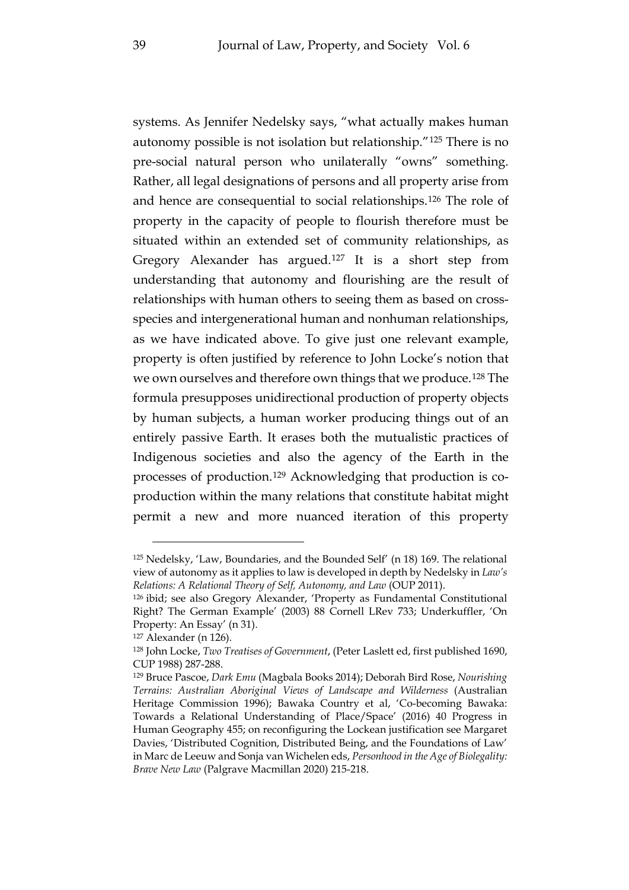systems. As Jennifer Nedelsky says, "what actually makes human autonomy possible is not isolation but relationship."[125] There is no pre-social natural person who unilaterally "owns" something. Rather, all legal designations of persons and all property arise from and hence are consequential to social relationships.[126] The role of property in the capacity of people to flourish therefore must be situated within an extended set of community relationships, as Gregory Alexander has argued.[127] It is a short step from understanding that autonomy and flourishing are the result of relationships with human others to seeing them as based on cross-species and intergenerational human and nonhuman relationships, as we have indicated above. To give just one relevant example, property is often justified by reference to John Locke's notion that we own ourselves and therefore own things that we produce.[128] The formula presupposes unidirectional production of property objects by human subjects, a human worker producing things out of an entirely passive Earth. It erases both the mutualistic practices of Indigenous societies and also the agency of the Earth in the processes of production.[129] Acknowledging that production is co-production within the many relations that constitute habitat might permit a new and more nuanced iteration of this property

---

[125] Nedelsky, 'Law, Boundaries, and the Bounded Self' (n 18) 169. The relational view of autonomy as it applies to law is developed in depth by Nedelsky in *Law's Relations: A Relational Theory of Self, Autonomy, and Law* (OUP 2011).

[126] ibid; see also Gregory Alexander, 'Property as Fundamental Constitutional Right? The German Example' (2003) 88 Cornell LRev 733; Underkuffler, 'On Property: An Essay' (n 31).

[127] Alexander (n 126).

[128] John Locke, *Two Treatises of Government*, (Peter Laslett ed, first published 1690, CUP 1988) 287-288.

[129] Bruce Pascoe, *Dark Emu* (Magbala Books 2014); Deborah Bird Rose, *Nourishing Terrains: Australian Aboriginal Views of Landscape and Wilderness* (Australian Heritage Commission 1996); Bawaka Country et al, 'Co-becoming Bawaka: Towards a Relational Understanding of Place/Space' (2016) 40 Progress in Human Geography 455; on reconfiguring the Lockean justification see Margaret Davies, 'Distributed Cognition, Distributed Being, and the Foundations of Law' in Marc de Leeuw and Sonja van Wichelen eds, *Personhood in the Age of Biolegality: Brave New Law* (Palgrave Macmillan 2020) 215-218.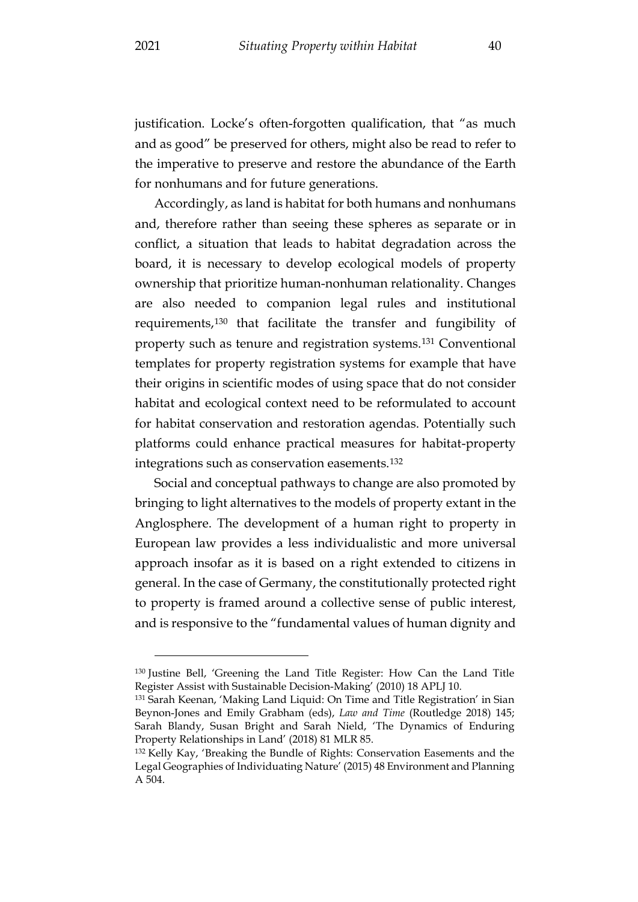justification. Locke's often-forgotten qualification, that "as much and as good" be preserved for others, might also be read to refer to the imperative to preserve and restore the abundance of the Earth for nonhumans and for future generations.

Accordingly, as land is habitat for both humans and nonhumans and, therefore rather than seeing these spheres as separate or in conflict, a situation that leads to habitat degradation across the board, it is necessary to develop ecological models of property ownership that prioritize human-nonhuman relationality. Changes are also needed to companion legal rules and institutional requirements,[130] that facilitate the transfer and fungibility of property such as tenure and registration systems.[131] Conventional templates for property registration systems for example that have their origins in scientific modes of using space that do not consider habitat and ecological context need to be reformulated to account for habitat conservation and restoration agendas. Potentially such platforms could enhance practical measures for habitat-property integrations such as conservation easements.[132]

Social and conceptual pathways to change are also promoted by bringing to light alternatives to the models of property extant in the Anglosphere. The development of a human right to property in European law provides a less individualistic and more universal approach insofar as it is based on a right extended to citizens in general. In the case of Germany, the constitutionally protected right to property is framed around a collective sense of public interest, and is responsive to the "fundamental values of human dignity and

---

[130] Justine Bell, 'Greening the Land Title Register: How Can the Land Title Register Assist with Sustainable Decision-Making' (2010) 18 APLJ 10.

[131] Sarah Keenan, 'Making Land Liquid: On Time and Title Registration' in Sian Beynon-Jones and Emily Grabham (eds), *Law and Time* (Routledge 2018) 145; Sarah Blandy, Susan Bright and Sarah Nield, 'The Dynamics of Enduring Property Relationships in Land' (2018) 81 MLR 85.

[132] Kelly Kay, 'Breaking the Bundle of Rights: Conservation Easements and the Legal Geographies of Individuating Nature' (2015) 48 Environment and Planning A 504.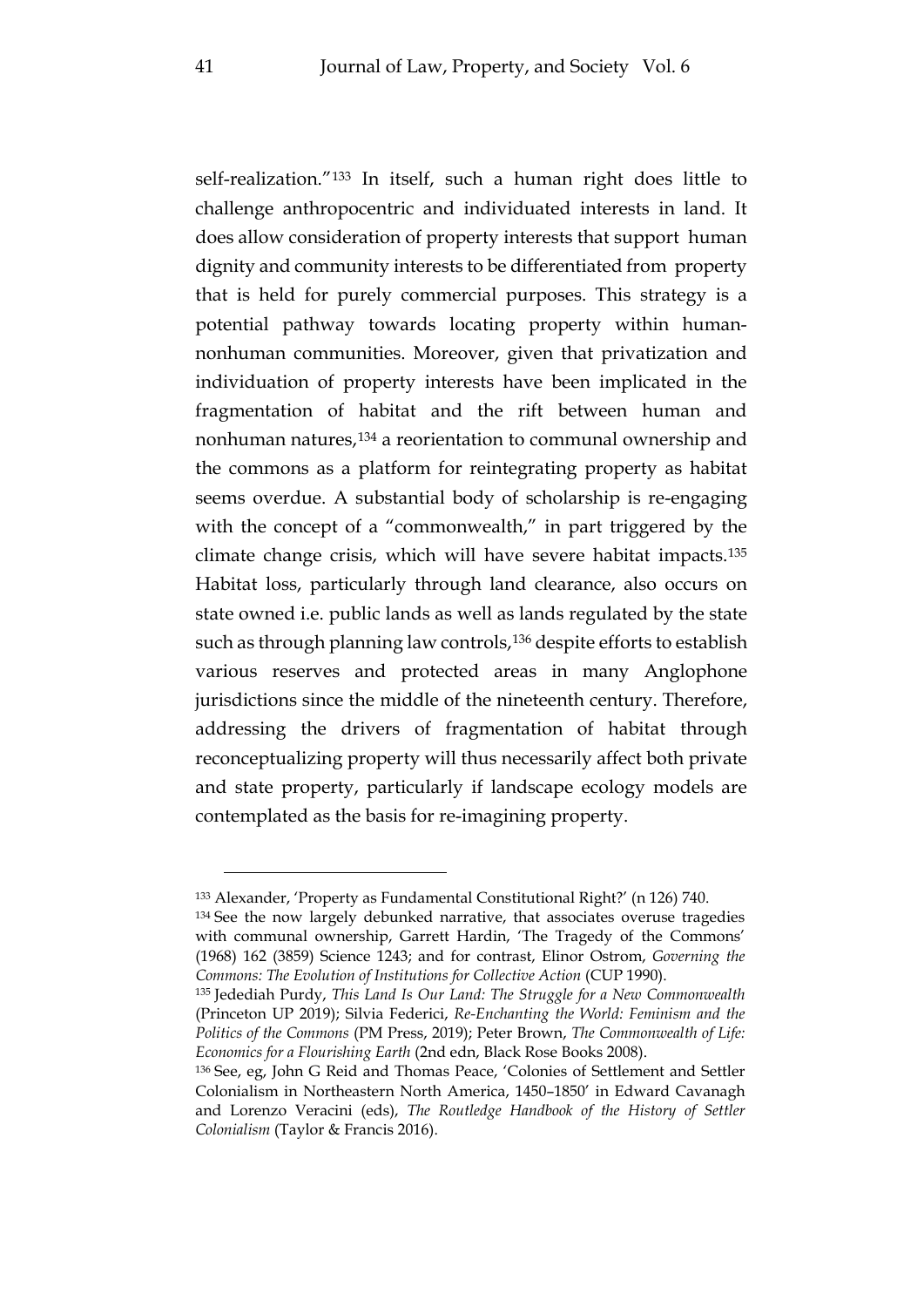self-realization."[133] In itself, such a human right does little to challenge anthropocentric and individuated interests in land. It does allow consideration of property interests that support human dignity and community interests to be differentiated from property that is held for purely commercial purposes. This strategy is a potential pathway towards locating property within human-nonhuman communities. Moreover, given that privatization and individuation of property interests have been implicated in the fragmentation of habitat and the rift between human and nonhuman natures,[134] a reorientation to communal ownership and the commons as a platform for reintegrating property as habitat seems overdue. A substantial body of scholarship is re-engaging with the concept of a "commonwealth," in part triggered by the climate change crisis, which will have severe habitat impacts.[135] Habitat loss, particularly through land clearance, also occurs on state owned i.e. public lands as well as lands regulated by the state such as through planning law controls,[136] despite efforts to establish various reserves and protected areas in many Anglophone jurisdictions since the middle of the nineteenth century. Therefore, addressing the drivers of fragmentation of habitat through reconceptualizing property will thus necessarily affect both private and state property, particularly if landscape ecology models are contemplated as the basis for re-imagining property.

---

[133] Alexander, 'Property as Fundamental Constitutional Right?' (n 126) 740.

[134] See the now largely debunked narrative, that associates overuse tragedies with communal ownership, Garrett Hardin, 'The Tragedy of the Commons' (1968) 162 (3859) Science 1243; and for contrast, Elinor Ostrom, *Governing the Commons: The Evolution of Institutions for Collective Action* (CUP 1990).

[135] Jedediah Purdy, *This Land Is Our Land: The Struggle for a New Commonwealth* (Princeton UP 2019); Silvia Federici, *Re-Enchanting the World: Feminism and the Politics of the Commons* (PM Press, 2019); Peter Brown, *The Commonwealth of Life: Economics for a Flourishing Earth* (2nd edn, Black Rose Books 2008).

[136] See, eg, John G Reid and Thomas Peace, 'Colonies of Settlement and Settler Colonialism in Northeastern North America, 1450–1850' in Edward Cavanagh and Lorenzo Veracini (eds), *The Routledge Handbook of the History of Settler Colonialism* (Taylor & Francis 2016).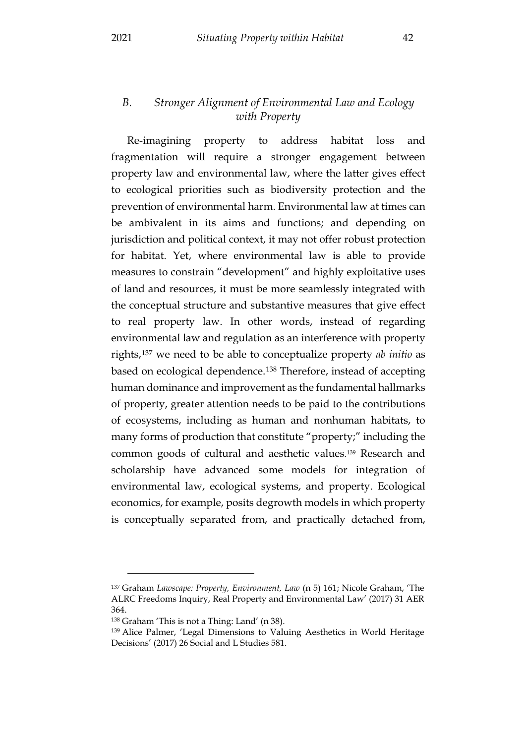### *B. Stronger Alignment of Environmental Law and Ecology with Property*

Re-imagining property to address habitat loss and fragmentation will require a stronger engagement between property law and environmental law, where the latter gives effect to ecological priorities such as biodiversity protection and the prevention of environmental harm. Environmental law at times can be ambivalent in its aims and functions; and depending on jurisdiction and political context, it may not offer robust protection for habitat. Yet, where environmental law is able to provide measures to constrain "development" and highly exploitative uses of land and resources, it must be more seamlessly integrated with the conceptual structure and substantive measures that give effect to real property law. In other words, instead of regarding environmental law and regulation as an interference with property rights,[137] we need to be able to conceptualize property *ab initio* as based on ecological dependence.[138] Therefore, instead of accepting human dominance and improvement as the fundamental hallmarks of property, greater attention needs to be paid to the contributions of ecosystems, including as human and nonhuman habitats, to many forms of production that constitute "property;" including the common goods of cultural and aesthetic values.[139] Research and scholarship have advanced some models for integration of environmental law, ecological systems, and property. Ecological economics, for example, posits degrowth models in which property is conceptually separated from, and practically detached from,

---

[137] Graham *Lawscape: Property, Environment, Law* (n 5) 161; Nicole Graham, 'The ALRC Freedoms Inquiry, Real Property and Environmental Law' (2017) 31 AER 364.

[138] Graham 'This is not a Thing: Land' (n 38).

[139] Alice Palmer, 'Legal Dimensions to Valuing Aesthetics in World Heritage Decisions' (2017) 26 Social and L Studies 581.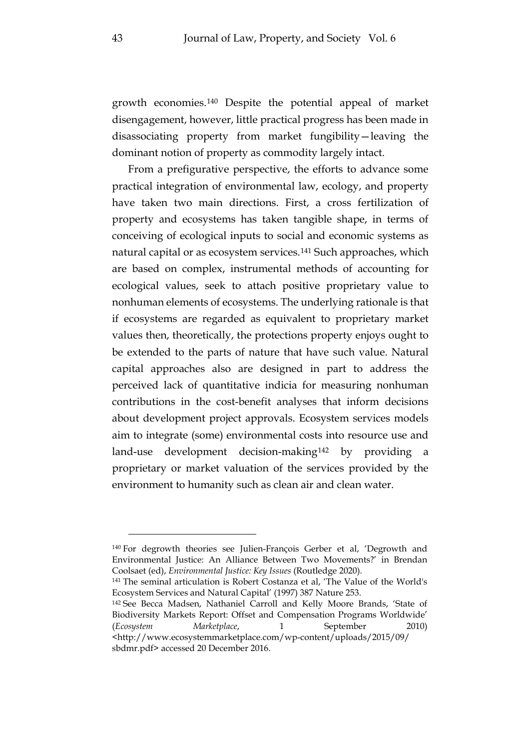growth economies.[140] Despite the potential appeal of market disengagement, however, little practical progress has been made in disassociating property from market fungibility—leaving the dominant notion of property as commodity largely intact.

From a prefigurative perspective, the efforts to advance some practical integration of environmental law, ecology, and property have taken two main directions. First, a cross fertilization of property and ecosystems has taken tangible shape, in terms of conceiving of ecological inputs to social and economic systems as natural capital or as ecosystem services.[141] Such approaches, which are based on complex, instrumental methods of accounting for ecological values, seek to attach positive proprietary value to nonhuman elements of ecosystems. The underlying rationale is that if ecosystems are regarded as equivalent to proprietary market values then, theoretically, the protections property enjoys ought to be extended to the parts of nature that have such value. Natural capital approaches also are designed in part to address the perceived lack of quantitative indicia for measuring nonhuman contributions in the cost-benefit analyses that inform decisions about development project approvals. Ecosystem services models aim to integrate (some) environmental costs into resource use and land-use development decision-making[142] by providing a proprietary or market valuation of the services provided by the environment to humanity such as clean air and clean water.

---

[140] For degrowth theories see Julien-François Gerber et al, 'Degrowth and Environmental Justice: An Alliance Between Two Movements?' in Brendan Coolsaet (ed), *Environmental Justice: Key Issues* (Routledge 2020).

[141] The seminal articulation is Robert Costanza et al, 'The Value of the World's Ecosystem Services and Natural Capital' (1997) 387 Nature 253.

[142] See Becca Madsen, Nathaniel Carroll and Kelly Moore Brands, 'State of Biodiversity Markets Report: Offset and Compensation Programs Worldwide' (*Ecosystem Marketplace*, 1 September 2010) <http://www.ecosystemmarketplace.com/wp-content/uploads/2015/09/sbdmr.pdf> accessed 20 December 2016.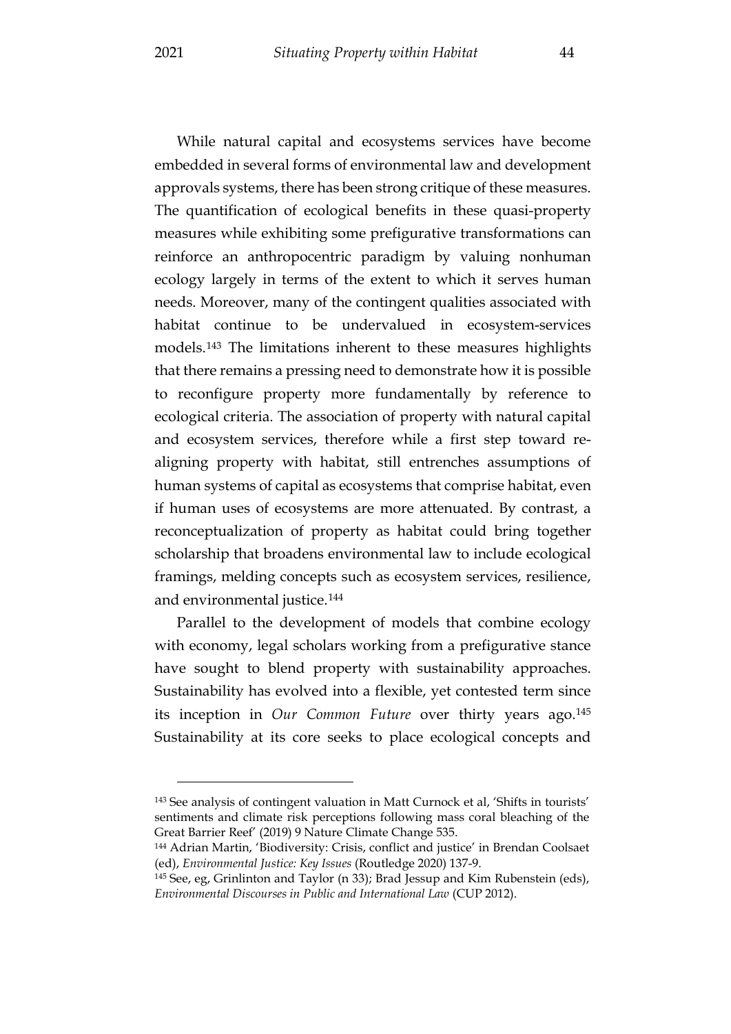While natural capital and ecosystems services have become embedded in several forms of environmental law and development approvals systems, there has been strong critique of these measures. The quantification of ecological benefits in these quasi-property measures while exhibiting some prefigurative transformations can reinforce an anthropocentric paradigm by valuing nonhuman ecology largely in terms of the extent to which it serves human needs. Moreover, many of the contingent qualities associated with habitat continue to be undervalued in ecosystem-services models.[143] The limitations inherent to these measures highlights that there remains a pressing need to demonstrate how it is possible to reconfigure property more fundamentally by reference to ecological criteria. The association of property with natural capital and ecosystem services, therefore while a first step toward re-aligning property with habitat, still entrenches assumptions of human systems of capital as ecosystems that comprise habitat, even if human uses of ecosystems are more attenuated. By contrast, a reconceptualization of property as habitat could bring together scholarship that broadens environmental law to include ecological framings, melding concepts such as ecosystem services, resilience, and environmental justice.[144]

Parallel to the development of models that combine ecology with economy, legal scholars working from a prefigurative stance have sought to blend property with sustainability approaches. Sustainability has evolved into a flexible, yet contested term since its inception in *Our Common Future* over thirty years ago.[145] Sustainability at its core seeks to place ecological concepts and

---

[143] See analysis of contingent valuation in Matt Curnock et al, 'Shifts in tourists' sentiments and climate risk perceptions following mass coral bleaching of the Great Barrier Reef' (2019) 9 Nature Climate Change 535.

[144] Adrian Martin, 'Biodiversity: Crisis, conflict and justice' in Brendan Coolsaet (ed), *Environmental Justice: Key Issues* (Routledge 2020) 137-9.

[145] See, eg, Grinlinton and Taylor (n 33); Brad Jessup and Kim Rubenstein (eds), *Environmental Discourses in Public and International Law* (CUP 2012).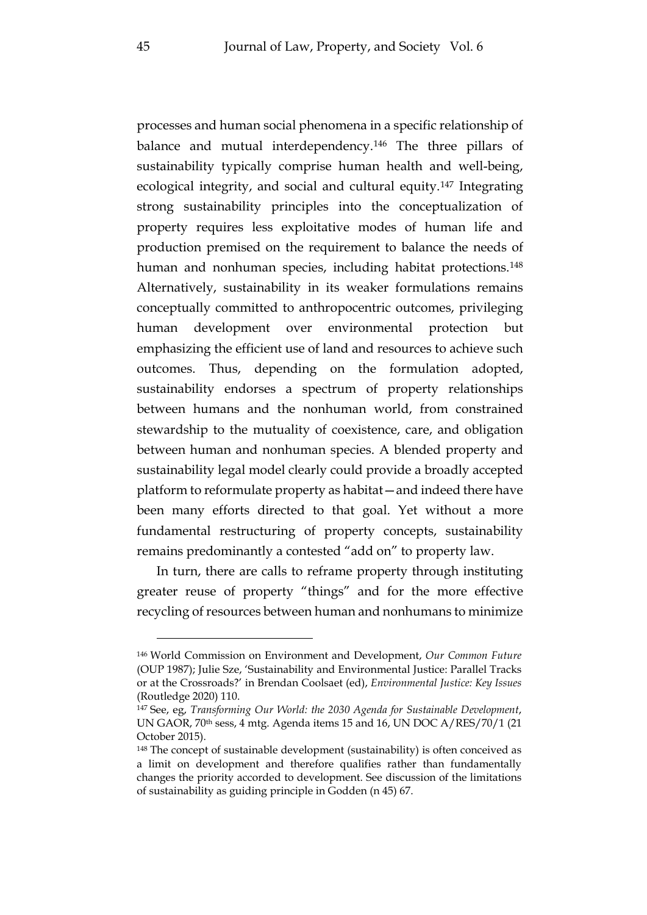processes and human social phenomena in a specific relationship of balance and mutual interdependency.[146] The three pillars of sustainability typically comprise human health and well-being, ecological integrity, and social and cultural equity.[147] Integrating strong sustainability principles into the conceptualization of property requires less exploitative modes of human life and production premised on the requirement to balance the needs of human and nonhuman species, including habitat protections.[148] Alternatively, sustainability in its weaker formulations remains conceptually committed to anthropocentric outcomes, privileging human development over environmental protection but emphasizing the efficient use of land and resources to achieve such outcomes. Thus, depending on the formulation adopted, sustainability endorses a spectrum of property relationships between humans and the nonhuman world, from constrained stewardship to the mutuality of coexistence, care, and obligation between human and nonhuman species. A blended property and sustainability legal model clearly could provide a broadly accepted platform to reformulate property as habitat—and indeed there have been many efforts directed to that goal. Yet without a more fundamental restructuring of property concepts, sustainability remains predominantly a contested "add on" to property law.

In turn, there are calls to reframe property through instituting greater reuse of property "things" and for the more effective recycling of resources between human and nonhumans to minimize

---

[146] World Commission on Environment and Development, *Our Common Future* (OUP 1987); Julie Sze, 'Sustainability and Environmental Justice: Parallel Tracks or at the Crossroads?' in Brendan Coolsaet (ed), *Environmental Justice: Key Issues* (Routledge 2020) 110.

[147] See, eg, *Transforming Our World: the 2030 Agenda for Sustainable Development*, UN GAOR, 70th sess, 4 mtg. Agenda items 15 and 16, UN DOC A/RES/70/1 (21 October 2015).

[148] The concept of sustainable development (sustainability) is often conceived as a limit on development and therefore qualifies rather than fundamentally changes the priority accorded to development. See discussion of the limitations of sustainability as guiding principle in Godden (n 45) 67.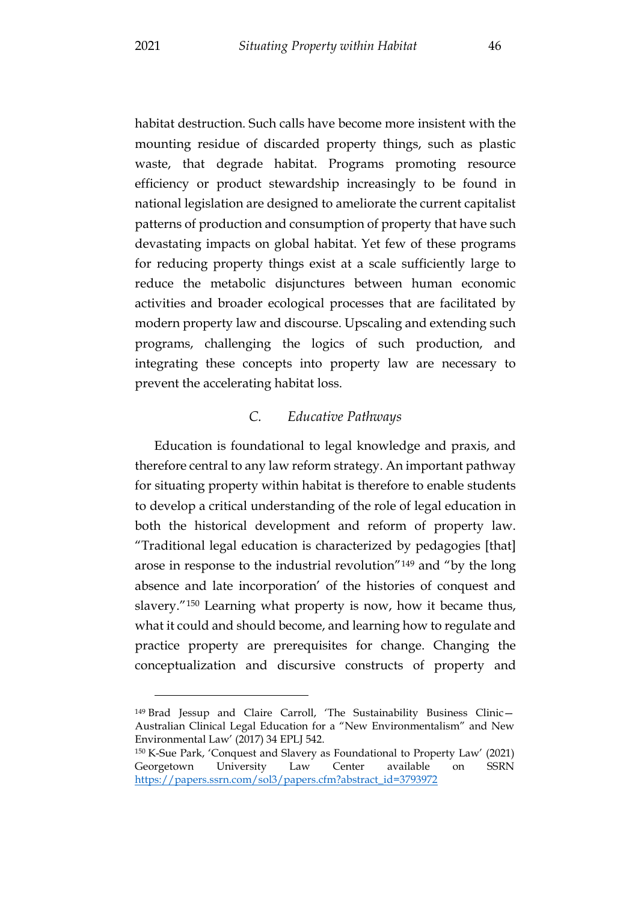habitat destruction. Such calls have become more insistent with the mounting residue of discarded property things, such as plastic waste, that degrade habitat. Programs promoting resource efficiency or product stewardship increasingly to be found in national legislation are designed to ameliorate the current capitalist patterns of production and consumption of property that have such devastating impacts on global habitat. Yet few of these programs for reducing property things exist at a scale sufficiently large to reduce the metabolic disjunctures between human economic activities and broader ecological processes that are facilitated by modern property law and discourse. Upscaling and extending such programs, challenging the logics of such production, and integrating these concepts into property law are necessary to prevent the accelerating habitat loss.

### C. *Educative Pathways*

Education is foundational to legal knowledge and praxis, and therefore central to any law reform strategy. An important pathway for situating property within habitat is therefore to enable students to develop a critical understanding of the role of legal education in both the historical development and reform of property law. "Traditional legal education is characterized by pedagogies [that] arose in response to the industrial revolution"[149] and "by the long absence and late incorporation' of the histories of conquest and slavery."[150] Learning what property is now, how it became thus, what it could and should become, and learning how to regulate and practice property are prerequisites for change. Changing the conceptualization and discursive constructs of property and

---

[149] Brad Jessup and Claire Carroll, 'The Sustainability Business Clinic—Australian Clinical Legal Education for a "New Environmentalism" and New Environmental Law' (2017) 34 EPLJ 542.

[150] K-Sue Park, 'Conquest and Slavery as Foundational to Property Law' (2021) Georgetown University Law Center available on SSRN https://papers.ssrn.com/sol3/papers.cfm?abstract_id=3793972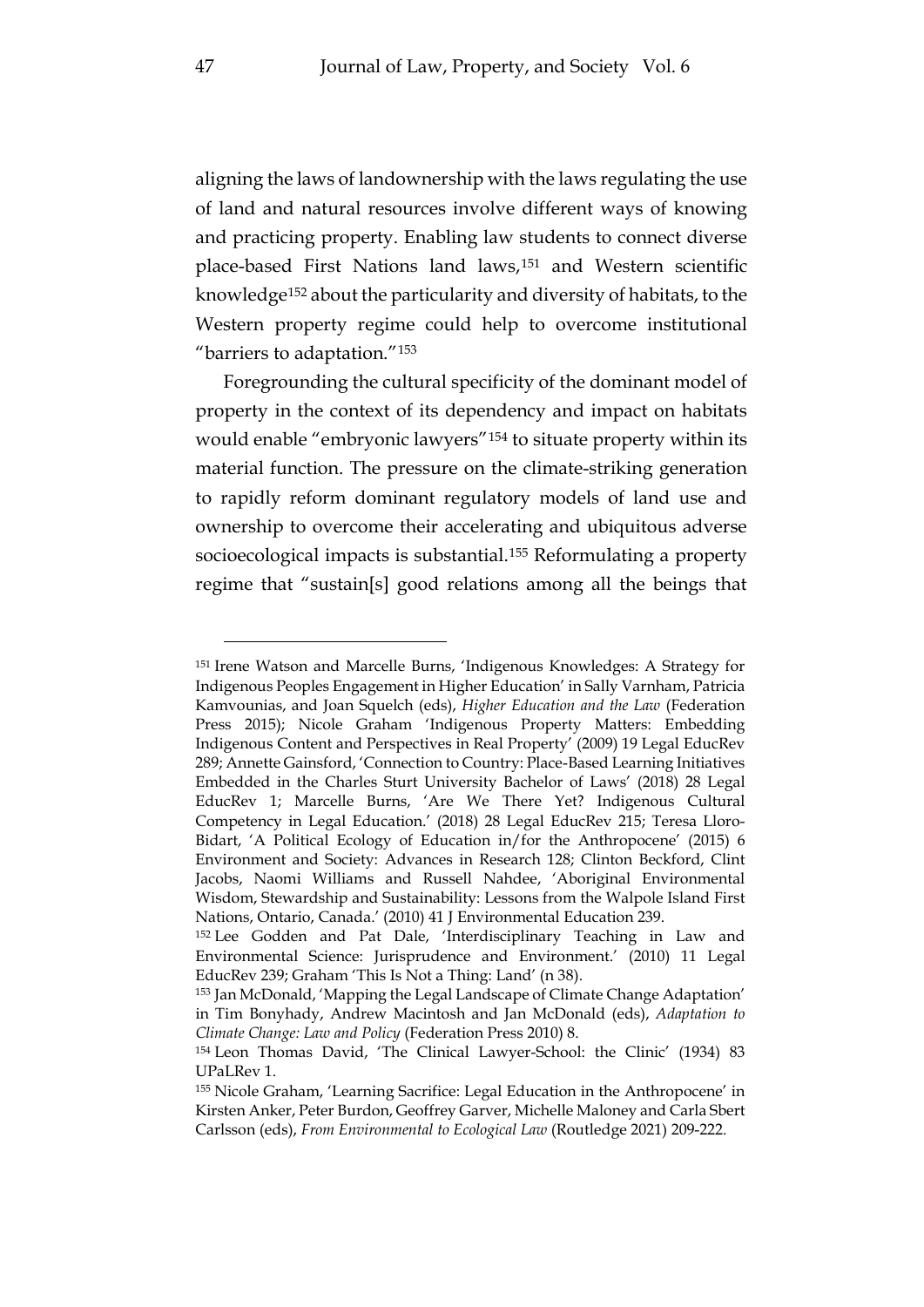aligning the laws of landownership with the laws regulating the use of land and natural resources involve different ways of knowing and practicing property. Enabling law students to connect diverse place-based First Nations land laws,[151] and Western scientific knowledge[152] about the particularity and diversity of habitats, to the Western property regime could help to overcome institutional "barriers to adaptation."[153]

Foregrounding the cultural specificity of the dominant model of property in the context of its dependency and impact on habitats would enable "embryonic lawyers"[154] to situate property within its material function. The pressure on the climate-striking generation to rapidly reform dominant regulatory models of land use and ownership to overcome their accelerating and ubiquitous adverse socioecological impacts is substantial.[155] Reformulating a property regime that "sustain[s] good relations among all the beings that

---

[151] Irene Watson and Marcelle Burns, 'Indigenous Knowledges: A Strategy for Indigenous Peoples Engagement in Higher Education' in Sally Varnham, Patricia Kamvounias, and Joan Squelch (eds), *Higher Education and the Law* (Federation Press 2015); Nicole Graham 'Indigenous Property Matters: Embedding Indigenous Content and Perspectives in Real Property' (2009) 19 Legal EducRev 289; Annette Gainsford, 'Connection to Country: Place-Based Learning Initiatives Embedded in the Charles Sturt University Bachelor of Laws' (2018) 28 Legal EducRev 1; Marcelle Burns, 'Are We There Yet? Indigenous Cultural Competency in Legal Education.' (2018) 28 Legal EducRev 215; Teresa Lloro-Bidart, 'A Political Ecology of Education in/for the Anthropocene' (2015) 6 Environment and Society: Advances in Research 128; Clinton Beckford, Clint Jacobs, Naomi Williams and Russell Nahdee, 'Aboriginal Environmental Wisdom, Stewardship and Sustainability: Lessons from the Walpole Island First Nations, Ontario, Canada.' (2010) 41 J Environmental Education 239.

[152] Lee Godden and Pat Dale, 'Interdisciplinary Teaching in Law and Environmental Science: Jurisprudence and Environment.' (2010) 11 Legal EducRev 239; Graham 'This Is Not a Thing: Land' (n 38).

[153] Jan McDonald, 'Mapping the Legal Landscape of Climate Change Adaptation' in Tim Bonyhady, Andrew Macintosh and Jan McDonald (eds), *Adaptation to Climate Change: Law and Policy* (Federation Press 2010) 8.

[154] Leon Thomas David, 'The Clinical Lawyer-School: the Clinic' (1934) 83 UPaLRev 1.

[155] Nicole Graham, 'Learning Sacrifice: Legal Education in the Anthropocene' in Kirsten Anker, Peter Burdon, Geoffrey Garver, Michelle Maloney and Carla Sbert Carlsson (eds), *From Environmental to Ecological Law* (Routledge 2021) 209-222.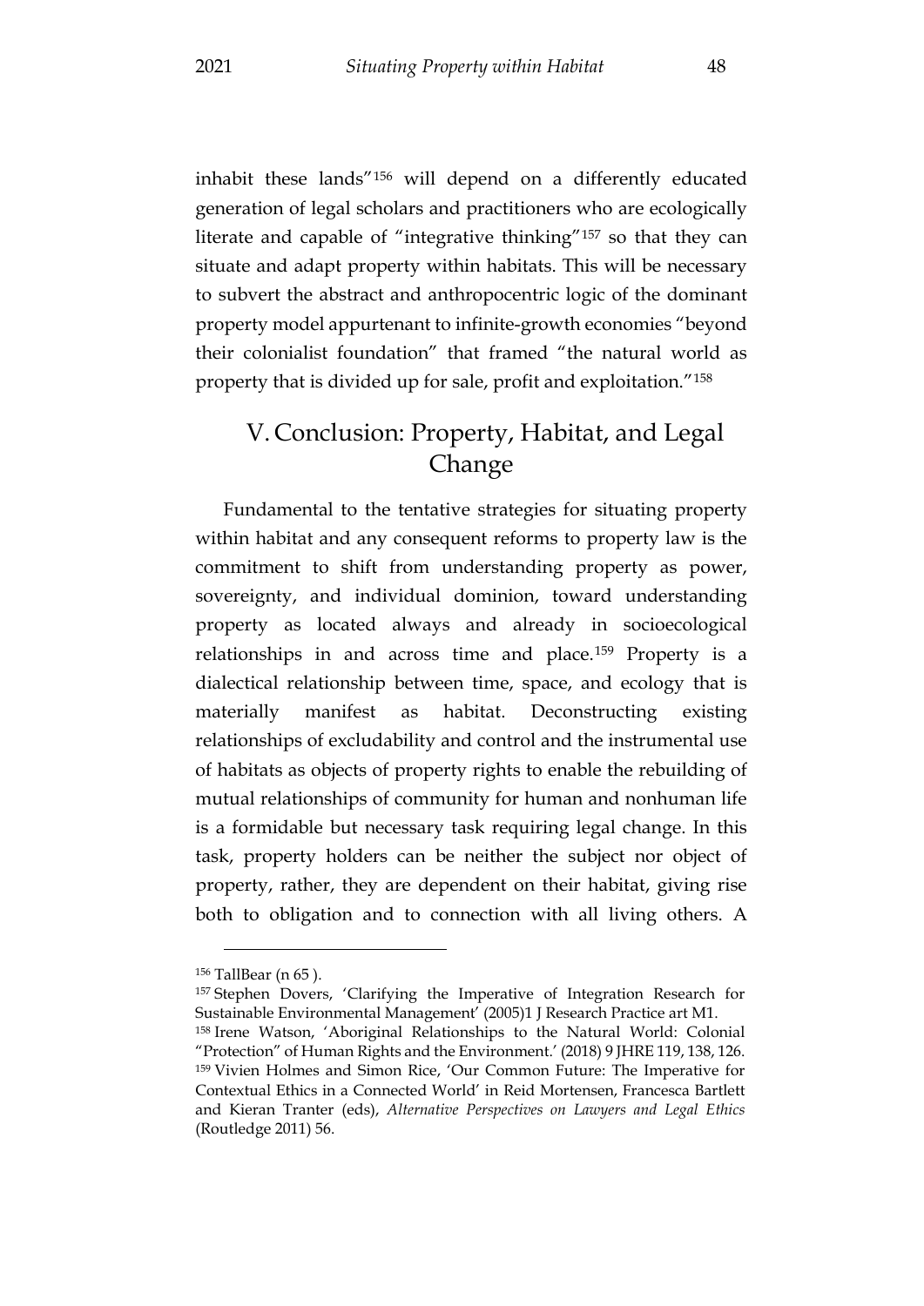inhabit these lands"[156] will depend on a differently educated generation of legal scholars and practitioners who are ecologically literate and capable of "integrative thinking"[157] so that they can situate and adapt property within habitats. This will be necessary to subvert the abstract and anthropocentric logic of the dominant property model appurtenant to infinite-growth economies "beyond their colonialist foundation" that framed "the natural world as property that is divided up for sale, profit and exploitation."[158]

## V. Conclusion: Property, Habitat, and Legal Change

Fundamental to the tentative strategies for situating property within habitat and any consequent reforms to property law is the commitment to shift from understanding property as power, sovereignty, and individual dominion, toward understanding property as located always and already in socioecological relationships in and across time and place.[159] Property is a dialectical relationship between time, space, and ecology that is materially manifest as habitat. Deconstructing existing relationships of excludability and control and the instrumental use of habitats as objects of property rights to enable the rebuilding of mutual relationships of community for human and nonhuman life is a formidable but necessary task requiring legal change. In this task, property holders can be neither the subject nor object of property, rather, they are dependent on their habitat, giving rise both to obligation and to connection with all living others. A

---

[156] TallBear (n 65 ).

[157] Stephen Dovers, 'Clarifying the Imperative of Integration Research for Sustainable Environmental Management' (2005)1 J Research Practice art M1.

[158] Irene Watson, 'Aboriginal Relationships to the Natural World: Colonial "Protection" of Human Rights and the Environment.' (2018) 9 JHRE 119, 138, 126.

[159] Vivien Holmes and Simon Rice, 'Our Common Future: The Imperative for Contextual Ethics in a Connected World' in Reid Mortensen, Francesca Bartlett and Kieran Tranter (eds), *Alternative Perspectives on Lawyers and Legal Ethics* (Routledge 2011) 56.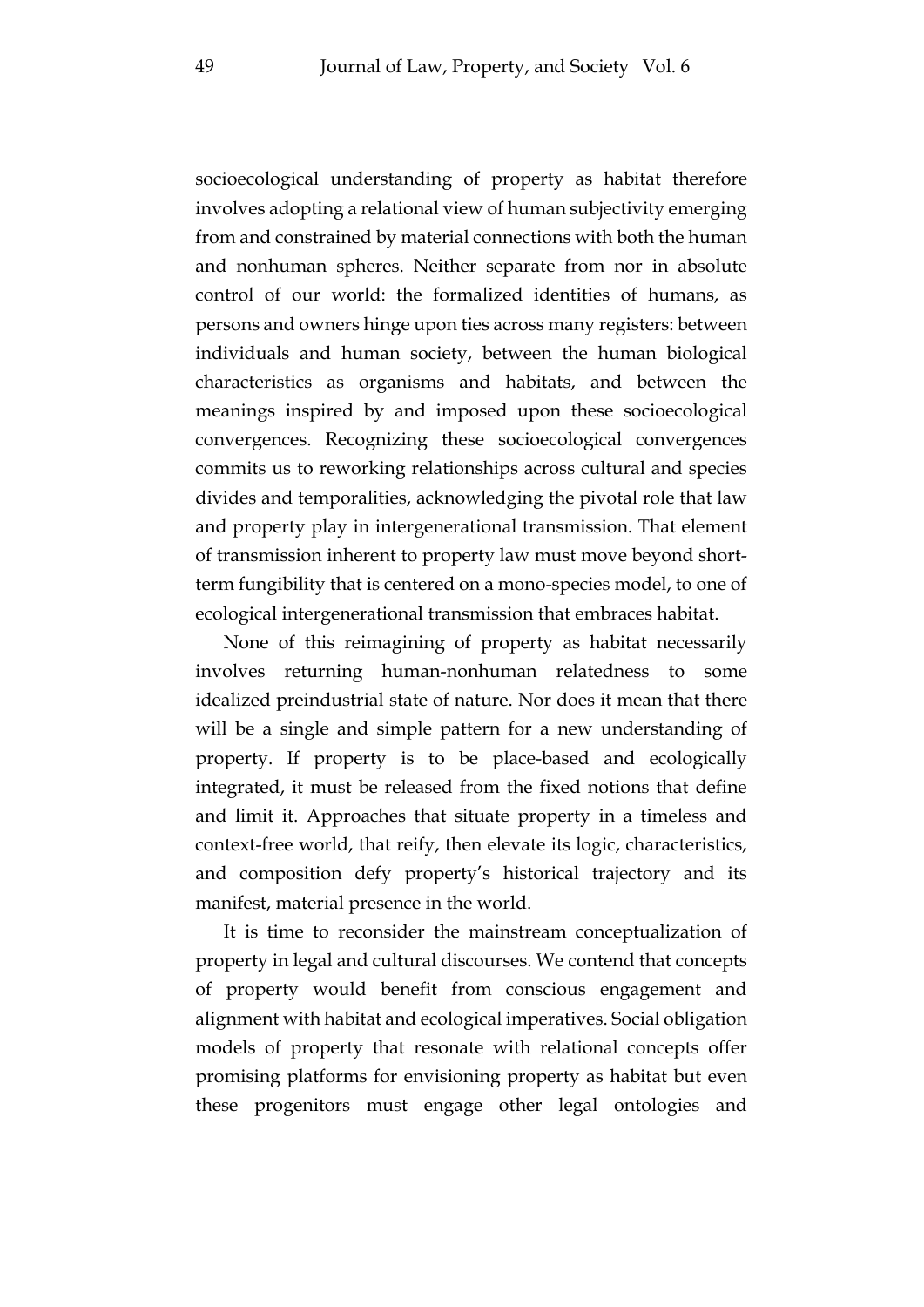socioecological understanding of property as habitat therefore involves adopting a relational view of human subjectivity emerging from and constrained by material connections with both the human and nonhuman spheres. Neither separate from nor in absolute control of our world: the formalized identities of humans, as persons and owners hinge upon ties across many registers: between individuals and human society, between the human biological characteristics as organisms and habitats, and between the meanings inspired by and imposed upon these socioecological convergences. Recognizing these socioecological convergences commits us to reworking relationships across cultural and species divides and temporalities, acknowledging the pivotal role that law and property play in intergenerational transmission. That element of transmission inherent to property law must move beyond short-term fungibility that is centered on a mono-species model, to one of ecological intergenerational transmission that embraces habitat.

None of this reimagining of property as habitat necessarily involves returning human-nonhuman relatedness to some idealized preindustrial state of nature. Nor does it mean that there will be a single and simple pattern for a new understanding of property. If property is to be place-based and ecologically integrated, it must be released from the fixed notions that define and limit it. Approaches that situate property in a timeless and context-free world, that reify, then elevate its logic, characteristics, and composition defy property's historical trajectory and its manifest, material presence in the world.

It is time to reconsider the mainstream conceptualization of property in legal and cultural discourses. We contend that concepts of property would benefit from conscious engagement and alignment with habitat and ecological imperatives. Social obligation models of property that resonate with relational concepts offer promising platforms for envisioning property as habitat but even these progenitors must engage other legal ontologies and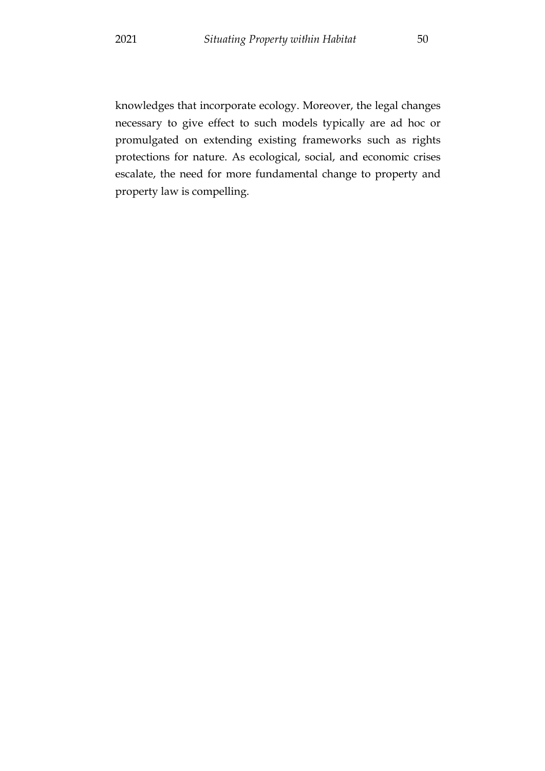knowledges that incorporate ecology. Moreover, the legal changes necessary to give effect to such models typically are ad hoc or promulgated on extending existing frameworks such as rights protections for nature. As ecological, social, and economic crises escalate, the need for more fundamental change to property and property law is compelling.